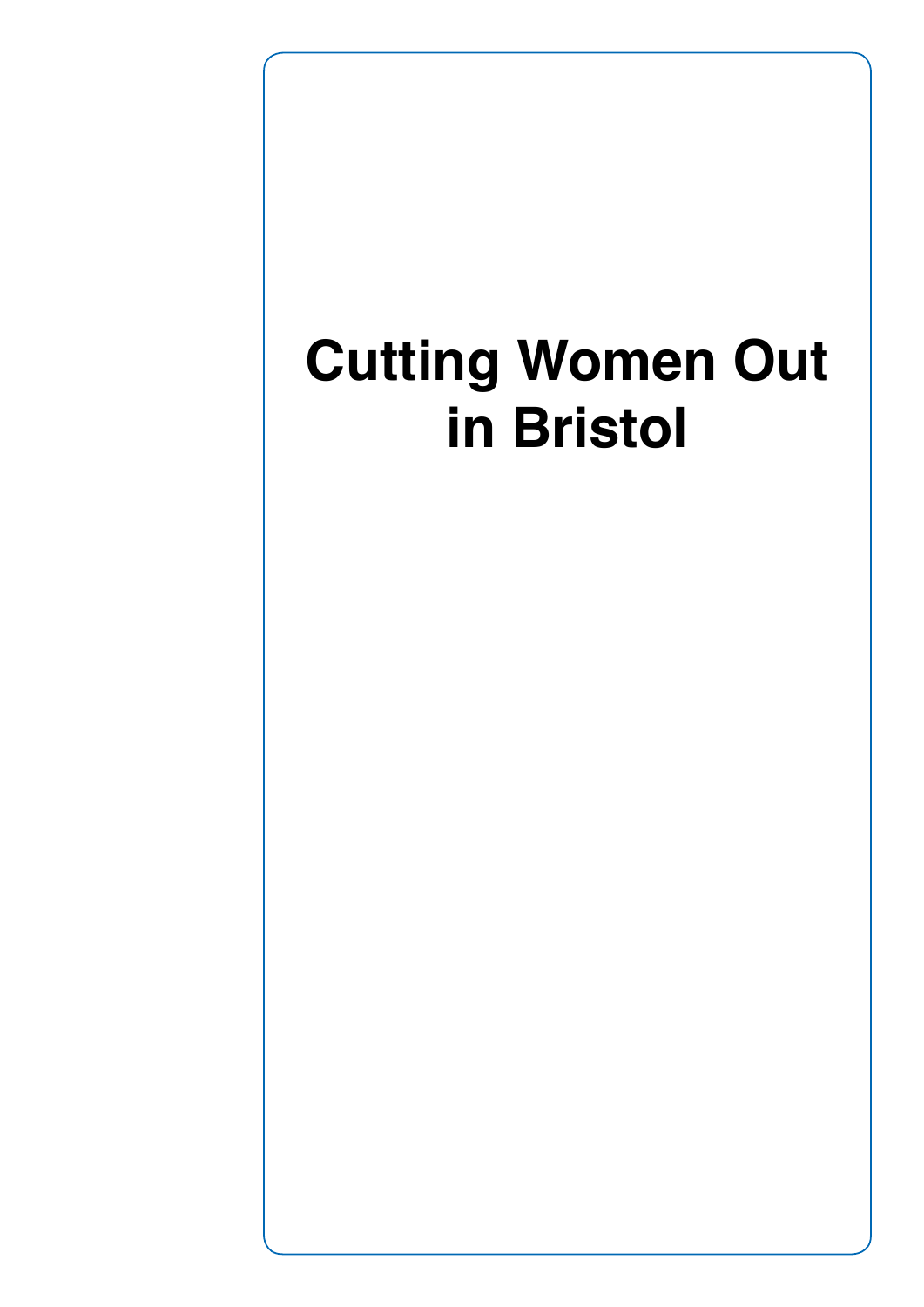# Cutting Women Out in Bristol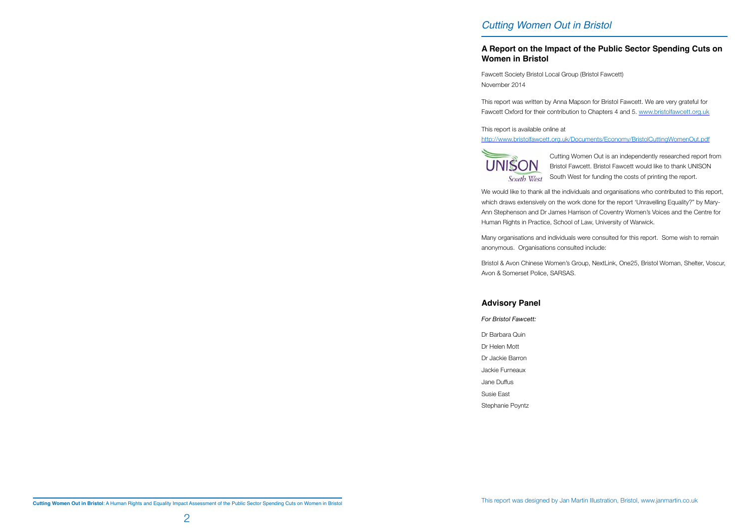*Cutting Women Out in Bristol*

## A Report on the Impact of the Public Sector Spending Cuts on Women in Bristol

Fawcett Society Bristol Local Group (Bristol Fawcett)
November 2014

This report was written by Anna Mapson for Bristol Fawcett. We are very grateful for Fawcett Oxford for their contribution to Chapters 4 and 5. www.bristolfawcett.org.uk

This report is available online at
http://www.bristolfawcett.org.uk/Documents/Economy/BristolCuttingWomenOut.pdf

Cutting Women Out is an independently researched report from Bristol Fawcett. Bristol Fawcett would like to thank UNISON South West for funding the costs of printing the report.

We would like to thank all the individuals and organisations who contributed to this report, which draws extensively on the work done for the report 'Unravelling Equality?" by Mary-Ann Stephenson and Dr James Harrison of Coventry Women's Voices and the Centre for Human Rights in Practice, School of Law, University of Warwick.

Many organisations and individuals were consulted for this report. Some wish to remain anonymous. Organisations consulted include:

Bristol & Avon Chinese Women's Group, NextLink, One25, Bristol Woman, Shelter, Voscur, Avon & Somerset Police, SARSAS.

## Advisory Panel

*For Bristol Fawcett:*

Dr Barbara Quin
Dr Helen Mott
Dr Jackie Barron
Jackie Furneaux
Jane Duffus
Susie East
Stephanie Poyntz

This report was designed by Jan Martin Illustration, Bristol, www.janmartin.co.uk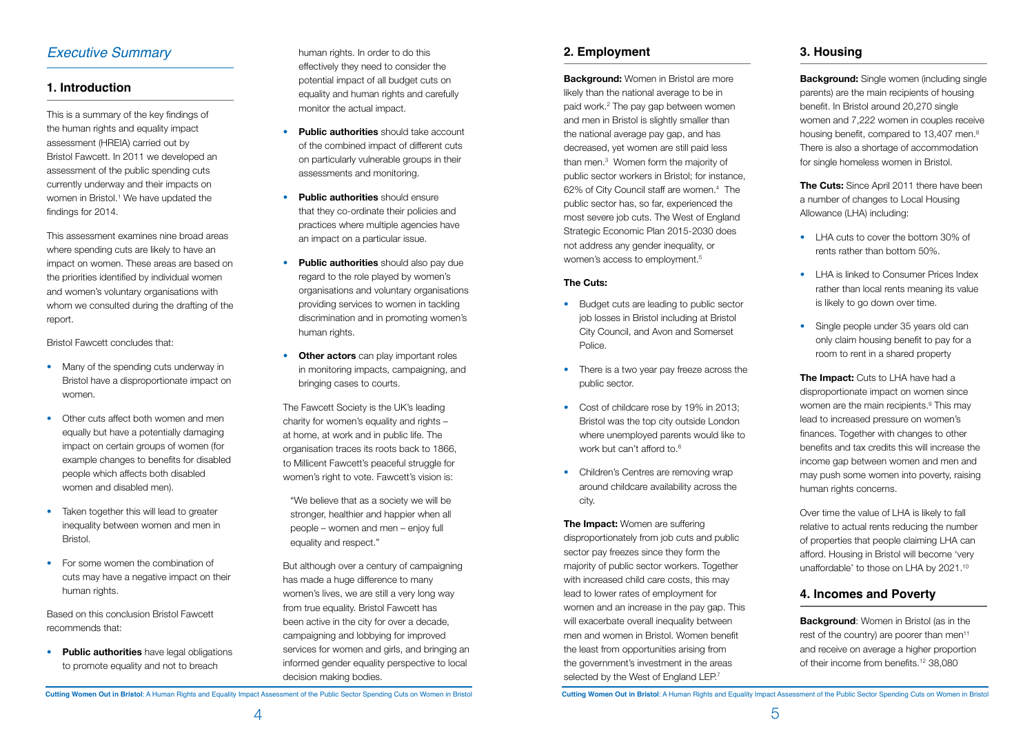## *Executive Summary*

### 1. Introduction

This is a summary of the key findings of the human rights and equality impact assessment (HREIA) carried out by Bristol Fawcett. In 2011 we developed an assessment of the public spending cuts currently underway and their impacts on women in Bristol.[1] We have updated the findings for 2014.

This assessment examines nine broad areas where spending cuts are likely to have an impact on women. These areas are based on the priorities identified by individual women and women's voluntary organisations with whom we consulted during the drafting of the report.

Bristol Fawcett concludes that:

- Many of the spending cuts underway in Bristol have a disproportionate impact on women.
- Other cuts affect both women and men equally but have a potentially damaging impact on certain groups of women (for example changes to benefits for disabled people which affects both disabled women and disabled men).
- Taken together this will lead to greater inequality between women and men in Bristol.
- For some women the combination of cuts may have a negative impact on their human rights.

Based on this conclusion Bristol Fawcett recommends that:

- **Public authorities** have legal obligations to promote equality and not to breach human rights. In order to do this effectively they need to consider the potential impact of all budget cuts on equality and human rights and carefully monitor the actual impact.
- **Public authorities** should take account of the combined impact of different cuts on particularly vulnerable groups in their assessments and monitoring.
- **Public authorities** should ensure that they co-ordinate their policies and practices where multiple agencies have an impact on a particular issue.
- **Public authorities** should also pay due regard to the role played by women's organisations and voluntary organisations providing services to women in tackling discrimination and in promoting women's human rights.
- **Other actors** can play important roles in monitoring impacts, campaigning, and bringing cases to courts.

The Fawcett Society is the UK's leading charity for women's equality and rights – at home, at work and in public life. The organisation traces its roots back to 1866, to Millicent Fawcett's peaceful struggle for women's right to vote. Fawcett's vision is:

> "We believe that as a society we will be stronger, healthier and happier when all people – women and men – enjoy full equality and respect."

But although over a century of campaigning has made a huge difference to many women's lives, we are still a very long way from true equality. Bristol Fawcett has been active in the city for over a decade, campaigning and lobbying for improved services for women and girls, and bringing an informed gender equality perspective to local decision making bodies.

### 2. Employment

**Background:** Women in Bristol are more likely than the national average to be in paid work.[2] The pay gap between women and men in Bristol is slightly smaller than the national average pay gap, and has decreased, yet women are still paid less than men.[3] Women form the majority of public sector workers in Bristol; for instance, 62% of City Council staff are women.[4] The public sector has, so far, experienced the most severe job cuts. The West of England Strategic Economic Plan 2015-2030 does not address any gender inequality, or women's access to employment.[5]

**The Cuts:**

- Budget cuts are leading to public sector job losses in Bristol including at Bristol City Council, and Avon and Somerset Police.
- There is a two year pay freeze across the public sector.
- Cost of childcare rose by 19% in 2013; Bristol was the top city outside London where unemployed parents would like to work but can't afford to.[6]
- Children's Centres are removing wrap around childcare availability across the city.

**The Impact:** Women are suffering disproportionately from job cuts and public sector pay freezes since they form the majority of public sector workers. Together with increased child care costs, this may lead to lower rates of employment for women and an increase in the pay gap. This will exacerbate overall inequality between men and women in Bristol. Women benefit the least from opportunities arising from the government's investment in the areas selected by the West of England LEP.[7]

### 3. Housing

**Background:** Single women (including single parents) are the main recipients of housing benefit. In Bristol around 20,270 single women and 7,222 women in couples receive housing benefit, compared to 13,407 men.[8] There is also a shortage of accommodation for single homeless women in Bristol.

**The Cuts:** Since April 2011 there have been a number of changes to Local Housing Allowance (LHA) including:

- LHA cuts to cover the bottom 30% of rents rather than bottom 50%.
- LHA is linked to Consumer Prices Index rather than local rents meaning its value is likely to go down over time.
- Single people under 35 years old can only claim housing benefit to pay for a room to rent in a shared property

**The Impact:** Cuts to LHA have had a disproportionate impact on women since women are the main recipients.[9] This may lead to increased pressure on women's finances. Together with changes to other benefits and tax credits this will increase the income gap between women and men and may push some women into poverty, raising human rights concerns.

Over time the value of LHA is likely to fall relative to actual rents reducing the number of properties that people claiming LHA can afford. Housing in Bristol will become 'very unaffordable' to those on LHA by 2021.[10]

### 4. Incomes and Poverty

**Background**: Women in Bristol (as in the rest of the country) are poorer than men[11] and receive on average a higher proportion of their income from benefits.[12] 38,080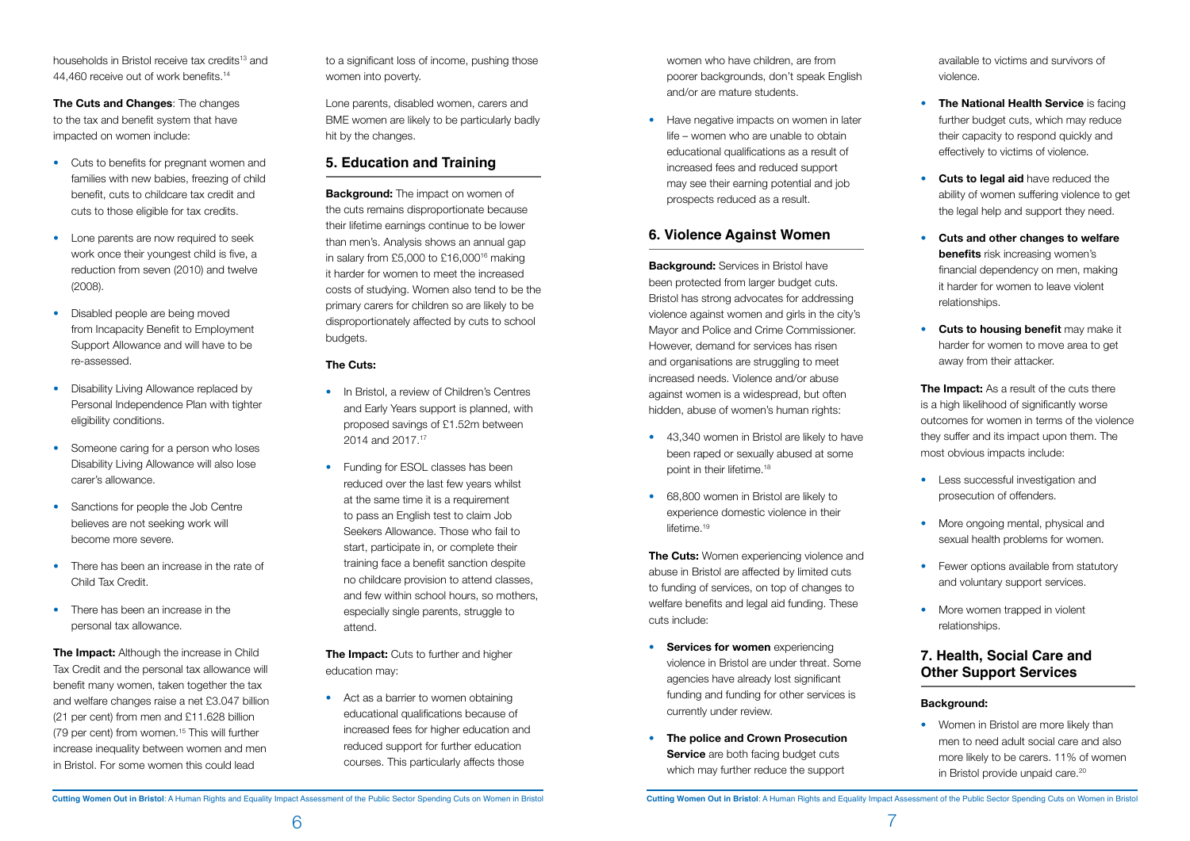households in Bristol receive tax credits[13] and 44,460 receive out of work benefits.[14]

**The Cuts and Changes**: The changes to the tax and benefit system that have impacted on women include:

- Cuts to benefits for pregnant women and families with new babies, freezing of child benefit, cuts to childcare tax credit and cuts to those eligible for tax credits.
- Lone parents are now required to seek work once their youngest child is five, a reduction from seven (2010) and twelve (2008).
- Disabled people are being moved from Incapacity Benefit to Employment Support Allowance and will have to be re-assessed.
- Disability Living Allowance replaced by Personal Independence Plan with tighter eligibility conditions.
- Someone caring for a person who loses Disability Living Allowance will also lose carer's allowance.
- Sanctions for people the Job Centre believes are not seeking work will become more severe.
- There has been an increase in the rate of Child Tax Credit.
- There has been an increase in the personal tax allowance.

**The Impact:** Although the increase in Child Tax Credit and the personal tax allowance will benefit many women, taken together the tax and welfare changes raise a net £3.047 billion (21 per cent) from men and £11.628 billion (79 per cent) from women.[15] This will further increase inequality between women and men in Bristol. For some women this could lead to a significant loss of income, pushing those women into poverty.

Lone parents, disabled women, carers and BME women are likely to be particularly badly hit by the changes.

## 5. Education and Training

**Background:** The impact on women of the cuts remains disproportionate because their lifetime earnings continue to be lower than men's. Analysis shows an annual gap in salary from £5,000 to £16,000[16] making it harder for women to meet the increased costs of studying. Women also tend to be the primary carers for children so are likely to be disproportionately affected by cuts to school budgets.

**The Cuts:**

- In Bristol, a review of Children's Centres and Early Years support is planned, with proposed savings of £1.52m between 2014 and 2017.[17]
- Funding for ESOL classes has been reduced over the last few years whilst at the same time it is a requirement to pass an English test to claim Job Seekers Allowance. Those who fail to start, participate in, or complete their training face a benefit sanction despite no childcare provision to attend classes, and few within school hours, so mothers, especially single parents, struggle to attend.

**The Impact:** Cuts to further and higher education may:

- Act as a barrier to women obtaining educational qualifications because of increased fees for higher education and reduced support for further education courses. This particularly affects those women who have children, are from poorer backgrounds, don't speak English and/or are mature students.
- Have negative impacts on women in later life – women who are unable to obtain educational qualifications as a result of increased fees and reduced support may see their earning potential and job prospects reduced as a result.

## 6. Violence Against Women

**Background:** Services in Bristol have been protected from larger budget cuts. Bristol has strong advocates for addressing violence against women and girls in the city's Mayor and Police and Crime Commissioner. However, demand for services has risen and organisations are struggling to meet increased needs. Violence and/or abuse against women is a widespread, but often hidden, abuse of women's human rights:

- 43,340 women in Bristol are likely to have been raped or sexually abused at some point in their lifetime.[18]
- 68,800 women in Bristol are likely to experience domestic violence in their lifetime.[19]

**The Cuts:** Women experiencing violence and abuse in Bristol are affected by limited cuts to funding of services, on top of changes to welfare benefits and legal aid funding. These cuts include:

- **Services for women** experiencing violence in Bristol are under threat. Some agencies have already lost significant funding and funding for other services is currently under review.
- **The police and Crown Prosecution Service** are both facing budget cuts which may further reduce the support available to victims and survivors of violence.
- **The National Health Service** is facing further budget cuts, which may reduce their capacity to respond quickly and effectively to victims of violence.
- **Cuts to legal aid** have reduced the ability of women suffering violence to get the legal help and support they need.
- **Cuts and other changes to welfare benefits** risk increasing women's financial dependency on men, making it harder for women to leave violent relationships.
- **Cuts to housing benefit** may make it harder for women to move area to get away from their attacker.

**The Impact:** As a result of the cuts there is a high likelihood of significantly worse outcomes for women in terms of the violence they suffer and its impact upon them. The most obvious impacts include:

- Less successful investigation and prosecution of offenders.
- More ongoing mental, physical and sexual health problems for women.
- Fewer options available from statutory and voluntary support services.
- More women trapped in violent relationships.

## 7. Health, Social Care and Other Support Services

**Background:**

- Women in Bristol are more likely than men to need adult social care and also more likely to be carers. 11% of women in Bristol provide unpaid care.[20]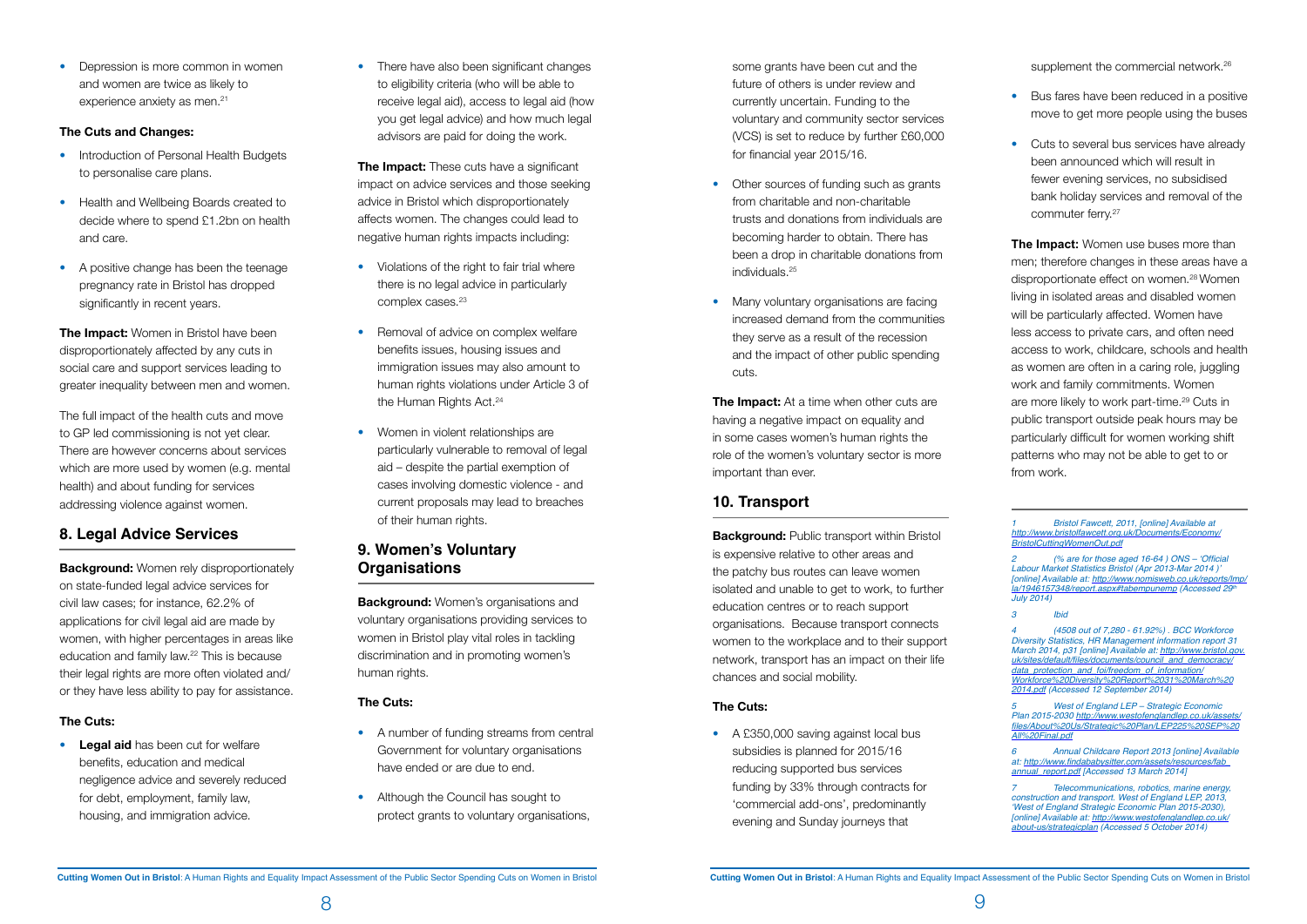- Depression is more common in women and women are twice as likely to experience anxiety as men.[21]

### The Cuts and Changes:

- Introduction of Personal Health Budgets to personalise care plans.
- Health and Wellbeing Boards created to decide where to spend £1.2bn on health and care.
- A positive change has been the teenage pregnancy rate in Bristol has dropped significantly in recent years.

**The Impact:** Women in Bristol have been disproportionately affected by any cuts in social care and support services leading to greater inequality between men and women.

The full impact of the health cuts and move to GP led commissioning is not yet clear. There are however concerns about services which are more used by women (e.g. mental health) and about funding for services addressing violence against women.

## 8. Legal Advice Services

**Background:** Women rely disproportionately on state-funded legal advice services for civil law cases; for instance, 62.2% of applications for civil legal aid are made by women, with higher percentages in areas like education and family law.[22] This is because their legal rights are more often violated and/or they have less ability to pay for assistance.

### The Cuts:

- **Legal aid** has been cut for welfare benefits, education and medical negligence advice and severely reduced for debt, employment, family law, housing, and immigration advice.
- There have also been significant changes to eligibility criteria (who will be able to receive legal aid), access to legal aid (how you get legal advice) and how much legal advisors are paid for doing the work.

**The Impact:** These cuts have a significant impact on advice services and those seeking advice in Bristol which disproportionately affects women. The changes could lead to negative human rights impacts including:

- Violations of the right to fair trial where there is no legal advice in particularly complex cases.[23]
- Removal of advice on complex welfare benefits issues, housing issues and immigration issues may also amount to human rights violations under Article 3 of the Human Rights Act.[24]
- Women in violent relationships are particularly vulnerable to removal of legal aid – despite the partial exemption of cases involving domestic violence - and current proposals may lead to breaches of their human rights.

## 9. Women's Voluntary Organisations

**Background:** Women's organisations and voluntary organisations providing services to women in Bristol play vital roles in tackling discrimination and in promoting women's human rights.

### The Cuts:

- A number of funding streams from central Government for voluntary organisations have ended or are due to end.
- Although the Council has sought to protect grants to voluntary organisations, some grants have been cut and the future of others is under review and currently uncertain. Funding to the voluntary and community sector services (VCS) is set to reduce by further £60,000 for financial year 2015/16.
- Other sources of funding such as grants from charitable and non-charitable trusts and donations from individuals are becoming harder to obtain. There has been a drop in charitable donations from individuals.[25]
- Many voluntary organisations are facing increased demand from the communities they serve as a result of the recession and the impact of other public spending cuts.

**The Impact:** At a time when other cuts are having a negative impact on equality and in some cases women's human rights the role of the women's voluntary sector is more important than ever.

## 10. Transport

**Background:** Public transport within Bristol is expensive relative to other areas and the patchy bus routes can leave women isolated and unable to get to work, to further education centres or to reach support organisations. Because transport connects women to the workplace and to their support network, transport has an impact on their life chances and social mobility.

### The Cuts:

- A £350,000 saving against local bus subsidies is planned for 2015/16 reducing supported bus services funding by 33% through contracts for 'commercial add-ons', predominantly evening and Sunday journeys that supplement the commercial network.[26]
- Bus fares have been reduced in a positive move to get more people using the buses
- Cuts to several bus services have already been announced which will result in fewer evening services, no subsidised bank holiday services and removal of the commuter ferry.[27]

**The Impact:** Women use buses more than men; therefore changes in these areas have a disproportionate effect on women.[28] Women living in isolated areas and disabled women will be particularly affected. Women have less access to private cars, and often need access to work, childcare, schools and health as women are often in a caring role, juggling work and family commitments. Women are more likely to work part-time.[29] Cuts in public transport outside peak hours may be particularly difficult for women working shift patterns who may not be able to get to or from work.

---

*1 Bristol Fawcett, 2011. [online] Available at http://www.bristolfawcett.org.uk/Documents/Economy/BristolCuttingWomenOut.pdf*

*2 (% are for those aged 16-64 ) ONS – 'Official Labour Market Statistics Bristol (Apr 2013-Mar 2014 )' [online] Available at: http://www.nomisweb.co.uk/reports/lmp/la/1946157348/report.aspx#tabempunemp (Accessed 29th July 2014)*

*3 Ibid*

*4 (4508 out of 7,280 - 61.92%) . BCC Workforce Diversity Statistics, HR Management information report 31 March 2014, p31 [online] Available at: http://www.bristol.gov.uk/sites/default/files/documents/council_and_democracy/data_protection_and_foi/freedom_of_information/Workforce%20Diversity%20Report%2031%20March%202014.pdf (Accessed 12 September 2014)*

*5 West of England LEP – Strategic Economic Plan 2015-2030 http://www.westofenglandlep.co.uk/assets/files/About%20Us/Strategic%20Plan/LEP225%20SEP%20All%20Final.pdf*

*6 Annual Childcare Report 2013 [online] Available at: http://www.findababysitter.com/assets/resources/fab_annual_report.pdf [Accessed 13 March 2014]*

*7 Telecommunications, robotics, marine energy, construction and transport. West of England LEP, 2013, 'West of England Strategic Economic Plan 2015-2030), [online] Available at: http://www.westofenglandlep.co.uk/about-us/strategicplan (Accessed 5 October 2014)*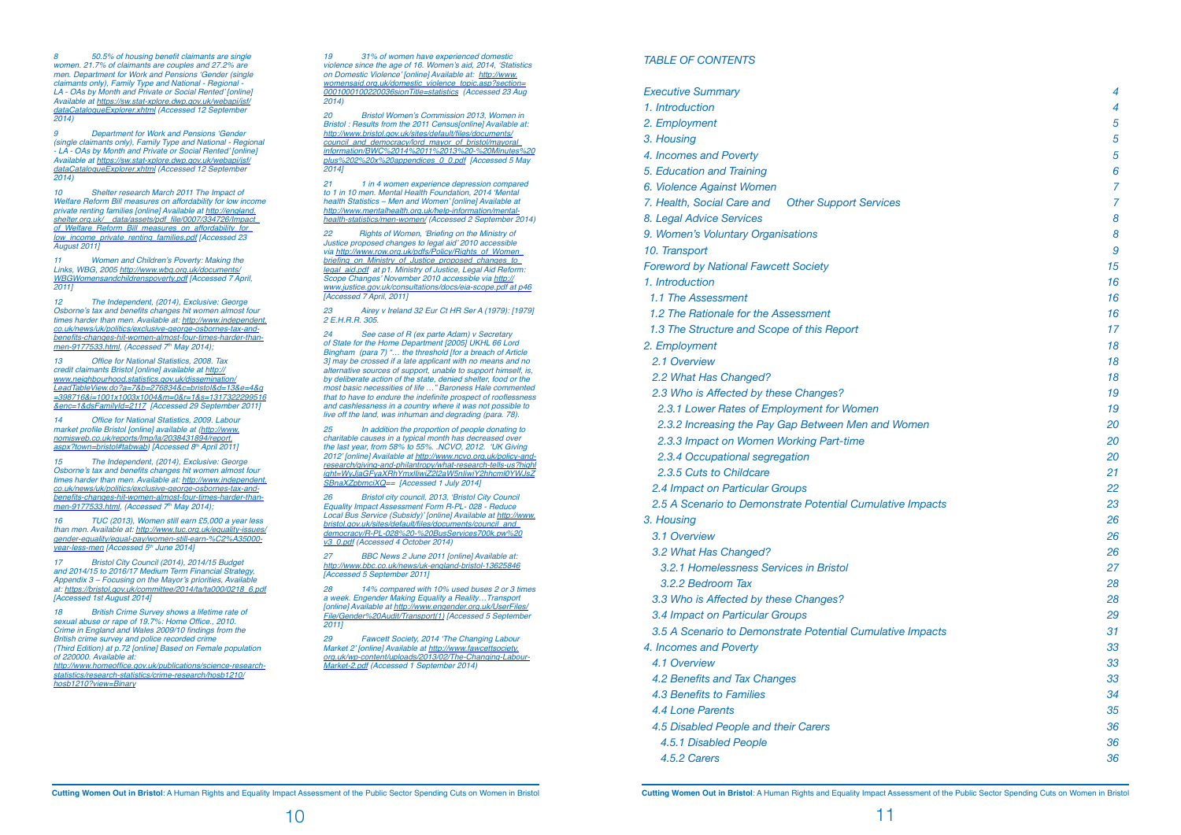8 50.5% of housing benefit claimants are single women. 21.7% of claimants are couples and 27.2% are men. Department for Work and Pensions 'Gender (single claimants only), Family Type and National - Regional - LA - OAs by Month and Private or Social Rented' [online] Available at https://sw.stat-xplore.dwp.gov.uk/webapi/jsf/dataCatalogueExplorer.xhtml (Accessed 12 September 2014)

9 Department for Work and Pensions 'Gender (single claimants only), Family Type and National - Regional - LA - OAs by Month and Private or Social Rented' [online] Available at https://sw.stat-xplore.dwp.gov.uk/webapi/jsf/dataCatalogueExplorer.xhtml (Accessed 12 September 2014)

10 Shelter research March 2011 The Impact of Welfare Reform Bill measures on affordability for low income private renting families [online] Available at http://england.shelter.org.uk/__data/assets/pdf_file/0007/334726/Impact_of_Welfare_Reform_Bill_measures_on_affordability_for_low_income_private_renting_families.pdf [Accessed 23 August 2011]

11 Women and Children's Poverty: Making the Links, WBG, 2005 http://www.wbg.org.uk/documents/WBGWomensandchildrenspoverty.pdf [Accessed 7 April, 2011]

12 The Independent, (2014), Exclusive: George Osborne's tax and benefits changes hit women almost four times harder than men. Available at: http://www.independent.co.uk/news/uk/politics/exclusive-george-osbornes-tax-and-benefits-changes-hit-women-almost-four-times-harder-than-men-9177533.html. (Accessed 7th May 2014);

13 Office for National Statistics, 2008. Tax credit claimants Bristol [online] available at http://www.neighbourhood.statistics.gov.uk/dissemination/LeadTableView.do?a=7&b=276834&c=bristol&d=13&e=4&g=398716&i=1001x1003x1004&m=0&r=1&s=1317322299516&enc=1&dsFamilyId=2117 [Accessed 29 September 2011]

14 Office for National Statistics, 2009. Labour market profile Bristol [online] available at (http://www.nomisweb.co.uk/reports/lmp/la/2038431894/report.aspx?town=bristol#tabwab) [Accessed 8th April 2011]

15 The Independent, (2014), Exclusive: George Osborne's tax and benefits changes hit women almost four times harder than men. Available at: http://www.independent.co.uk/news/uk/politics/exclusive-george-osbornes-tax-and-benefits-changes-hit-women-almost-four-times-harder-than-men-9177533.html. (Accessed 7th May 2014);

16 TUC (2013), Women still earn £5,000 a year less than men. Available at: http://www.tuc.org.uk/equality-issues/gender-equality/equal-pay/women-still-earn-%C2%A35000-year-less-men [Accessed 5th June 2014]

17 Bristol City Council (2014), 2014/15 Budget and 2014/15 to 2016/17 Medium Term Financial Strategy. Appendix 3 – Focusing on the Mayor's priorities, Available at: https://bristol.gov.uk/committee/2014/ta/ta000/0218_6.pdf [Accessed 1st August 2014]

18 British Crime Survey shows a lifetime rate of sexual abuse or rape of 19.7%: Home Office., 2010. Crime in England and Wales 2009/10 findings from the British crime survey and police recorded crime (Third Edition) at p.72 [online] Based on Female population of 220000. Available at: http://www.homeoffice.gov.uk/publications/science-research-statistics/research-statistics/crime-research/hosb1210/hosb1210?view=Binary

19 31% of women have experienced domestic violence since the age of 16. Women's aid, 2014, 'Statistics on Domestic Violence' [online] Available at: http://www.womensaid.org.uk/domestic_violence_topic.asp?section=0001000100220036sionTitle=statistics (Accessed 23 Aug 2014)

20 Bristol Women's Commission 2013, Women in Bristol : Results from the 2011 Census[online] Available at: http://www.bristol.gov.uk/sites/default/files/documents/council_and_democracy/lord_mayor_of_bristol/mayoral_information/BWC%2014%2011%2013%20-%20Minutes%20plus%202%20x%20appendices_0_0.pdf [Accessed 5 May 2014]

21 1 in 4 women experience depression compared to 1 in 10 men. Mental Health Foundation, 2014 'Mental health Statistics – Men and Women' [online] Available at http://www.mentalhealth.org.uk/help-information/mental-health-statistics/men-women/ (Accessed 2 September 2014)

22 Rights of Women, 'Briefing on the Ministry of Justice proposed changes to legal aid' 2010 accessible via http://www.row.org.uk/pdfs/Policy/Rights_of_Women_briefing_on_Ministry_of_Justice_proposed_changes_to_legal_aid.pdf at p1. Ministry of Justice, Legal Aid Reform: Scope Changes' November 2010 accessible via http://www.justice.gov.uk/consultations/docs/eia-scope.pdf at p46 [Accessed 7 April, 2011]

23 Airey v Ireland 32 Eur Ct HR Ser A (1979): [1979] 2 E.H.R.R. 305.

24 See case of R (ex parte Adam) v Secretary of State for the Home Department [2005] UKHL 66 Lord Bingham (para 7) "… the threshold [for a breach of Article 3] may be crossed if a late applicant with no means and no alternative sources of support, unable to support himself, is, by deliberate action of the state, denied shelter, food or the most basic necessities of life …" Baroness Hale commented that to have to endure the indefinite prospect of rooflessness and cashlessness in a country where it was not possible to live off the land, was inhuman and degrading (para. 78).

25 In addition the proportion of people donating to charitable causes in a typical month has decreased over the last year, from 58% to 55%. .NCVO, 2012. 'UK Giving 2012' [online] Available at http://www.ncvo.org.uk/policy-and-research/giving-and-philantropy/what-research-tells-us?highlight=WyJjaGFyaXRhYmxlIiwiZ2l2aW5nIiwiY2hhcml0YWJsZSBnaXZpbmciXQ== [Accessed 1 July 2014]

26 Bristol city council, 2013, 'Bristol City Council Equality Impact Assessment Form R-PL- 028 - Reduce Local Bus Service (Subsidy)' [online] Available at http://www.bristol.gov.uk/sites/default/files/documents/council_and_democracy/R-PL-028%20-%20BusServices700k.pw%20v3_0.pdf (Accessed 4 October 2014)

27 BBC News 2 June 2011 [online] Available at: http://www.bbc.co.uk/news/uk-england-bristol-13625846 [Accessed 5 September 2011]

28 14% compared with 10% used buses 2 or 3 times a week. Engender Making Equality a Reality…Transport [online] Available at http://www.engender.org.uk/UserFiles/File/Gender%20Audit/Transport(1) [Accessed 5 September 2011]

29 Fawcett Society, 2014 'The Changing Labour Market 2' [online] Available at http://www.fawcettsociety.org.uk/wp-content/uploads/2013/02/The-Changing-Labour-Market-2.pdf (Accessed 1 September 2014)

## TABLE OF CONTENTS

| | |
|---|---|
| Executive Summary | 4 |
| 1. Introduction | 4 |
| 2. Employment | 5 |
| 3. Housing | 5 |
| 4. Incomes and Poverty | 5 |
| 5. Education and Training | 6 |
| 6. Violence Against Women | 7 |
| 7. Health, Social Care and Other Support Services | 7 |
| 8. Legal Advice Services | 8 |
| 9. Women's Voluntary Organisations | 8 |
| 10. Transport | 9 |
| Foreword by National Fawcett Society | 15 |
| 1. Introduction | 16 |
| 1.1 The Assessment | 16 |
| 1.2 The Rationale for the Assessment | 16 |
| 1.3 The Structure and Scope of this Report | 17 |
| 2. Employment | 18 |
| 2.1 Overview | 18 |
| 2.2 What Has Changed? | 18 |
| 2.3 Who is Affected by these Changes? | 19 |
| 2.3.1 Lower Rates of Employment for Women | 19 |
| 2.3.2 Increasing the Pay Gap Between Men and Women | 20 |
| 2.3.3 Impact on Women Working Part-time | 20 |
| 2.3.4 Occupational segregation | 20 |
| 2.3.5 Cuts to Childcare | 21 |
| 2.4 Impact on Particular Groups | 22 |
| 2.5 A Scenario to Demonstrate Potential Cumulative Impacts | 23 |
| 3. Housing | 26 |
| 3.1 Overview | 26 |
| 3.2 What Has Changed? | 26 |
| 3.2.1 Homelessness Services in Bristol | 27 |
| 3.2.2 Bedroom Tax | 28 |
| 3.3 Who is Affected by these Changes? | 28 |
| 3.4 Impact on Particular Groups | 29 |
| 3.5 A Scenario to Demonstrate Potential Cumulative Impacts | 31 |
| 4. Incomes and Poverty | 33 |
| 4.1 Overview | 33 |
| 4.2 Benefits and Tax Changes | 33 |
| 4.3 Benefits to Families | 34 |
| 4.4 Lone Parents | 35 |
| 4.5 Disabled People and their Carers | 36 |
| 4.5.1 Disabled People | 36 |
| 4.5.2 Carers | 36 |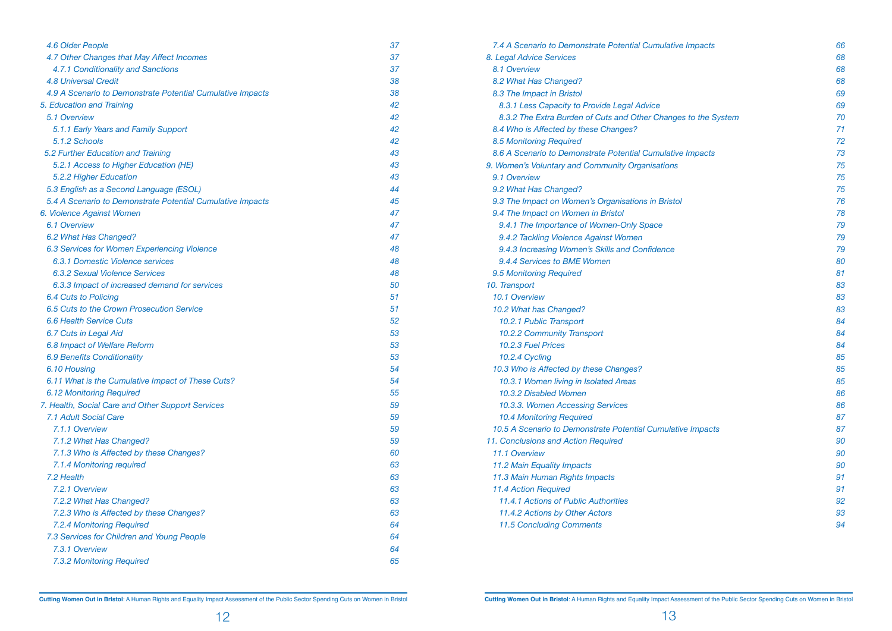| | |
|---|---|
| *4.6 Older People* | *37* |
| *4.7 Other Changes that May Affect Incomes* | *37* |
| *4.7.1 Conditionality and Sanctions* | *37* |
| *4.8 Universal Credit* | *38* |
| *4.9 A Scenario to Demonstrate Potential Cumulative Impacts* | *38* |
| *5. Education and Training* | *42* |
| *5.1 Overview* | *42* |
| *5.1.1 Early Years and Family Support* | *42* |
| *5.1.2 Schools* | *42* |
| *5.2 Further Education and Training* | *43* |
| *5.2.1 Access to Higher Education (HE)* | *43* |
| *5.2.2 Higher Education* | *43* |
| *5.3 English as a Second Language (ESOL)* | *44* |
| *5.4 A Scenario to Demonstrate Potential Cumulative Impacts* | *45* |
| *6. Violence Against Women* | *47* |
| *6.1 Overview* | *47* |
| *6.2 What Has Changed?* | *47* |
| *6.3 Services for Women Experiencing Violence* | *48* |
| *6.3.1 Domestic Violence services* | *48* |
| *6.3.2 Sexual Violence Services* | *48* |
| *6.3.3 Impact of increased demand for services* | *50* |
| *6.4 Cuts to Policing* | *51* |
| *6.5 Cuts to the Crown Prosecution Service* | *51* |
| *6.6 Health Service Cuts* | *52* |
| *6.7 Cuts in Legal Aid* | *53* |
| *6.8 Impact of Welfare Reform* | *53* |
| *6.9 Benefits Conditionality* | *53* |
| *6.10 Housing* | *54* |
| *6.11 What is the Cumulative Impact of These Cuts?* | *54* |
| *6.12 Monitoring Required* | *55* |
| *7. Health, Social Care and Other Support Services* | *59* |
| *7.1 Adult Social Care* | *59* |
| *7.1.1 Overview* | *59* |
| *7.1.2 What Has Changed?* | *59* |
| *7.1.3 Who is Affected by these Changes?* | *60* |
| *7.1.4 Monitoring required* | *63* |
| *7.2 Health* | *63* |
| *7.2.1 Overview* | *63* |
| *7.2.2 What Has Changed?* | *63* |
| *7.2.3 Who is Affected by these Changes?* | *63* |
| *7.2.4 Monitoring Required* | *64* |
| *7.3 Services for Children and Young People* | *64* |
| *7.3.1 Overview* | *64* |
| *7.3.2 Monitoring Required* | *65* |
| *7.4 A Scenario to Demonstrate Potential Cumulative Impacts* | *66* |
| *8. Legal Advice Services* | *68* |
| *8.1 Overview* | *68* |
| *8.2 What Has Changed?* | *68* |
| *8.3 The Impact in Bristol* | *69* |
| *8.3.1 Less Capacity to Provide Legal Advice* | *69* |
| *8.3.2 The Extra Burden of Cuts and Other Changes to the System* | *70* |
| *8.4 Who is Affected by these Changes?* | *71* |
| *8.5 Monitoring Required* | *72* |
| *8.6 A Scenario to Demonstrate Potential Cumulative Impacts* | *73* |
| *9. Women's Voluntary and Community Organisations* | *75* |
| *9.1 Overview* | *75* |
| *9.2 What Has Changed?* | *75* |
| *9.3 The Impact on Women's Organisations in Bristol* | *76* |
| *9.4 The Impact on Women in Bristol* | *78* |
| *9.4.1 The Importance of Women-Only Space* | *79* |
| *9.4.2 Tackling Violence Against Women* | *79* |
| *9.4.3 Increasing Women's Skills and Confidence* | *79* |
| *9.4.4 Services to BME Women* | *80* |
| *9.5 Monitoring Required* | *81* |
| *10. Transport* | *83* |
| *10.1 Overview* | *83* |
| *10.2 What has Changed?* | *83* |
| *10.2.1 Public Transport* | *84* |
| *10.2.2 Community Transport* | *84* |
| *10.2.3 Fuel Prices* | *84* |
| *10.2.4 Cycling* | *85* |
| *10.3 Who is Affected by these Changes?* | *85* |
| *10.3.1 Women living in Isolated Areas* | *85* |
| *10.3.2 Disabled Women* | *86* |
| *10.3.3. Women Accessing Services* | *86* |
| *10.4 Monitoring Required* | *87* |
| *10.5 A Scenario to Demonstrate Potential Cumulative Impacts* | *87* |
| *11. Conclusions and Action Required* | *90* |
| *11.1 Overview* | *90* |
| *11.2 Main Equality Impacts* | *90* |
| *11.3 Main Human Rights Impacts* | *91* |
| *11.4 Action Required* | *91* |
| *11.4.1 Actions of Public Authorities* | *92* |
| *11.4.2 Actions by Other Actors* | *93* |
| *11.5 Concluding Comments* | *94* |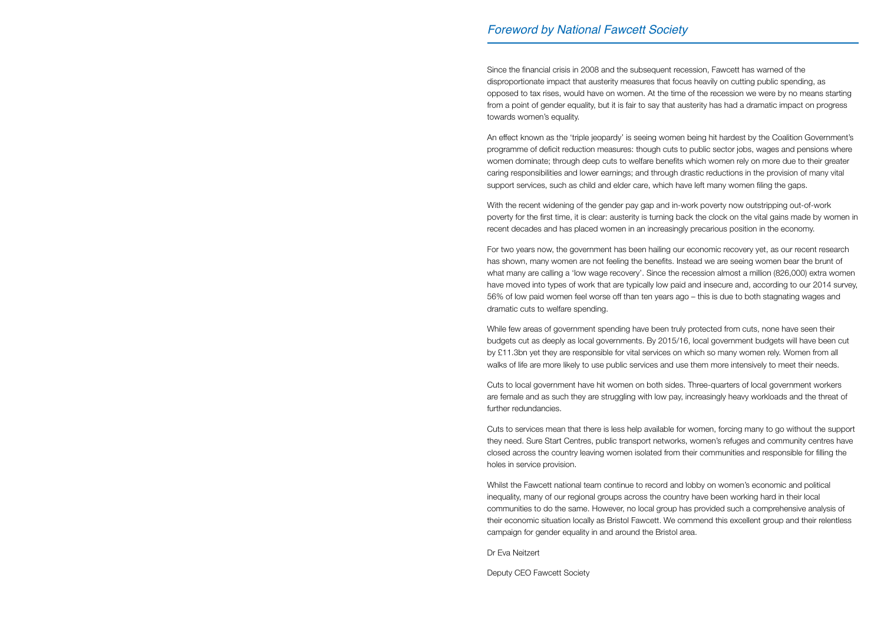## *Foreword by National Fawcett Society*

Since the financial crisis in 2008 and the subsequent recession, Fawcett has warned of the disproportionate impact that austerity measures that focus heavily on cutting public spending, as opposed to tax rises, would have on women. At the time of the recession we were by no means starting from a point of gender equality, but it is fair to say that austerity has had a dramatic impact on progress towards women's equality.

An effect known as the 'triple jeopardy' is seeing women being hit hardest by the Coalition Government's programme of deficit reduction measures: though cuts to public sector jobs, wages and pensions where women dominate; through deep cuts to welfare benefits which women rely on more due to their greater caring responsibilities and lower earnings; and through drastic reductions in the provision of many vital support services, such as child and elder care, which have left many women filing the gaps.

With the recent widening of the gender pay gap and in-work poverty now outstripping out-of-work poverty for the first time, it is clear: austerity is turning back the clock on the vital gains made by women in recent decades and has placed women in an increasingly precarious position in the economy.

For two years now, the government has been hailing our economic recovery yet, as our recent research has shown, many women are not feeling the benefits. Instead we are seeing women bear the brunt of what many are calling a 'low wage recovery'. Since the recession almost a million (826,000) extra women have moved into types of work that are typically low paid and insecure and, according to our 2014 survey, 56% of low paid women feel worse off than ten years ago – this is due to both stagnating wages and dramatic cuts to welfare spending.

While few areas of government spending have been truly protected from cuts, none have seen their budgets cut as deeply as local governments. By 2015/16, local government budgets will have been cut by £11.3bn yet they are responsible for vital services on which so many women rely. Women from all walks of life are more likely to use public services and use them more intensively to meet their needs.

Cuts to local government have hit women on both sides. Three-quarters of local government workers are female and as such they are struggling with low pay, increasingly heavy workloads and the threat of further redundancies.

Cuts to services mean that there is less help available for women, forcing many to go without the support they need. Sure Start Centres, public transport networks, women's refuges and community centres have closed across the country leaving women isolated from their communities and responsible for filling the holes in service provision.

Whilst the Fawcett national team continue to record and lobby on women's economic and political inequality, many of our regional groups across the country have been working hard in their local communities to do the same. However, no local group has provided such a comprehensive analysis of their economic situation locally as Bristol Fawcett. We commend this excellent group and their relentless campaign for gender equality in and around the Bristol area.

Dr Eva Neitzert

Deputy CEO Fawcett Society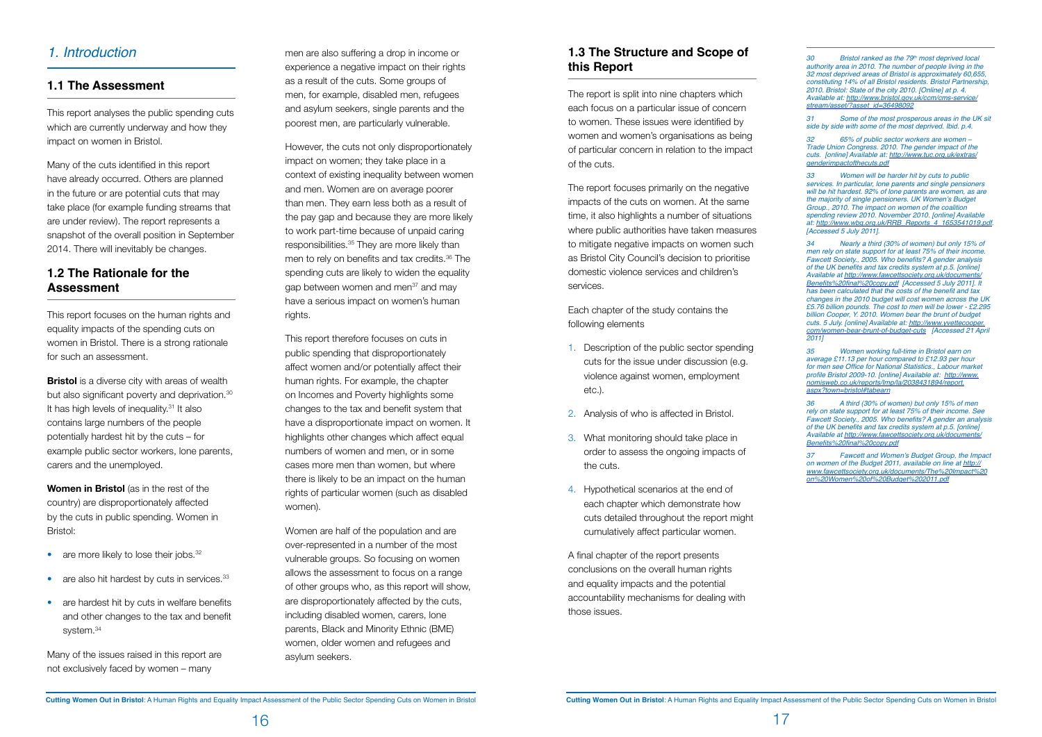# 1. Introduction

## 1.1 The Assessment

This report analyses the public spending cuts which are currently underway and how they impact on women in Bristol.

Many of the cuts identified in this report have already occurred. Others are planned in the future or are potential cuts that may take place (for example funding streams that are under review). The report represents a snapshot of the overall position in September 2014. There will inevitably be changes.

## 1.2 The Rationale for the Assessment

This report focuses on the human rights and equality impacts of the spending cuts on women in Bristol. There is a strong rationale for such an assessment.

**Bristol** is a diverse city with areas of wealth but also significant poverty and deprivation.[30] It has high levels of inequality.[31] It also contains large numbers of the people potentially hardest hit by the cuts – for example public sector workers, lone parents, carers and the unemployed.

**Women in Bristol** (as in the rest of the country) are disproportionately affected by the cuts in public spending. Women in Bristol:

- are more likely to lose their jobs.[32]
- are also hit hardest by cuts in services.[33]
- are hardest hit by cuts in welfare benefits and other changes to the tax and benefit system.[34]

Many of the issues raised in this report are not exclusively faced by women – many men are also suffering a drop in income or experience a negative impact on their rights as a result of the cuts. Some groups of men, for example, disabled men, refugees and asylum seekers, single parents and the poorest men, are particularly vulnerable.

However, the cuts not only disproportionately impact on women; they take place in a context of existing inequality between women and men. Women are on average poorer than men. They earn less both as a result of the pay gap and because they are more likely to work part-time because of unpaid caring responsibilities.[35] They are more likely than men to rely on benefits and tax credits.[36] The spending cuts are likely to widen the equality gap between women and men[37] and may have a serious impact on women's human rights.

This report therefore focuses on cuts in public spending that disproportionately affect women and/or potentially affect their human rights. For example, the chapter on Incomes and Poverty highlights some changes to the tax and benefit system that have a disproportionate impact on women. It highlights other changes which affect equal numbers of women and men, or in some cases more men than women, but where there is likely to be an impact on the human rights of particular women (such as disabled women).

Women are half of the population and are over-represented in a number of the most vulnerable groups. So focusing on women allows the assessment to focus on a range of other groups who, as this report will show, are disproportionately affected by the cuts, including disabled women, carers, lone parents, Black and Minority Ethnic (BME) women, older women and refugees and asylum seekers.

## 1.3 The Structure and Scope of this Report

The report is split into nine chapters which each focus on a particular issue of concern to women. These issues were identified by women and women's organisations as being of particular concern in relation to the impact of the cuts.

The report focuses primarily on the negative impacts of the cuts on women. At the same time, it also highlights a number of situations where public authorities have taken measures to mitigate negative impacts on women such as Bristol City Council's decision to prioritise domestic violence services and children's services.

Each chapter of the study contains the following elements

1. Description of the public sector spending cuts for the issue under discussion (e.g. violence against women, employment etc.).
2. Analysis of who is affected in Bristol.
3. What monitoring should take place in order to assess the ongoing impacts of the cuts.
4. Hypothetical scenarios at the end of each chapter which demonstrate how cuts detailed throughout the report might cumulatively affect particular women.

A final chapter of the report presents conclusions on the overall human rights and equality impacts and the potential accountability mechanisms for dealing with those issues.

---

*30 Bristol ranked as the 79th most deprived local authority area in 2010. The number of people living in the 32 most deprived areas of Bristol is approximately 60,655, constituting 14% of all Bristol residents. Bristol Partnership, 2010. Bristol: State of the city 2010. [Online] at p. 4. Available at: http://www.bristol.gov.uk/ccm/cms-service/stream/asset/?asset_id=36498092*

*31 Some of the most prosperous areas in the UK sit side by side with some of the most deprived. Ibid. p.4.*

*32 65% of public sector workers are women – Trade Union Congress. 2010. The gender impact of the cuts. [online] Available at: http://www.tuc.org.uk/extras/genderimpactofthecuts.pdf*

*33 Women will be harder hit by cuts to public services. In particular, lone parents and single pensioners will be hit hardest. 92% of lone parents are women, as are the majority of single pensioners. UK Women's Budget Group., 2010. The impact on women of the coalition spending review 2010. November 2010. [online] Available at: http://www.wbg.org.uk/RRB_Reports_4_1653541019.pdf. [Accessed 5 July 2011].*

*34 Nearly a third (30% of women) but only 15% of men rely on state support for at least 75% of their income. Fawcett Society., 2005. Who benefits? A gender analysis of the UK benefits and tax credits system at p.5. [online] Available at http://www.fawcettsociety.org.uk/documents/Benefits%20final%20copy.pdf [Accessed 5 July 2011]. It has been calculated that the costs of the benefit and tax changes in the 2010 budget will cost women across the UK £5.76 billion pounds. The cost to men will be lower - £2.295 billion Cooper, Y. 2010. Women bear the brunt of budget cuts. 5 July. [online] Available at: http://www.yvettecooper.com/women-bear-brunt-of-budget-cuts [Accessed 21 April 2011]*

*35 Women working full-time in Bristol earn on average £11.13 per hour compared to £12.93 per hour for men see Office for National Statistics., Labour market profile Bristol 2009-10. [online] Available at: http://www.nomisweb.co.uk/reports/lmp/la/2038431894/report.aspx?town=bristol#tabearn*

*36 A third (30% of women) but only 15% of men rely on state support for at least 75% of their income. See Fawcett Society., 2005. Who benefits? A gender an analysis of the UK benefits and tax credits system at p.5. [online] Available at http://www.fawcettsociety.org.uk/documents/Benefits%20final%20copy.pdf*

*37 Fawcett and Women's Budget Group, the Impact on women of the Budget 2011, available on line at http://www.fawcettsociety.org.uk/documents/The%20Impact%20on%20Women%20of%20Budget%202011.pdf*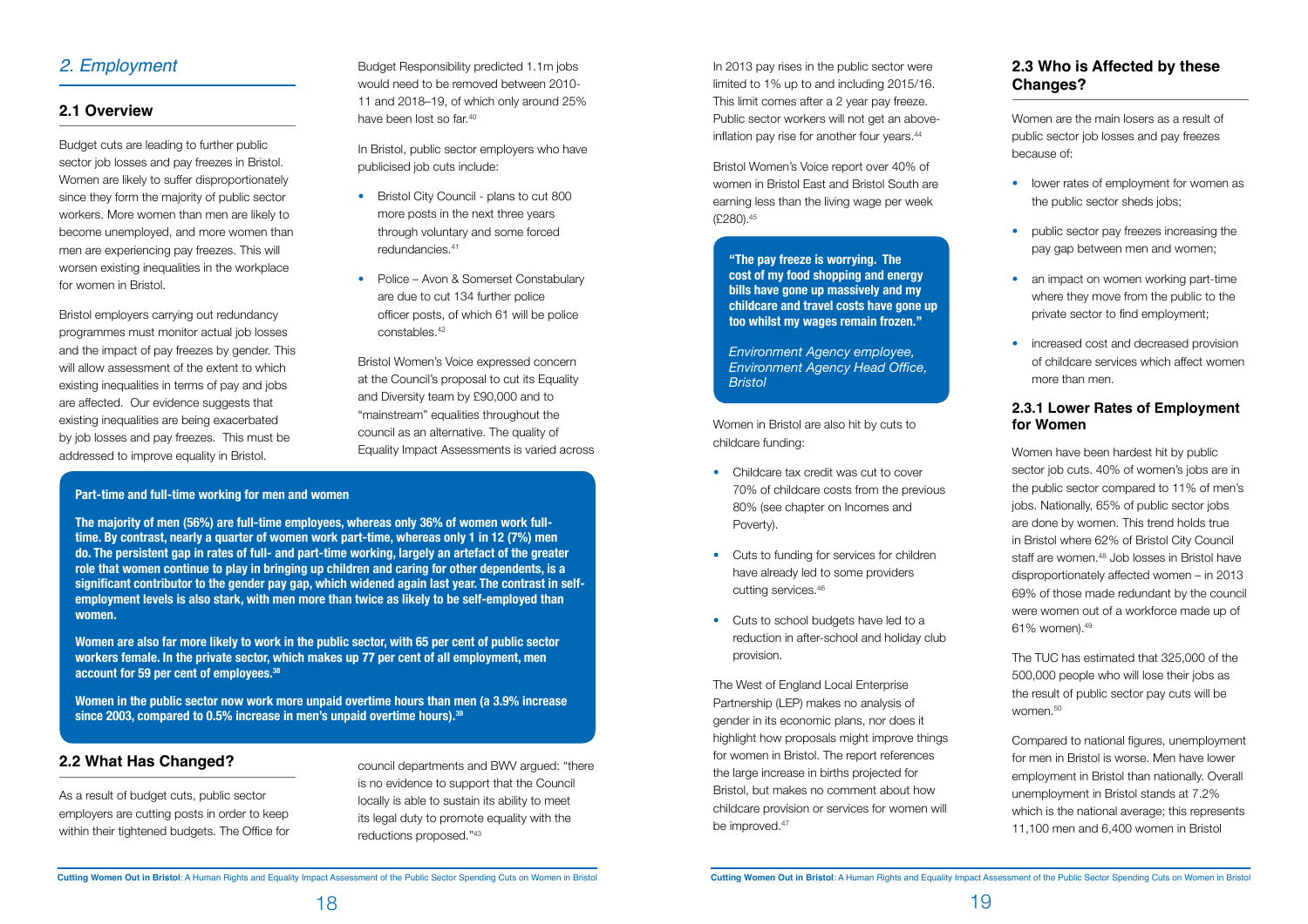## 2. Employment

### 2.1 Overview

Budget cuts are leading to further public sector job losses and pay freezes in Bristol. Women are likely to suffer disproportionately since they form the majority of public sector workers. More women than men are likely to become unemployed, and more women than men are experiencing pay freezes. This will worsen existing inequalities in the workplace for women in Bristol.

Bristol employers carrying out redundancy programmes must monitor actual job losses and the impact of pay freezes by gender. This will allow assessment of the extent to which existing inequalities in terms of pay and jobs are affected. Our evidence suggests that existing inequalities are being exacerbated by job losses and pay freezes. This must be addressed to improve equality in Bristol.

**Part-time and full-time working for men and women**

**The majority of men (56%) are full-time employees, whereas only 36% of women work full-time. By contrast, nearly a quarter of women work part-time, whereas only 1 in 12 (7%) men do. The persistent gap in rates of full- and part-time working, largely an artefact of the greater role that women continue to play in bringing up children and caring for other dependents, is a significant contributor to the gender pay gap, which widened again last year. The contrast in self-employment levels is also stark, with men more than twice as likely to be self-employed than women.**

**Women are also far more likely to work in the public sector, with 65 per cent of public sector workers female. In the private sector, which makes up 77 per cent of all employment, men account for 59 per cent of employees.[38]**

**Women in the public sector now work more unpaid overtime hours than men (a 3.9% increase since 2003, compared to 0.5% increase in men's unpaid overtime hours).[39]**

### 2.2 What Has Changed?

As a result of budget cuts, public sector employers are cutting posts in order to keep within their tightened budgets. The Office for Budget Responsibility predicted 1.1m jobs would need to be removed between 2010-11 and 2018–19, of which only around 25% have been lost so far.[40]

In Bristol, public sector employers who have publicised job cuts include:

- Bristol City Council - plans to cut 800 more posts in the next three years through voluntary and some forced redundancies.[41]
- Police – Avon & Somerset Constabulary are due to cut 134 further police officer posts, of which 61 will be police constables.[42]

Bristol Women's Voice expressed concern at the Council's proposal to cut its Equality and Diversity team by £90,000 and to "mainstream" equalities throughout the council as an alternative. The quality of Equality Impact Assessments is varied across council departments and BWV argued: "there is no evidence to support that the Council locally is able to sustain its ability to meet its legal duty to promote equality with the reductions proposed."[43]

In 2013 pay rises in the public sector were limited to 1% up to and including 2015/16. This limit comes after a 2 year pay freeze. Public sector workers will not get an above-inflation pay rise for another four years.[44]

Bristol Women's Voice report over 40% of women in Bristol East and Bristol South are earning less than the living wage per week (£280).[45]

> **"The pay freeze is worrying. The cost of my food shopping and energy bills have gone up massively and my childcare and travel costs have gone up too whilst my wages remain frozen."**
>
> *Environment Agency employee, Environment Agency Head Office, Bristol*

Women in Bristol are also hit by cuts to childcare funding:

- Childcare tax credit was cut to cover 70% of childcare costs from the previous 80% (see chapter on Incomes and Poverty).
- Cuts to funding for services for children have already led to some providers cutting services.[46]
- Cuts to school budgets have led to a reduction in after-school and holiday club provision.

The West of England Local Enterprise Partnership (LEP) makes no analysis of gender in its economic plans, nor does it highlight how proposals might improve things for women in Bristol. The report references the large increase in births projected for Bristol, but makes no comment about how childcare provision or services for women will be improved.[47]

### 2.3 Who is Affected by these Changes?

Women are the main losers as a result of public sector job losses and pay freezes because of:

- lower rates of employment for women as the public sector sheds jobs;
- public sector pay freezes increasing the pay gap between men and women;
- an impact on women working part-time where they move from the public to the private sector to find employment;
- increased cost and decreased provision of childcare services which affect women more than men.

#### 2.3.1 Lower Rates of Employment for Women

Women have been hardest hit by public sector job cuts. 40% of women's jobs are in the public sector compared to 11% of men's jobs. Nationally, 65% of public sector jobs are done by women. This trend holds true in Bristol where 62% of Bristol City Council staff are women.[48] Job losses in Bristol have disproportionately affected women – in 2013 69% of those made redundant by the council were women out of a workforce made up of 61% women).[49]

The TUC has estimated that 325,000 of the 500,000 people who will lose their jobs as the result of public sector pay cuts will be women.[50]

Compared to national figures, unemployment for men in Bristol is worse. Men have lower employment in Bristol than nationally. Overall unemployment in Bristol stands at 7.2% which is the national average; this represents 11,100 men and 6,400 women in Bristol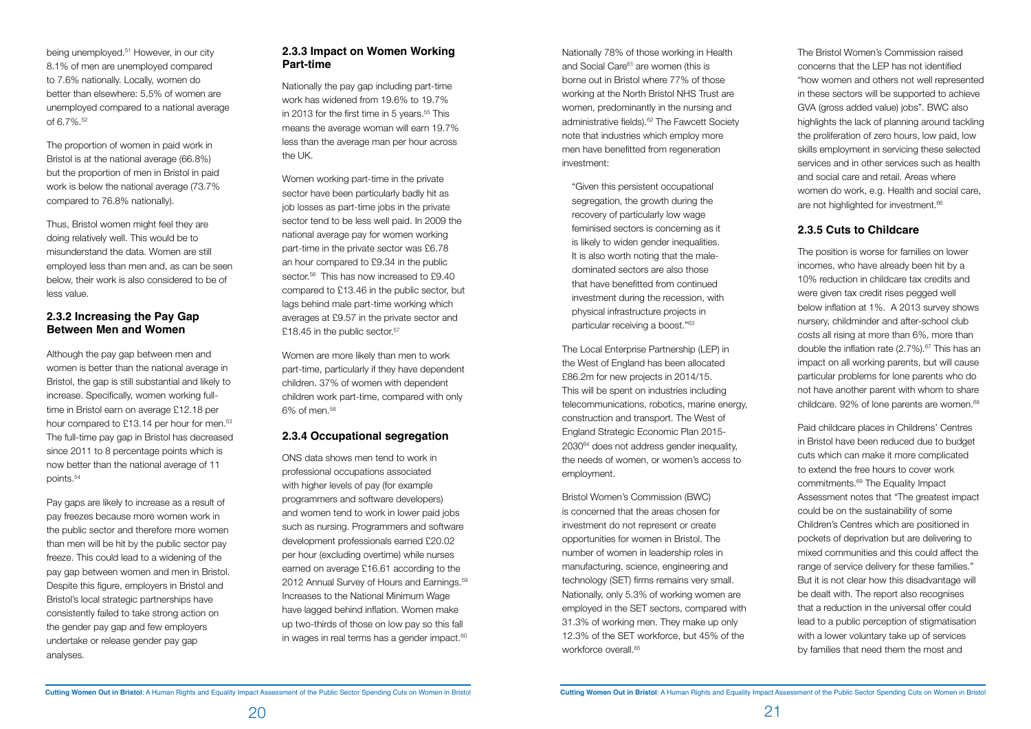being unemployed.[51] However, in our city 8.1% of men are unemployed compared to 7.6% nationally. Locally, women do better than elsewhere: 5.5% of women are unemployed compared to a national average of 6.7%.[52]

The proportion of women in paid work in Bristol is at the national average (66.8%) but the proportion of men in Bristol in paid work is below the national average (73.7% compared to 76.8% nationally).

Thus, Bristol women might feel they are doing relatively well. This would be to misunderstand the data. Women are still employed less than men and, as can be seen below, their work is also considered to be of less value.

### 2.3.2 Increasing the Pay Gap Between Men and Women

Although the pay gap between men and women is better than the national average in Bristol, the gap is still substantial and likely to increase. Specifically, women working full-time in Bristol earn on average £12.18 per hour compared to £13.14 per hour for men.[53] The full-time pay gap in Bristol has decreased since 2011 to 8 percentage points which is now better than the national average of 11 points.[54]

Pay gaps are likely to increase as a result of pay freezes because more women work in the public sector and therefore more women than men will be hit by the public sector pay freeze. This could lead to a widening of the pay gap between women and men in Bristol. Despite this figure, employers in Bristol and Bristol's local strategic partnerships have consistently failed to take strong action on the gender pay gap and few employers undertake or release gender pay gap analyses.

### 2.3.3 Impact on Women Working Part-time

Nationally the pay gap including part-time work has widened from 19.6% to 19.7% in 2013 for the first time in 5 years.[55] This means the average woman will earn 19.7% less than the average man per hour across the UK.

Women working part-time in the private sector have been particularly badly hit as job losses as part-time jobs in the private sector tend to be less well paid. In 2009 the national average pay for women working part-time in the private sector was £6.78 an hour compared to £9.34 in the public sector.[56] This has now increased to £9.40 compared to £13.46 in the public sector, but lags behind male part-time working which averages at £9.57 in the private sector and £18.45 in the public sector.[57]

Women are more likely than men to work part-time, particularly if they have dependent children. 37% of women with dependent children work part-time, compared with only 6% of men.[58]

### 2.3.4 Occupational segregation

ONS data shows men tend to work in professional occupations associated with higher levels of pay (for example programmers and software developers) and women tend to work in lower paid jobs such as nursing. Programmers and software development professionals earned £20.02 per hour (excluding overtime) while nurses earned on average £16.61 according to the 2012 Annual Survey of Hours and Earnings.[59] Increases to the National Minimum Wage have lagged behind inflation. Women make up two-thirds of those on low pay so this fall in wages in real terms has a gender impact.[60]

Nationally 78% of those working in Health and Social Care[61] are women (this is borne out in Bristol where 77% of those working at the North Bristol NHS Trust are women, predominantly in the nursing and administrative fields).[62] The Fawcett Society note that industries which employ more men have benefitted from regeneration investment:

> "Given this persistent occupational segregation, the growth during the recovery of particularly low wage feminised sectors is concerning as it is likely to widen gender inequalities. It is also worth noting that the male-dominated sectors are also those that have benefitted from continued investment during the recession, with physical infrastructure projects in particular receiving a boost."[63]

The Local Enterprise Partnership (LEP) in the West of England has been allocated £86.2m for new projects in 2014/15. This will be spent on industries including telecommunications, robotics, marine energy, construction and transport. The West of England Strategic Economic Plan 2015-2030[64] does not address gender inequality, the needs of women, or women's access to employment.

Bristol Women's Commission (BWC) is concerned that the areas chosen for investment do not represent or create opportunities for women in Bristol. The number of women in leadership roles in manufacturing, science, engineering and technology (SET) firms remains very small. Nationally, only 5.3% of working women are employed in the SET sectors, compared with 31.3% of working men. They make up only 12.3% of the SET workforce, but 45% of the workforce overall.[65]

The Bristol Women's Commission raised concerns that the LEP has not identified "how women and others not well represented in these sectors will be supported to achieve GVA (gross added value) jobs". BWC also highlights the lack of planning around tackling the proliferation of zero hours, low paid, low skills employment in servicing these selected services and in other services such as health and social care and retail. Areas where women do work, e.g. Health and social care, are not highlighted for investment.[66]

### 2.3.5 Cuts to Childcare

The position is worse for families on lower incomes, who have already been hit by a 10% reduction in childcare tax credits and were given tax credit rises pegged well below inflation at 1%. A 2013 survey shows nursery, childminder and after-school club costs all rising at more than 6%, more than double the inflation rate (2.7%).[67] This has an impact on all working parents, but will cause particular problems for lone parents who do not have another parent with whom to share childcare. 92% of lone parents are women.[68]

Paid childcare places in Childrens' Centres in Bristol have been reduced due to budget cuts which can make it more complicated to extend the free hours to cover work commitments.[69] The Equality Impact Assessment notes that "The greatest impact could be on the sustainability of some Children's Centres which are positioned in pockets of deprivation but are delivering to mixed communities and this could affect the range of service delivery for these families." But it is not clear how this disadvantage will be dealt with. The report also recognises that a reduction in the universal offer could lead to a public perception of stigmatisation with a lower voluntary take up of services by families that need them the most and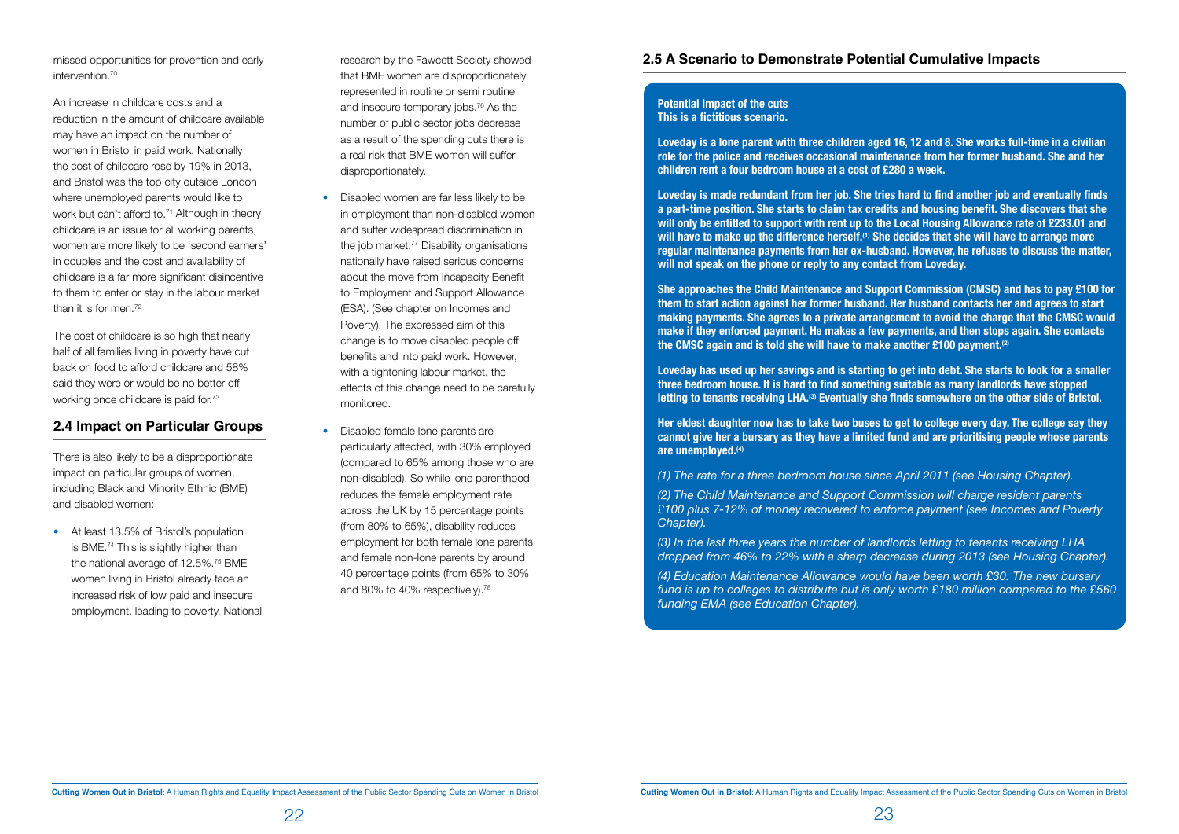missed opportunities for prevention and early intervention.[70]

An increase in childcare costs and a reduction in the amount of childcare available may have an impact on the number of women in Bristol in paid work. Nationally the cost of childcare rose by 19% in 2013, and Bristol was the top city outside London where unemployed parents would like to work but can't afford to.[71] Although in theory childcare is an issue for all working parents, women are more likely to be 'second earners' in couples and the cost and availability of childcare is a far more significant disincentive to them to enter or stay in the labour market than it is for men.[72]

The cost of childcare is so high that nearly half of all families living in poverty have cut back on food to afford childcare and 58% said they were or would be no better off working once childcare is paid for.[73]

## 2.4 Impact on Particular Groups

There is also likely to be a disproportionate impact on particular groups of women, including Black and Minority Ethnic (BME) and disabled women:

- At least 13.5% of Bristol's population is BME.[74] This is slightly higher than the national average of 12.5%.[75] BME women living in Bristol already face an increased risk of low paid and insecure employment, leading to poverty. National research by the Fawcett Society showed that BME women are disproportionately represented in routine or semi routine and insecure temporary jobs.[76] As the number of public sector jobs decrease as a result of the spending cuts there is a real risk that BME women will suffer disproportionately.
- Disabled women are far less likely to be in employment than non-disabled women and suffer widespread discrimination in the job market.[77] Disability organisations nationally have raised serious concerns about the move from Incapacity Benefit to Employment and Support Allowance (ESA). (See chapter on Incomes and Poverty). The expressed aim of this change is to move disabled people off benefits and into paid work. However, with a tightening labour market, the effects of this change need to be carefully monitored.
- Disabled female lone parents are particularly affected, with 30% employed (compared to 65% among those who are non-disabled). So while lone parenthood reduces the female employment rate across the UK by 15 percentage points (from 80% to 65%), disability reduces employment for both female lone parents and female non-lone parents by around 40 percentage points (from 65% to 30% and 80% to 40% respectively).[78]

## 2.5 A Scenario to Demonstrate Potential Cumulative Impacts

**Potential Impact of the cuts**
**This is a fictitious scenario.**

**Loveday is a lone parent with three children aged 16, 12 and 8. She works full-time in a civilian role for the police and receives occasional maintenance from her former husband. She and her children rent a four bedroom house at a cost of £280 a week.**

**Loveday is made redundant from her job. She tries hard to find another job and eventually finds a part-time position. She starts to claim tax credits and housing benefit. She discovers that she will only be entitled to support with rent up to the Local Housing Allowance rate of £233.01 and will have to make up the difference herself.(1) She decides that she will have to arrange more regular maintenance payments from her ex-husband. However, he refuses to discuss the matter, will not speak on the phone or reply to any contact from Loveday.**

**She approaches the Child Maintenance and Support Commission (CMSC) and has to pay £100 for them to start action against her former husband. Her husband contacts her and agrees to start making payments. She agrees to a private arrangement to avoid the charge that the CMSC would make if they enforced payment. He makes a few payments, and then stops again. She contacts the CMSC again and is told she will have to make another £100 payment.(2)**

**Loveday has used up her savings and is starting to get into debt. She starts to look for a smaller three bedroom house. It is hard to find something suitable as many landlords have stopped letting to tenants receiving LHA.(3) Eventually she finds somewhere on the other side of Bristol.**

**Her eldest daughter now has to take two buses to get to college every day. The college say they cannot give her a bursary as they have a limited fund and are prioritising people whose parents are unemployed.(4)**

*(1) The rate for a three bedroom house since April 2011 (see Housing Chapter).*

*(2) The Child Maintenance and Support Commission will charge resident parents £100 plus 7-12% of money recovered to enforce payment (see Incomes and Poverty Chapter).*

*(3) In the last three years the number of landlords letting to tenants receiving LHA dropped from 46% to 22% with a sharp decrease during 2013 (see Housing Chapter).*

*(4) Education Maintenance Allowance would have been worth £30. The new bursary fund is up to colleges to distribute but is only worth £180 million compared to the £560 funding EMA (see Education Chapter).*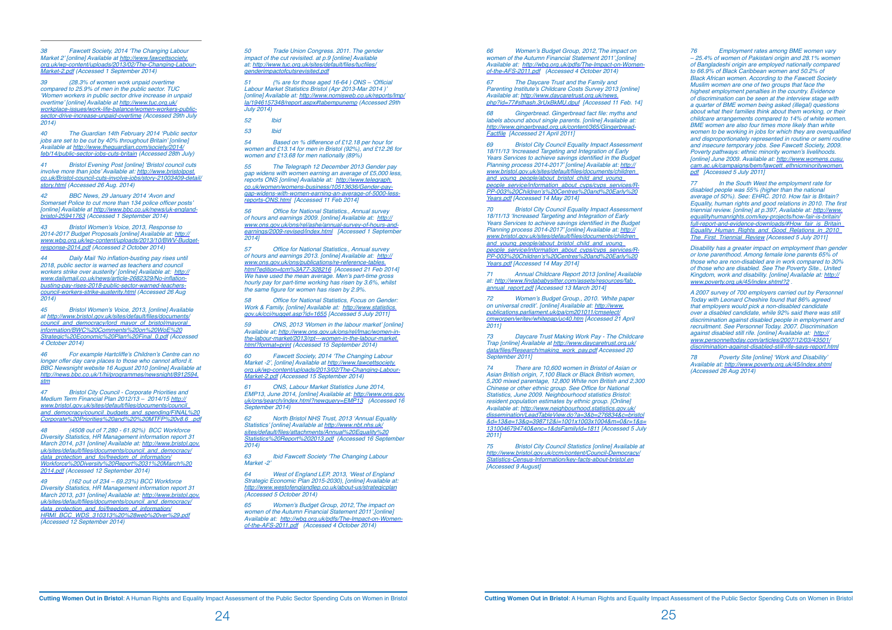38 Fawcett Society, 2014 'The Changing Labour Market 2' [online] Available at http://www.fawcettsociety.org.uk/wp-content/uploads/2013/02/The-Changing-Labour-Market-2.pdf (Accessed 1 September 2014)

39 (28.3% of women work unpaid overtime compared to 25.9% of men in the public sector. TUC 'Women workers in public sector drive increase in unpaid overtime' [online] Available at http://www.tuc.org.uk/workplace-issues/work-life-balance/women-workers-public-sector-drive-increase-unpaid-overtime (Accessed 29th July 2014)

40 The Guardian 14th February 2014 'Public sector jobs are set to be cut by 40% throughout Britain' [online] Available at http://www.theguardian.com/society/2014/feb/14/public-sector-jobs-cuts-britain (Accessed 28th July)

41 Bristol Evening Post [online] 'Bristol council cuts involve more than jobs' Available at: http://www.bristolpost.co.uk/Bristol-council-cuts-involve-jobs/story-21003409-detail/story.html (Accessed 26 Aug. 2014)

42 BBC News, 29 January 2014 'Avon and Somerset Police to cut more than 134 police officer posts' [online] Available at http://www.bbc.co.uk/news/uk-england-bristol-25941763 (Accessed 1 September 2014)

43 Bristol Women's Voice, 2013, Response to 2014-2017 Budget Proposals [online] Available at: http://www.wbg.org.uk/wp-content/uploads/2013/10/BWV-Budget-response-2014.pdf (Accessed 2 October 2014)

44 Daily Mail 'No inflation-busting pay rises until 2018, public sector is warned as teachers and council workers strike over austerity' [online] Available at: http://www.dailymail.co.uk/news/article-2682329/No-inflation-busting-pay-rises-2018-public-sector-warned-teachers-council-workers-strike-austerity.html (Accessed 26 Aug 2014)

45 Bristol Women's Voice, 2013, [online] Available at http://www.bristol.gov.uk/sites/default/files/documents/council_and_democracy/lord_mayor_of_bristol/mayoral_information/BWC%20Comments%20on%20WoE%20Strategic%20Economic%20Plan%20Final_0.pdf (Accessed 4 October 2014)

46 For example Hartcliffe's Children's Centre can no longer offer day care places to those who cannot afford it. BBC Newsnight website 16 August 2010 [online] Available at http://news.bbc.co.uk/1/hi/programmes/newsnight/8912594.stm

47 Bristol City Council - Corporate Priorities and Medium Term Financial Plan 2012/13 – 2014/15 http://www.bristol.gov.uk/sites/default/files/documents/council_and_democracy/council_budgets_and_spending/FINAL%20Corporate%20Priorities%20and%20%20MTFP%20v8.6_.pdf

48 (4508 out of 7,280 - 61.92%) BCC Workforce Diversity Statistics, HR Management information report 31 March 2014, p31 [online] Available at: http://www.bristol.gov.uk/sites/default/files/documents/council_and_democracy/data_protection_and_foi/freedom_of_information/Workforce%20Diversity%20Report%2031%20March%202014.pdf (Accessed 12 September 2014)

49 (162 out of 234 – 69.23%) BCC Workforce Diversity Statistics, HR Management information report 31 March 2013, p31 [online] Available at: http://www.bristol.gov.uk/sites/default/files/documents/council_and_democracy/data_protection_and_foi/freedom_of_information/HRMI_BCC_WDS_310313%20%28web%20ver%29.pdf (Accessed 12 September 2014)

50 Trade Union Congress. 2011. The gender impact of the cut revisited. at p.9 [online] Available at: http://www.tuc.org.uk/sites/default/files/tucfiles/genderimpactofcutsrevisited.pdf

51 (% are for those aged 16-64 ) ONS – 'Official Labour Market Statistics Bristol (Apr 2013-Mar 2014 )' [online] Available at: http://www.nomisweb.co.uk/reports/lmp/la/1946157348/report.aspx#tabempunemp (Accessed 29th July 2014)

52 Ibid

53 Ibid

54 Based on % difference of £12.18 per hour for women and £13.14 for men in Bristol (92%), and £12.26 for women and £13.68 for men nationally (89%)

55 The Telegraph 12 December 2013 Gender pay gap widens with women earning an average of £5,000 less, reports ONS [online] Available at: http://www.telegraph.co.uk/women/womens-business/10513636/Gender-pay-gap-widens-with-women-earning-an-average-of-5000-less-reports-ONS.html [Accessed 11 Feb 2014]

56 Office for National Statistics., Annual survey of hours and earnings 2009. [online] Available at: http://www.ons.gov.uk/ons/rel/ashe/annual-survey-of-hours-and-earnings/2009-revised/index.html [Accessed 1 September 2014]

57 Office for National Statistics., Annual survey of hours and earnings 2013. [online] Available at: http://www.ons.gov.uk/ons/publications/re-reference-tables.html?edition=tcm%3A77-328216 [Accessed 21 Feb 2014] We have used the mean average. Men's part-time gross hourly pay for part-time working has risen by 3.6%, whilst the same figure for women has risen by 2.9%.

58 Office for National Statistics, Focus on Gender: Work & Family, [online] Available at: http://www.statistics.gov.uk/cci/nugget.asp?id=1655 [Accessed 5 July 2011]

59 ONS, 2013 'Women in the labour market' [online] Available at: http://www.ons.gov.uk/ons/rel/lmac/women-in-the-labour-market/2013/rpt---women-in-the-labour-market.html?format=print (Accessed 15 September 2014)

60 Fawcett Society, 2014 'The Changing Labour Market -2', [online] Available at http://www.fawcettsociety.org.uk/wp-content/uploads/2013/02/The-Changing-Labour-Market-2.pdf (Accessed 15 September 2014)

61 ONS, Labour Market Statistics June 2014, EMP13, June 2014, [online] Available at: http://www.ons.gov.uk/ons/search/index.html?newquery=EMP13 (Accessed 16 September 2014)

62 North Bristol NHS Trust, 2013 'Annual Equality Statistics' [online] Available at http://www.nbt.nhs.uk/sites/default/files/attachments/Annual%20Equality%20Statistics%20Report%202013.pdf (Accessed 16 September 2014)

63 Ibid Fawcett Society 'The Changing Labour Market -2'

64 West of England LEP, 2013, 'West of England Strategic Economic Plan 2015-2030), [online] Available at: http://www.westofenglandlep.co.uk/about-us/strategicplan (Accessed 5 October 2014)

65 Women's Budget Group, 2012,'The impact on women of the Autumn Financial Statement 2011',[online] Available at: http://wbg.org.uk/pdfs/The-Impact-on-Women-of-the-AFS-2011.pdf (Accessed 4 October 2014)

66 Women's Budget Group, 2012,'The impact on women of the Autumn Financial Statement 2011',[online] Available at: http://wbg.org.uk/pdfs/The-Impact-on-Women-of-the-AFS-2011.pdf (Accessed 4 October 2014)

67 The Daycare Trust and the Family and Parenting Institute's Childcare Costs Survey 2013 [online] Available at: http://www.daycaretrust.org.uk/news.php?id=77#sthash.3rUxBkMU.dpuf [Accessed 11 Feb. 14]

68 Gingerbread. Gingerbread fact file: myths and labels abound about single parents. [online] Available at: http://www.gingerbread.org.uk/content/365/Gingerbread-Factfile [Accessed 21 April 2011]

69 Bristol City Council Equality Impact Assessment 18/11/13 'Increased Targeting and Integration of Early Years Services to achieve savings identified in the Budget Planning process 2014-2017' [online] Available at: http://www.bristol.gov.uk/sites/default/files/documents/children_and_young_people/about_bristol_child_and_young_people_service/information_about_cyps/cyps_services/R-PP-003%20Children's%20Centres%20and%20Early%20Years.pdf [Accessed 14 May 2014]

70 Bristol City Council Equality Impact Assessment 18/11/13 'Increased Targeting and Integration of Early Years Services to achieve savings identified in the Budget Planning process 2014-2017' [online] Available at: http://www.bristol.gov.uk/sites/default/files/documents/children_and_young_people/about_bristol_child_and_young_people_service/information_about_cyps/cyps_services/R-PP-003%20Children's%20Centres%20and%20Early%20Years.pdf [Accessed 14 May 2014]

71 Annual Childcare Report 2013 [online] Available at: http://www.findababysitter.com/assets/resources/fab_annual_report.pdf [Accessed 13 March 2014]

72 Women's Budget Group., 2010. 'White paper on universal credit'. [online] Available at: http://www.publications.parliament.uk/pa/cm201011/cmselect/cmworpen/writev/whitepap/uc40.htm [Accessed 21 April 2011]

73 Daycare Trust Making Work Pay - The Childcare Trap [online] Available at http://www.daycaretrust.org.uk/data/files/Research/making_work_pay.pdf Accessed 20 September 2011]

74 There are 10,600 women in Bristol of Asian or Asian British origin, 7,100 Black or Black British women, 5,200 mixed parentage, 12,800 White non British and 2,300 Chinese or other ethnic group. See Office for National Statistics, June 2009. Neighbourhood statistics Bristol: resident population estimates by ethnic group. [Online] Available at: http://www.neighbourhood.statistics.gov.uk/dissemination/LeadTableView.do?a=3&b=276834&c=bristol&d=13&e=13&g=398712&i=1001x1003x1004&m=0&r=1&s=1310046794740&enc=1&dsFamilyId=1811 [Accessed 5 July 2011]

75 Bristol City Council Statistics [online] Available at http://www.bristol.gov.uk/ccm/content/Council-Democracy/Statistics-Census-Information/key-facts-about-bristol.en [Accessed 9 August]

76 Employment rates among BME women vary – 25.4% of women of Pakistani origin and 28.1% women of Bangladeshi origin are employed nationally compared to 66.9% of Black Caribbean women and 50.2% of Black African women. According to the Fawcett Society Muslim women are one of two groups that face the highest employment penalties in the country. Evidence of discrimination can be seen at the interview stage with a quarter of BME women being asked (illegal) questions about what their families think about them working, or their childcare arrangements compared to 14% of white women. BME women are also four times more likely than white women to be working in jobs for which they are overqualified and disproportionately represented in routine or semi routine and insecure temporary jobs. See Fawcett Society, 2009. Poverty pathways: ethnic minority women's livelihoods. [online] June 2009. Available at: http://www.womens.cusu.cam.ac.uk/campaigns/bem/fawcett_ethnicminoritywomen.pdf [Accessed 5 July 2011]

77 In the South West the employment rate for disabled people was 55% (higher than the national average of 50%). See: EHRC. 2010. How fair is Britain? Equality, human rights and good relations in 2010. The first triennial review. [online] at p.397, Available at: http://www.equalityhumanrights.com/key-projects/how-fair-is-britain/full-report-and-evidence-downloads/#How_fair_is_Britain_Equality_Human_Rights_and_Good_Relations_in_2010_The_First_Triennial_Review [Accessed 5 July 2011]

Disability has a greater impact on employment than gender or lone parenthood. Among female lone parents 65% of those who are non-disabled are in work compared to 30% of those who are disabled. See The Poverty Site., United Kingdom, work and disability. [online] Available at: http://www.poverty.org.uk/45/index.shtml?2 .

A 2007 survey of 700 employers carried out by Personnel Today with Leonard Cheshire found that 86% agreed that employers would pick a non-disabled candidate over a disabled candidate, while 92% said there was still discrimination against disabled people in employment and recruitment. See Personnel Today. 2007. Discrimination against disabled still rife. [online] Available at: http://www.personneltoday.com/articles/2007/12/03/43501/discrimination-against-disabled-still-rife-says-report.html

78 Poverty Site [online] 'Work and Disability' Available at: http://www.poverty.org.uk/45/index.shtml (Accessed 26 Aug 2014)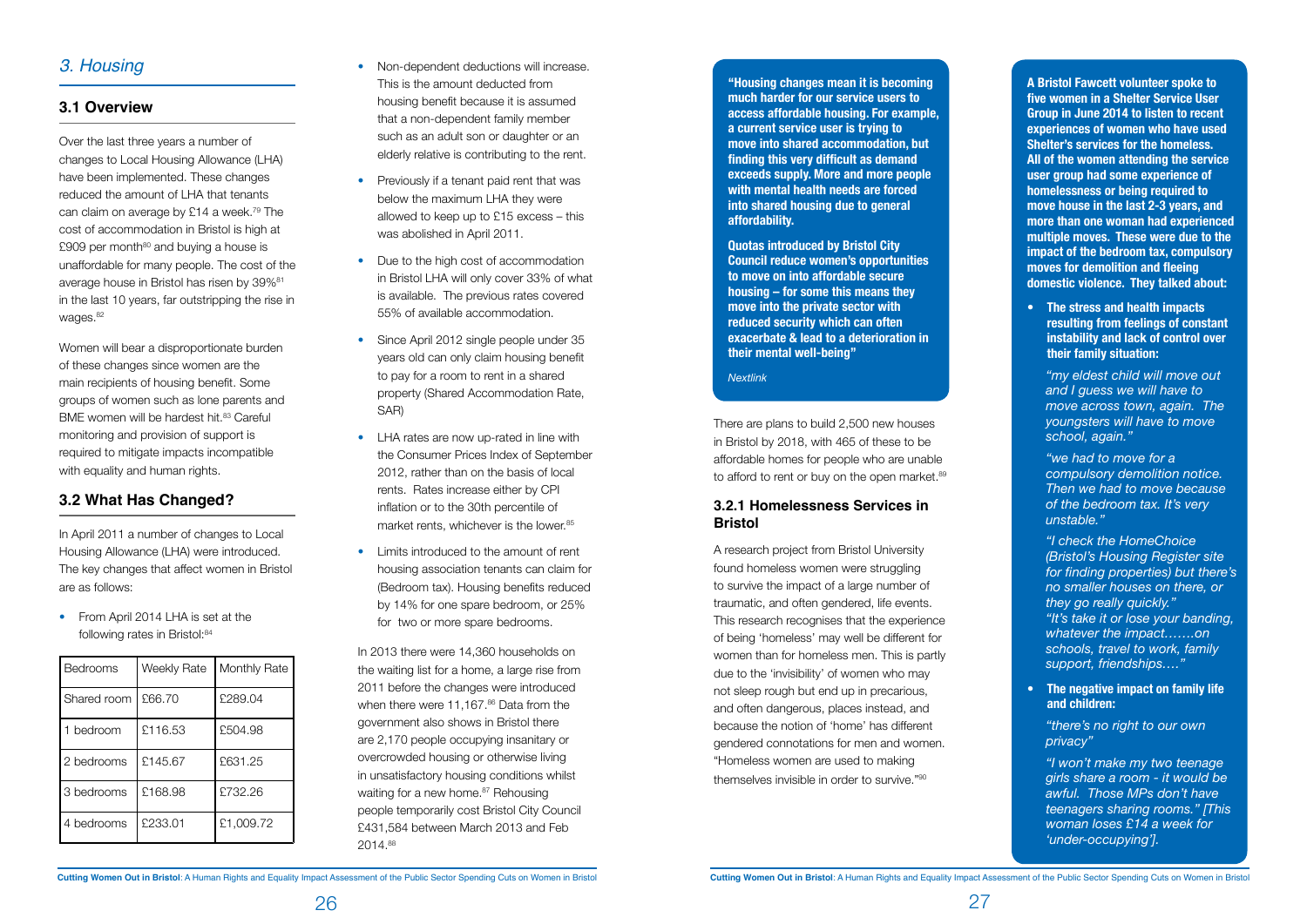# 3. Housing

## 3.1 Overview

Over the last three years a number of changes to Local Housing Allowance (LHA) have been implemented. These changes reduced the amount of LHA that tenants can claim on average by £14 a week.[79] The cost of accommodation in Bristol is high at £909 per month[80] and buying a house is unaffordable for many people. The cost of the average house in Bristol has risen by 39%[81] in the last 10 years, far outstripping the rise in wages.[82]

Women will bear a disproportionate burden of these changes since women are the main recipients of housing benefit. Some groups of women such as lone parents and BME women will be hardest hit.[83] Careful monitoring and provision of support is required to mitigate impacts incompatible with equality and human rights.

## 3.2 What Has Changed?

In April 2011 a number of changes to Local Housing Allowance (LHA) were introduced. The key changes that affect women in Bristol are as follows:

- From April 2014 LHA is set at the following rates in Bristol:[84]

| Bedrooms | Weekly Rate | Monthly Rate |
|---|---|---|
| Shared room | £66.70 | £289.04 |
| 1 bedroom | £116.53 | £504.98 |
| 2 bedrooms | £145.67 | £631.25 |
| 3 bedrooms | £168.98 | £732.26 |
| 4 bedrooms | £233.01 | £1,009.72 |

- Non-dependent deductions will increase. This is the amount deducted from housing benefit because it is assumed that a non-dependent family member such as an adult son or daughter or an elderly relative is contributing to the rent.
- Previously if a tenant paid rent that was below the maximum LHA they were allowed to keep up to £15 excess – this was abolished in April 2011.
- Due to the high cost of accommodation in Bristol LHA will only cover 33% of what is available. The previous rates covered 55% of available accommodation.
- Since April 2012 single people under 35 years old can only claim housing benefit to pay for a room to rent in a shared property (Shared Accommodation Rate, SAR)
- LHA rates are now up-rated in line with the Consumer Prices Index of September 2012, rather than on the basis of local rents. Rates increase either by CPI inflation or to the 30th percentile of market rents, whichever is the lower.[85]
- Limits introduced to the amount of rent housing association tenants can claim for (Bedroom tax). Housing benefits reduced by 14% for one spare bedroom, or 25% for two or more spare bedrooms.

In 2013 there were 14,360 households on the waiting list for a home, a large rise from 2011 before the changes were introduced when there were 11,167.[86] Data from the government also shows in Bristol there are 2,170 people occupying insanitary or overcrowded housing or otherwise living in unsatisfactory housing conditions whilst waiting for a new home.[87] Rehousing people temporarily cost Bristol City Council £431,584 between March 2013 and Feb 2014.[88]

**"Housing changes mean it is becoming much harder for our service users to access affordable housing. For example, a current service user is trying to move into shared accommodation, but finding this very difficult as demand exceeds supply. More and more people with mental health needs are forced into shared housing due to general affordability.**

**Quotas introduced by Bristol City Council reduce women's opportunities to move on into affordable secure housing – for some this means they move into the private sector with reduced security which can often exacerbate & lead to a deterioration in their mental well-being"**

*Nextlink*

There are plans to build 2,500 new houses in Bristol by 2018, with 465 of these to be affordable homes for people who are unable to afford to rent or buy on the open market.[89]

### 3.2.1 Homelessness Services in Bristol

A research project from Bristol University found homeless women were struggling to survive the impact of a large number of traumatic, and often gendered, life events. This research recognises that the experience of being 'homeless' may well be different for women than for homeless men. This is partly due to the 'invisibility' of women who may not sleep rough but end up in precarious, and often dangerous, places instead, and because the notion of 'home' has different gendered connotations for men and women. "Homeless women are used to making themselves invisible in order to survive."[90]

**A Bristol Fawcett volunteer spoke to five women in a Shelter Service User Group in June 2014 to listen to recent experiences of women who had used Shelter's services for the homeless. All of the women attending the service user group had some experience of homelessness or being required to move house in the last 2-3 years, and more than one woman had experienced multiple moves. These were due to the impact of the bedroom tax, compulsory moves for demolition and fleeing domestic violence. They talked about:**

- **The stress and health impacts resulting from feelings of constant instability and lack of control over their family situation:**

  *"my eldest child will move out and I guess we will have to move across town, again. The youngsters will have to move school, again."*

  *"we had to move for a compulsory demolition notice. Then we had to move because of the bedroom tax. It's very unstable."*

  *"I check the HomeChoice (Bristol's Housing Register site for finding properties) but there's no smaller houses on there, or they go really quickly."*
  *"It's take it or lose your banding, whatever the impact…….on schools, travel to work, family support, friendships…."*

- **The negative impact on family life and children:**

  *"there's no right to our own privacy"*

  *"I won't make my two teenage girls share a room - it would be awful. Those MPs don't have teenagers sharing rooms." [This woman loses £14 a week for 'under-occupying'].*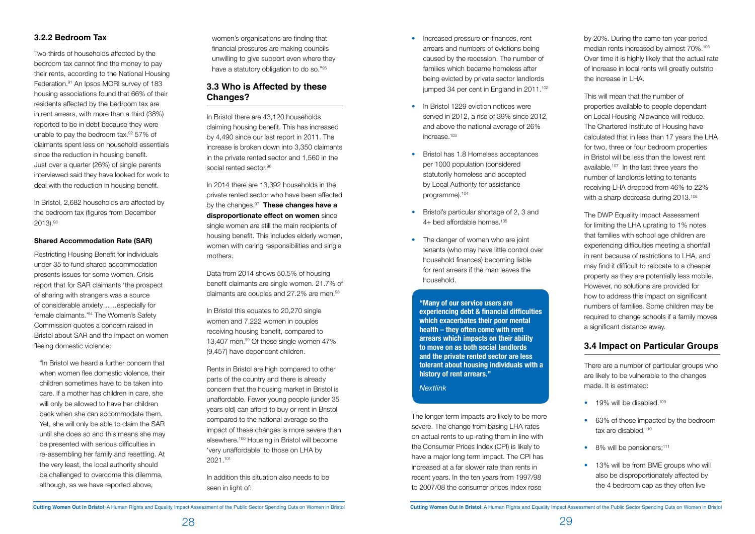### 3.2.2 Bedroom Tax

Two thirds of households affected by the bedroom tax cannot find the money to pay their rents, according to the National Housing Federation.[91] An Ipsos MORI survey of 183 housing associations found that 66% of their residents affected by the bedroom tax are in rent arrears, with more than a third (38%) reported to be in debt because they were unable to pay the bedroom tax.[92] 57% of claimants spent less on household essentials since the reduction in housing benefit. Just over a quarter (26%) of single parents interviewed said they have looked for work to deal with the reduction in housing benefit.

In Bristol, 2,682 households are affected by the bedroom tax (figures from December 2013).[93]

#### Shared Accommodation Rate (SAR)

Restricting Housing Benefit for individuals under 35 to fund shared accommodation presents issues for some women. Crisis report that for SAR claimants 'the prospect of sharing with strangers was a source of considerable anxiety……especially for female claimants.'[94] The Women's Safety Commission quotes a concern raised in Bristol about SAR and the impact on women fleeing domestic violence:

> "In Bristol we heard a further concern that when women flee domestic violence, their children sometimes have to be taken into care. If a mother has children in care, she will only be allowed to have her children back when she can accommodate them. Yet, she will only be able to claim the SAR until she does so and this means she may be presented with serious difficulties in re-assembling her family and resettling. At the very least, the local authority should be challenged to overcome this dilemma, although, as we have reported above, women's organisations are finding that financial pressures are making councils unwilling to give support even where they have a statutory obligation to do so."[95]

## 3.3 Who is Affected by these Changes?

In Bristol there are 43,120 households claiming housing benefit. This has increased by 4,490 since our last report in 2011. The increase is broken down into 3,350 claimants in the private rented sector and 1,560 in the social rented sector.[96]

In 2014 there are 13,392 households in the private rented sector who have been affected by the changes.[97] **These changes have a disproportionate effect on women** since single women are still the main recipients of housing benefit. This includes elderly women, women with caring responsibilities and single mothers.

Data from 2014 shows 50.5% of housing benefit claimants are single women. 21.7% of claimants are couples and 27.2% are men.[98]

In Bristol this equates to 20,270 single women and 7,222 women in couples receiving housing benefit, compared to 13,407 men.[99] Of these single women 47% (9,457) have dependent children.

Rents in Bristol are high compared to other parts of the country and there is already concern that the housing market in Bristol is unaffordable. Fewer young people (under 35 years old) can afford to buy or rent in Bristol compared to the national average so the impact of these changes is more severe than elsewhere.[100] Housing in Bristol will become 'very unaffordable' to those on LHA by 2021.[101]

In addition this situation also needs to be seen in light of:

- Increased pressure on finances, rent arrears and numbers of evictions being caused by the recession. The number of families which became homeless after being evicted by private sector landlords jumped 34 per cent in England in 2011.[102]
- In Bristol 1229 eviction notices were served in 2012, a rise of 39% since 2012, and above the national average of 26% increase.[103]
- Bristol has 1.8 Homeless acceptances per 1000 population (considered statutorily homeless and accepted by Local Authority for assistance programme).[104]
- Bristol's particular shortage of 2, 3 and 4+ bed affordable homes.[105]
- The danger of women who are joint tenants (who may have little control over household finances) becoming liable for rent arrears if the man leaves the household.

> **"Many of our service users are experiencing debt & financial difficulties which exacerbates their poor mental health – they often come with rent arrears which impacts on their ability to move on as both social landlords and the private rented sector are less tolerant about housing individuals with a history of rent arrears."**
>
> *Nextlink*

The longer term impacts are likely to be more severe. The change from basing LHA rates on actual rents to up-rating them in line with the Consumer Prices Index (CPI) is likely to have a major long term impact. The CPI has increased at a far slower rate than rents in recent years. In the ten years from 1997/98 to 2007/08 the consumer prices index rose by 20%. During the same ten year period median rents increased by almost 70%.[106] Over time it is highly likely that the actual rate of increase in local rents will greatly outstrip the increase in LHA.

This will mean that the number of properties available to people dependant on Local Housing Allowance will reduce. The Chartered Institute of Housing have calculated that in less than 17 years the LHA for two, three or four bedroom properties in Bristol will be less than the lowest rent available.[107] In the last three years the number of landlords letting to tenants receiving LHA dropped from 46% to 22% with a sharp decrease during 2013.[108]

The DWP Equality Impact Assessment for limiting the LHA uprating to 1% notes that families with school age children are experiencing difficulties meeting a shortfall in rent because of restrictions to LHA, and may find it difficult to relocate to a cheaper property as they are potentially less mobile. However, no solutions are provided for how to address this impact on significant numbers of families. Some children may be required to change schools if a family moves a significant distance away.

## 3.4 Impact on Particular Groups

There are a number of particular groups who are likely to be vulnerable to the changes made. It is estimated:

- 19% will be disabled.[109]
- 63% of those impacted by the bedroom tax are disabled.[110]
- 8% will be pensioners;[111]
- 13% will be from BME groups who will also be disproportionately affected by the 4 bedroom cap as they often live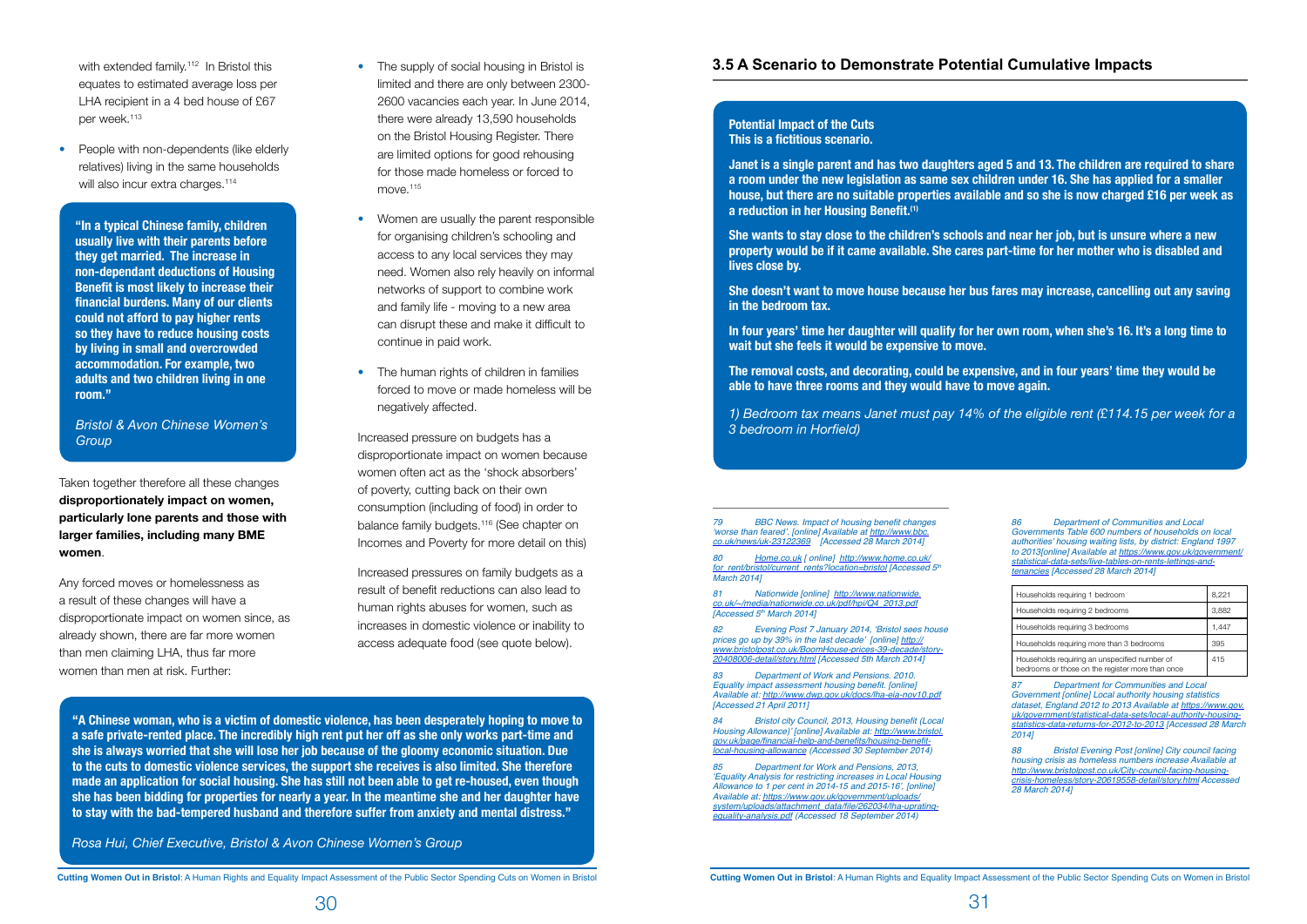with extended family.[112] In Bristol this equates to estimated average loss per LHA recipient in a 4 bed house of £67 per week.[113]

- People with non-dependents (like elderly relatives) living in the same households will also incur extra charges.[114]

> **"In a typical Chinese family, children usually live with their parents before they get married. The increase in non-dependant deductions of Housing Benefit is most likely to increase their financial burdens. Many of our clients could not afford to pay higher rents so they have to reduce housing costs by living in small and overcrowded accommodation. For example, two adults and two children living in one room."**
>
> *Bristol & Avon Chinese Women's Group*

Taken together therefore all these changes **disproportionately impact on women, particularly lone parents and those with larger families, including many BME women**.

Any forced moves or homelessness as a result of these changes will have a disproportionate impact on women since, as already shown, there are far more women than men claiming LHA, thus far more women than men at risk. Further:

- The supply of social housing in Bristol is limited and there are only between 2300-2600 vacancies each year. In June 2014, there were already 13,590 households on the Bristol Housing Register. There are limited options for good rehousing for those made homeless or forced to move.[115]
- Women are usually the parent responsible for organising children's schooling and access to any local services they may need. Women also rely heavily on informal networks of support to combine work and family life - moving to a new area can disrupt these and make it difficult to continue in paid work.
- The human rights of children in families forced to move or made homeless will be negatively affected.

Increased pressure on budgets has a disproportionate impact on women because women often act as the 'shock absorbers' of poverty, cutting back on their own consumption (including of food) in order to balance family budgets.[116] (See chapter on Incomes and Poverty for more detail on this)

Increased pressures on family budgets as a result of benefit reductions can also lead to human rights abuses for women, such as increases in domestic violence or inability to access adequate food (see quote below).

> **"A Chinese woman, who is a victim of domestic violence, has been desperately hoping to move to a safe private-rented place. The incredibly high rent put her off as she only works part-time and she is always worried that she will lose her job because of the gloomy economic situation. Due to the cuts to domestic violence services, the support she receives is also limited. She therefore made an application for social housing. She has still not been able to get re-housed, even though she has been bidding for properties for nearly a year. In the meantime she and her daughter have to stay with the bad-tempered husband and therefore suffer from anxiety and mental distress."**
>
> *Rosa Hui, Chief Executive, Bristol & Avon Chinese Women's Group*

## 3.5 A Scenario to Demonstrate Potential Cumulative Impacts

> **Potential Impact of the Cuts**
> **This is a fictitious scenario.**
>
> **Janet is a single parent and has two daughters aged 5 and 13. The children are required to share a room under the new legislation as same sex children under 16. She has applied for a smaller house, but there are no suitable properties available and so she is now charged £16 per week as a reduction in her Housing Benefit.(1)**
>
> **She wants to stay close to the children's schools and near her job, but is unsure where a new property would be if it came available. She cares part-time for her mother who is disabled and lives close by.**
>
> **She doesn't want to move house because her bus fares may increase, cancelling out any saving in the bedroom tax.**
>
> **In four years' time her daughter will qualify for her own room, when she's 16. It's a long time to wait but she feels it would be expensive to move.**
>
> **The removal costs, and decorating, could be expensive, and in four years' time they would be able to have three rooms and they would have to move again.**
>
> *1) Bedroom tax means Janet must pay 14% of the eligible rent (£114.15 per week for a 3 bedroom in Horfield)*

---

*79 BBC News. Impact of housing benefit changes 'worse than feared'. [online] Available at http://www.bbc.co.uk/news/uk-23122369 [Accessed 28 March 2014]*

*80 Home.co.uk [ online] http://www.home.co.uk/for_rent/bristol/current_rents?location=bristol [Accessed 5th March 2014]*

*81 Nationwide [online] http://www.nationwide.co.uk/~/media/nationwide.co.uk/pdf/hpi/Q4_2013.pdf [Accessed 5th March 2014]*

*82 Evening Post 7 January 2014, 'Bristol sees house prices go up by 39% in the last decade' [online] http://www.bristolpost.co.uk/BoomHouse-prices-39-decade/story-20408006-detail/story.html [Accessed 5th March 2014]*

*83 Department of Work and Pensions. 2010. Equality impact assessment housing benefit. [online] Available at: http://www.dwp.gov.uk/docs/lha-eia-nov10.pdf [Accessed 21 April 2011]*

*84 Bristol city Council, 2013, Housing benefit (Local Housing Allowance)' [online] Available at: http://www.bristol.gov.uk/page/financial-help-and-benefits/housing-benefit-local-housing-allowance (Accessed 30 September 2014)*

*85 Department for Work and Pensions, 2013, 'Equality Analysis for restricting increases in Local Housing Allowance to 1 per cent in 2014-15 and 2015-16', [online] Available at: https://www.gov.uk/government/uploads/system/uploads/attachment_data/file/262034/lha-uprating-equality-analysis.pdf (Accessed 18 September 2014)*

*86 Department of Communities and Local Governments Table 600 numbers of households on local authorities' housing waiting lists, by district: England 1997 to 2013[online] Available at https://www.gov.uk/government/statistical-data-sets/live-tables-on-rents-lettings-and-tenancies [Accessed 28 March 2014]*

| Households requiring 1 bedroom | 8,221 |
|---|---|
| Households requiring 2 bedrooms | 3,882 |
| Households requiring 3 bedrooms | 1,447 |
| Households requiring more than 3 bedrooms | 395 |
| Households requiring an unspecified number of bedrooms or those on the register more than once | 415 |

*87 Department for Communities and Local Government [online] Local authority housing statistics dataset, England 2012 to 2013 Available at https://www.gov.uk/government/statistical-data-sets/local-authority-housing-statistics-data-returns-for-2012-to-2013 [Accessed 28 March 2014]*

*88 Bristol Evening Post [online] City council facing housing crisis as homeless numbers increase Available at http://www.bristolpost.co.uk/City-council-facing-housing-crisis-homeless/story-20619558-detail/story.html Accessed 28 March 2014]*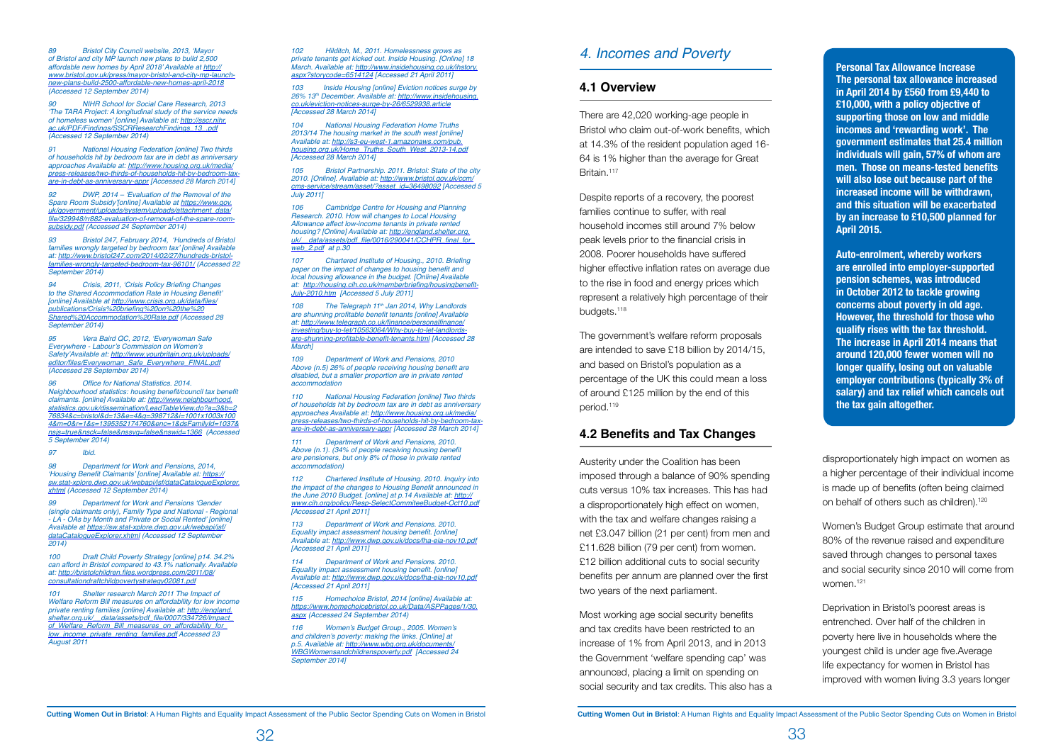89 Bristol City Council website, 2013, 'Mayor of Bristol and city MP launch new plans to build 2,500 affordable new homes by April 2018' Available at http://www.bristol.gov.uk/press/mayor-bristol-and-city-mp-launch-new-plans-build-2500-affordable-new-homes-april-2018 (Accessed 12 September 2014)

90 NIHR School for Social Care Research, 2013 'The TARA Project: A longitudinal study of the service needs of homeless women' [online] Available at: http://sscr.nihr.ac.uk/PDF/Findings/SSCRResearchFindings_13_.pdf (Accessed 12 September 2014)

91 National Housing Federation [online] Two thirds of households hit by bedroom tax are in debt as anniversary approaches Available at: http://www.housing.org.uk/media/press-releases/two-thirds-of-households-hit-by-bedroom-tax-are-in-debt-as-anniversary-appr [Accessed 28 March 2014]

92 DWP, 2014 – 'Evaluation of the Removal of the Spare Room Subsidy'[online] Available at https://www.gov.uk/government/uploads/system/uploads/attachment_data/file/329948/rr882-evaluation-of-removal-of-the-spare-room-subsidy.pdf (Accessed 24 September 2014)

93 Bristol 247, February 2014, 'Hundreds of Bristol families wrongly targeted by bedroom tax' [online] Available at: http://www.bristol247.com/2014/02/27/hundreds-bristol-families-wrongly-targeted-bedroom-tax-96101/ (Accessed 22 September 2014)

94 Crisis, 2011, 'Crisis Policy Briefing Changes to the Shared Accommodation Rate in Housing Benefit' [online] Available at http://www.crisis.org.uk/data/files/publications/Crisis%20briefing%20on%20the%20Shared%20Accommodation%20Rate.pdf (Accessed 28 September 2014)

95 Vera Baird QC, 2012, 'Everywoman Safe Everywhere - Labour's Commission on Women's Safety'Available at: http://www.yourbritain.org.uk/uploads/editor/files/Everywoman_Safe_Everywhere_FINAL.pdf (Accessed 28 September 2014)

96 Office for National Statistics. 2014. Neighbourhood statistics: housing benefit/council tax benefit claimants. [online] Available at: http://www.neighbourhood.statistics.gov.uk/dissemination/LeadTableView.do?a=3&b=276834&c=bristol&d=13&e=4&g=398712&i=1001x1003x1004&m=0&r=1&s=1395352174760&enc=1&dsFamilyId=1037&nsjs=true&nsck=false&nssvg=false&nswid=1366 (Accessed 5 September 2014)

97 Ibid.

98 Department for Work and Pensions, 2014, 'Housing Benefit Claimants' [online] Available at: https://sw.stat-xplore.dwp.gov.uk/webapi/jsf/dataCatalogueExplorer.xhtml (Accessed 12 September 2014)

99 Department for Work and Pensions 'Gender (single claimants only), Family Type and National - Regional - LA - OAs by Month and Private or Social Rented' [online] Available at https://sw.stat-xplore.dwp.gov.uk/webapi/jsf/dataCatalogueExplorer.xhtml (Accessed 12 September 2014)

100 Draft Child Poverty Strategy [online] p14. 34.2% can afford in Bristol compared to 43.1% nationally. Available at: http://bristolchildren.files.wordpress.com/2011/08/consultationdraftchildpovertystrategy02081.pdf

101 Shelter research March 2011 The Impact of Welfare Reform Bill measures on affordability for low income private renting families [online] Available at: http://england.shelter.org.uk/__data/assets/pdf_file/0007/334726/Impact_of_Welfare_Reform_Bill_measures_on_affordability_for_low_income_private_renting_families.pdf Accessed 23 August 2011

102 Hilditch, M., 2011. Homelessness grows as private tenants get kicked out. Inside Housing. [Online] 18 March. Available at: http://www.insidehousing.co.uk/ihstory.aspx?storycode=6514124 [Accessed 21 April 2011]

103 Inside Housing [online] Eviction notices surge by 26% 13th December. Available at: http://www.insidehousing.co.uk/eviction-notices-surge-by-26/6529938.article [Accessed 28 March 2014]

104 National Housing Federation Home Truths 2013/14 The housing market in the south west [online] Available at: http://s3-eu-west-1.amazonaws.com/pub.housing.org.uk/Home_Truths_South_West_2013-14.pdf [Accessed 28 March 2014]

105 Bristol Partnership. 2011. Bristol: State of the city 2010. [Online]. Available at: http://www.bristol.gov.uk/ccm/cms-service/stream/asset/?asset_id=36498092 [Accessed 5 July 2011]

106 Cambridge Centre for Housing and Planning Research. 2010. How will changes to Local Housing Allowance affect low-income tenants in private rented housing? [Online] Available at: http://england.shelter.org.uk/__data/assets/pdf_file/0016/290041/CCHPR_final_for_web_2.pdf at p.30

107 Chartered Institute of Housing., 2010. Briefing paper on the impact of changes to housing benefit and local housing allowance in the budget. [Online] Available at: http://housing.cih.co.uk/memberbriefing/housingbenefit-July-2010.htm [Accessed 5 July 2011]

108 The Telegraph 11th Jan 2014, Why Landlords are shunning profitable benefit tenants [online] Available at: http://www.telegraph.co.uk/finance/personalfinance/investing/buy-to-let/10563064/Why-buy-to-let-landlords-are-shunning-profitable-benefit-tenants.html [Accessed 28 March]

109 Department of Work and Pensions, 2010 Above (n.5) 26% of people receiving housing benefit are disabled, but a smaller proportion are in private rented accommodation

110 National Housing Federation [online] Two thirds of households hit by bedroom tax are in debt as anniversary approaches Available at: http://www.housing.org.uk/media/press-releases/two-thirds-of-households-hit-by-bedroom-tax-are-in-debt-as-anniversary-appr [Accessed 28 March 2014]

111 Department of Work and Pensions, 2010. Above (n.1). (34% of people receiving housing benefit are pensioners, but only 8% of those in private rented accommodation)

112 Chartered Institute of Housing. 2010. Inquiry into the impact of the changes to Housing Benefit announced in the June 2010 Budget. [online] at p.14 Available at: http://www.cih.org/policy/Resp-SelectCommiteeBudget-Oct10.pdf [Accessed 21 April 2011]

113 Department of Work and Pensions. 2010. Equality impact assessment housing benefit. [online] Available at: http://www.dwp.gov.uk/docs/lha-eia-nov10.pdf [Accessed 21 April 2011]

114 Department of Work and Pensions. 2010. Equality impact assessment housing benefit. [online] Available at: http://www.dwp.gov.uk/docs/lha-eia-nov10.pdf [Accessed 21 April 2011]

115 Homechoice Bristol, 2014 [online] Available at: https://www.homechoicebristol.co.uk/Data/ASPPages/1/30.aspx (Accessed 24 September 2014)

116 Women's Budget Group., 2005. Women's and children's poverty: making the links. [Online] at p.5. Available at: http://www.wbg.org.uk/documents/WBGWomensandchildrenspoverty.pdf [Accessed 24 September 2014]

# 4. Incomes and Poverty

## 4.1 Overview

There are 42,020 working-age people in Bristol who claim out-of-work benefits, which at 14.3% of the resident population aged 16-64 is 1% higher than the average for Great Britain.[117]

Despite reports of a recovery, the poorest families continue to suffer, with real household incomes still around 7% below peak levels prior to the financial crisis in 2008. Poorer households have suffered higher effective inflation rates on average due to the rise in food and energy prices which represent a relatively high percentage of their budgets.[118]

The government's welfare reform proposals are intended to save £18 billion by 2014/15, and based on Bristol's population as a percentage of the UK this could mean a loss of around £125 million by the end of this period.[119]

## 4.2 Benefits and Tax Changes

Austerity under the Coalition has been imposed through a balance of 90% spending cuts versus 10% tax increases. This has had a disproportionately high effect on women, with the tax and welfare changes raising a net £3.047 billion (21 per cent) from men and £11.628 billion (79 per cent) from women. £12 billion additional cuts to social security benefits per annum are planned over the first two years of the next parliament.

Most working age social security benefits and tax credits have been restricted to an increase of 1% from April 2013, and in 2013 the Government 'welfare spending cap' was announced, placing a limit on spending on social security and tax credits. This also has a disproportionately high impact on women as a higher percentage of their individual income is made up of benefits (often being claimed on behalf of others such as children).[120]

Women's Budget Group estimate that around 80% of the revenue raised and expenditure saved through changes to personal taxes and social security since 2010 will come from women.[121]

Deprivation in Bristol's poorest areas is entrenched. Over half of the children in poverty here live in households where the youngest child is under age five.Average life expectancy for women in Bristol has improved with women living 3.3 years longer

**Personal Tax Allowance Increase**
**The personal tax allowance increased in April 2014 by £560 from £9,440 to £10,000, with a policy objective of supporting those on low and middle incomes and 'rewarding work'. The government estimates that 25.4 million individuals will gain, 57% of whom are men. Those on means-tested benefits will also lose out because part of the increased income will be withdrawn, and this situation will be exacerbated by an increase to £10,500 planned for April 2015.**

**Auto-enrolment, whereby workers are enrolled into employer-supported pension schemes, was introduced in October 2012 to tackle growing concerns about poverty in old age. However, the threshold for those who qualify rises with the tax threshold. The increase in April 2014 means that around 120,000 fewer women will no longer qualify, losing out on valuable employer contributions (typically 3% of salary) and tax relief which cancels out the tax gain altogether.**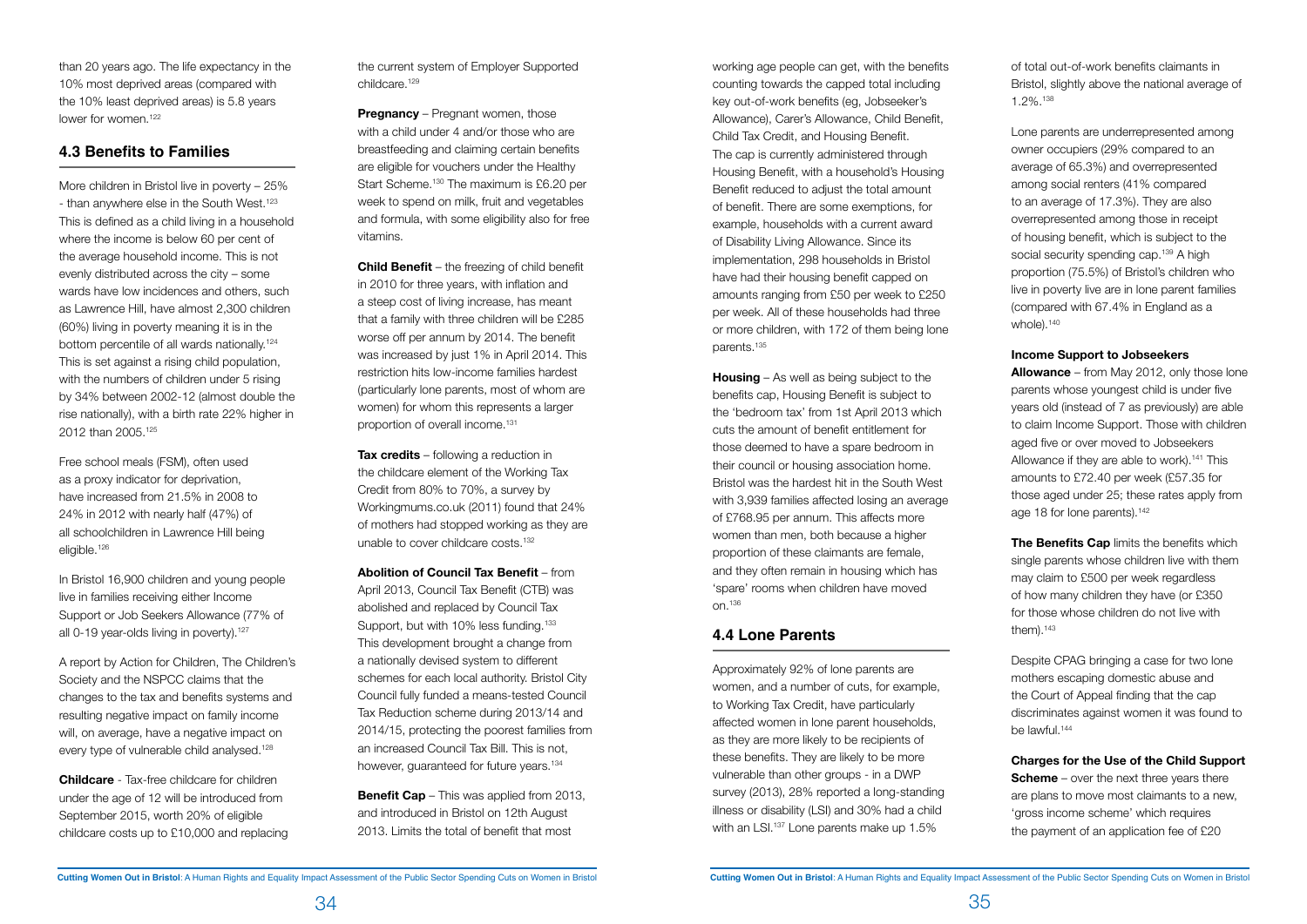than 20 years ago. The life expectancy in the 10% most deprived areas (compared with the 10% least deprived areas) is 5.8 years lower for women.[122]

## 4.3 Benefits to Families

More children in Bristol live in poverty – 25% - than anywhere else in the South West.[123] This is defined as a child living in a household where the income is below 60 per cent of the average household income. This is not evenly distributed across the city – some wards have low incidences and others, such as Lawrence Hill, have almost 2,300 children (60%) living in poverty meaning it is in the bottom percentile of all wards nationally.[124] This is set against a rising child population, with the numbers of children under 5 rising by 34% between 2002-12 (almost double the rise nationally), with a birth rate 22% higher in 2012 than 2005.[125]

Free school meals (FSM), often used as a proxy indicator for deprivation, have increased from 21.5% in 2008 to 24% in 2012 with nearly half (47%) of all schoolchildren in Lawrence Hill being eligible.[126]

In Bristol 16,900 children and young people live in families receiving either Income Support or Job Seekers Allowance (77% of all 0-19 year-olds living in poverty).[127]

A report by Action for Children, The Children's Society and the NSPCC claims that the changes to the tax and benefits systems and resulting negative impact on family income will, on average, have a negative impact on every type of vulnerable child analysed.[128]

**Childcare** - Tax-free childcare for children under the age of 12 will be introduced from September 2015, worth 20% of eligible childcare costs up to £10,000 and replacing the current system of Employer Supported childcare.[129]

**Pregnancy** – Pregnant women, those with a child under 4 and/or those who are breastfeeding and claiming certain benefits are eligible for vouchers under the Healthy Start Scheme.[130] The maximum is £6.20 per week to spend on milk, fruit and vegetables and formula, with some eligibility also for free vitamins.

**Child Benefit** – the freezing of child benefit in 2010 for three years, with inflation and a steep cost of living increase, has meant that a family with three children will be £285 worse off per annum by 2014. The benefit was increased by just 1% in April 2014. This restriction hits low-income families hardest (particularly lone parents, most of whom are women) for whom this represents a larger proportion of overall income.[131]

**Tax credits** – following a reduction in the childcare element of the Working Tax Credit from 80% to 70%, a survey by Workingmums.co.uk (2011) found that 24% of mothers had stopped working as they are unable to cover childcare costs.[132]

**Abolition of Council Tax Benefit** – from April 2013, Council Tax Benefit (CTB) was abolished and replaced by Council Tax Support, but with 10% less funding.[133] This development brought a change from a nationally devised system to different schemes for each local authority. Bristol City Council fully funded a means-tested Council Tax Reduction scheme during 2013/14 and 2014/15, protecting the poorest families from an increased Council Tax Bill. This is not, however, guaranteed for future years.[134]

**Benefit Cap** – This was applied from 2013, and introduced in Bristol on 12th August 2013. Limits the total of benefit that most working age people can get, with the benefits counting towards the capped total including key out-of-work benefits (eg, Jobseeker's Allowance), Carer's Allowance, Child Benefit, Child Tax Credit, and Housing Benefit. The cap is currently administered through Housing Benefit, with a household's Housing Benefit reduced to adjust the total amount of benefit. There are some exemptions, for example, households with a current award of Disability Living Allowance. Since its implementation, 298 households in Bristol have had their housing benefit capped on amounts ranging from £50 per week to £250 per week. All of these households had three or more children, with 172 of them being lone parents.[135]

**Housing** – As well as being subject to the benefits cap, Housing Benefit is subject to the 'bedroom tax' from 1st April 2013 which cuts the amount of benefit entitlement for those deemed to have a spare bedroom in their council or housing association home. Bristol was the hardest hit in the South West with 3,939 families affected losing an average of £768.95 per annum. This affects more women than men, both because a higher proportion of these claimants are female, and they often remain in housing which has 'spare' rooms when children have moved on.[136]

## 4.4 Lone Parents

Approximately 92% of lone parents are women, and a number of cuts, for example, to Working Tax Credit, have particularly affected women in lone parent households, as they are more likely to be recipients of these benefits. They are likely to be more vulnerable than other groups - in a DWP survey (2013), 28% reported a long-standing illness or disability (LSI) and 30% had a child with an LSI.[137] Lone parents make up 1.5% of total out-of-work benefits claimants in Bristol, slightly above the national average of 1.2%.[138]

Lone parents are underrepresented among owner occupiers (29% compared to an average of 65.3%) and overrepresented among social renters (41% compared to an average of 17.3%). They are also overrepresented among those in receipt of housing benefit, which is subject to the social security spending cap.[139] A high proportion (75.5%) of Bristol's children who live in poverty live in lone parent families (compared with 67.4% in England as a whole).[140]

**Income Support to Jobseekers Allowance** – from May 2012, only those lone parents whose youngest child is under five years old (instead of 7 as previously) are able to claim Income Support. Those with children aged five or over moved to Jobseekers Allowance if they are able to work).[141] This amounts to £72.40 per week (£57.35 for those aged under 25; these rates apply from age 18 for lone parents).[142]

**The Benefits Cap** limits the benefits which single parents whose children live with them may claim to £500 per week regardless of how many children they have (or £350 for those whose children do not live with them).[143]

Despite CPAG bringing a case for two lone mothers escaping domestic abuse and the Court of Appeal finding that the cap discriminates against women it was found to be lawful.[144]

**Charges for the Use of the Child Support Scheme** – over the next three years there are plans to move most claimants to a new, 'gross income scheme' which requires the payment of an application fee of £20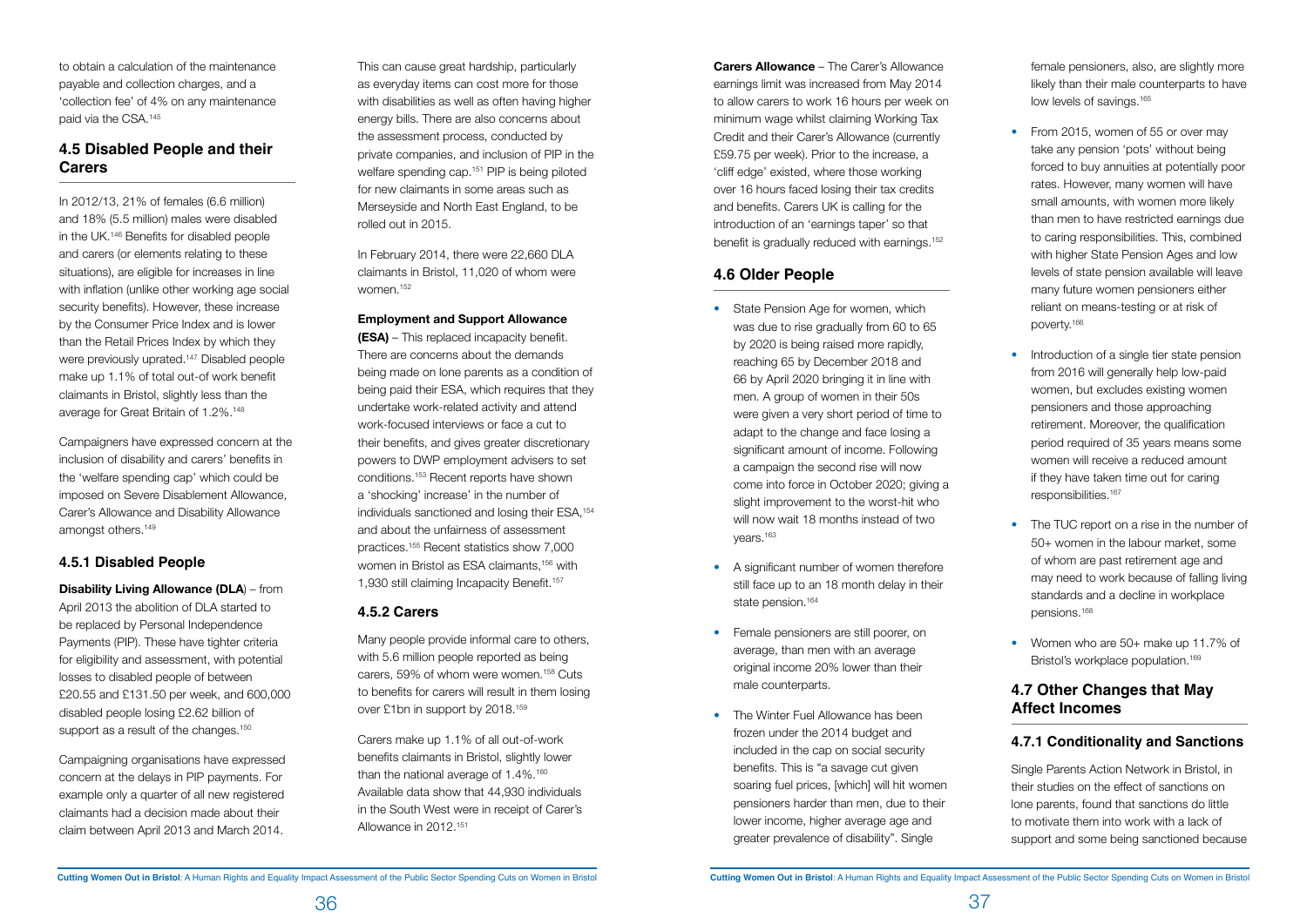to obtain a calculation of the maintenance payable and collection charges, and a 'collection fee' of 4% on any maintenance paid via the CSA.[145]

## 4.5 Disabled People and their Carers

In 2012/13, 21% of females (6.6 million) and 18% (5.5 million) males were disabled in the UK.[146] Benefits for disabled people and carers (or elements relating to these situations), are eligible for increases in line with inflation (unlike other working age social security benefits). However, these increase by the Consumer Price Index and is lower than the Retail Prices Index by which they were previously uprated.[147] Disabled people make up 1.1% of total out-of work benefit claimants in Bristol, slightly less than the average for Great Britain of 1.2%.[148]

Campaigners have expressed concern at the inclusion of disability and carers' benefits in the 'welfare spending cap' which could be imposed on Severe Disablement Allowance, Carer's Allowance and Disability Allowance amongst others.[149]

### 4.5.1 Disabled People

**Disability Living Allowance (DLA**) – from April 2013 the abolition of DLA started to be replaced by Personal Independence Payments (PIP). These have tighter criteria for eligibility and assessment, with potential losses to disabled people of between £20.55 and £131.50 per week, and 600,000 disabled people losing £2.62 billion of support as a result of the changes.[150]

Campaigning organisations have expressed concern at the delays in PIP payments. For example only a quarter of all new registered claimants had a decision made about their claim between April 2013 and March 2014. This can cause great hardship, particularly as everyday items can cost more for those with disabilities as well as often having higher energy bills. There are also concerns about the assessment process, conducted by private companies, and inclusion of PIP in the welfare spending cap.[151] PIP is being piloted for new claimants in some areas such as Merseyside and North East England, to be rolled out in 2015.

In February 2014, there were 22,660 DLA claimants in Bristol, 11,020 of whom were women.[152]

**Employment and Support Allowance (ESA)** – This replaced incapacity benefit. There are concerns about the demands being made on lone parents as a condition of being paid their ESA, which requires that they undertake work-related activity and attend work-focused interviews or face a cut to their benefits, and gives greater discretionary powers to DWP employment advisers to set conditions.[153] Recent reports have shown a 'shocking' increase' in the number of individuals sanctioned and losing their ESA,[154] and about the unfairness of assessment practices.[155] Recent statistics show 7,000 women in Bristol as ESA claimants,[156] with 1,930 still claiming Incapacity Benefit.[157]

### 4.5.2 Carers

Many people provide informal care to others, with 5.6 million people reported as being carers, 59% of whom were women.[158] Cuts to benefits for carers will result in them losing over £1bn in support by 2018.[159]

Carers make up 1.1% of all out-of-work benefits claimants in Bristol, slightly lower than the national average of 1.4%.[160] Available data show that 44,930 individuals in the South West were in receipt of Carer's Allowance in 2012.[151]

**Carers Allowance** – The Carer's Allowance earnings limit was increased from May 2014 to allow carers to work 16 hours per week on minimum wage whilst claiming Working Tax Credit and their Carer's Allowance (currently £59.75 per week). Prior to the increase, a 'cliff edge' existed, where those working over 16 hours faced losing their tax credits and benefits. Carers UK is calling for the introduction of an 'earnings taper' so that benefit is gradually reduced with earnings.[152]

## 4.6 Older People

- State Pension Age for women, which was due to rise gradually from 60 to 65 by 2020 is being raised more rapidly, reaching 65 by December 2018 and 66 by April 2020 bringing it in line with men. A group of women in their 50s were given a very short period of time to adapt to the change and face losing a significant amount of income. Following a campaign the second rise will now come into force in October 2020; giving a slight improvement to the worst-hit who will now wait 18 months instead of two years.[163]
- A significant number of women therefore still face up to an 18 month delay in their state pension.[164]
- Female pensioners are still poorer, on average, than men with an average original income 20% lower than their male counterparts.
- The Winter Fuel Allowance has been frozen under the 2014 budget and included in the cap on social security benefits. This is "a savage cut given soaring fuel prices, [which] will hit women pensioners harder than men, due to their lower income, higher average age and greater prevalence of disability". Single female pensioners, also, are slightly more likely than their male counterparts to have low levels of savings.[165]
- From 2015, women of 55 or over may take any pension 'pots' without being forced to buy annuities at potentially poor rates. However, many women will have small amounts, with women more likely than men to have restricted earnings due to caring responsibilities. This, combined with higher State Pension Ages and low levels of state pension available will leave many future women pensioners either reliant on means-testing or at risk of poverty.[166]
- Introduction of a single tier state pension from 2016 will generally help low-paid women, but excludes existing women pensioners and those approaching retirement. Moreover, the qualification period required of 35 years means some women will receive a reduced amount if they have taken time out for caring responsibilities.[167]
- The TUC report on a rise in the number of 50+ women in the labour market, some of whom are past retirement age and may need to work because of falling living standards and a decline in workplace pensions.[168]
- Women who are 50+ make up 11.7% of Bristol's workplace population.[169]

## 4.7 Other Changes that May Affect Incomes

### 4.7.1 Conditionality and Sanctions

Single Parents Action Network in Bristol, in their studies on the effect of sanctions on lone parents, found that sanctions do little to motivate them into work with a lack of support and some being sanctioned because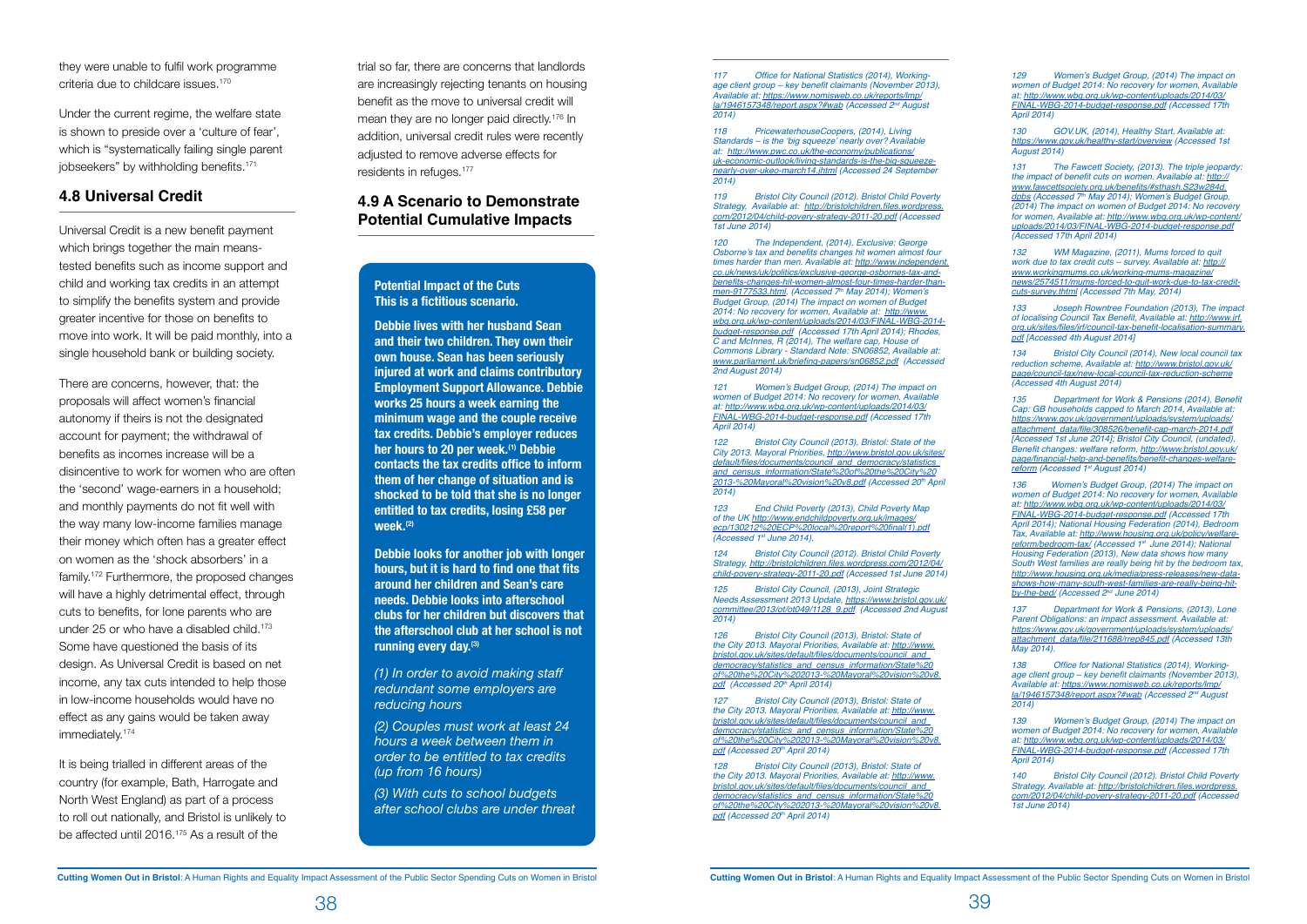they were unable to fulfil work programme criteria due to childcare issues.[170]

Under the current regime, the welfare state is shown to preside over a 'culture of fear', which is "systematically failing single parent jobseekers" by withholding benefits.[171]

## 4.8 Universal Credit

Universal Credit is a new benefit payment which brings together the main means-tested benefits such as income support and child and working tax credits in an attempt to simplify the benefits system and provide greater incentive for those on benefits to move into work. It will be paid monthly, into a single household bank or building society.

There are concerns, however, that: the proposals will affect women's financial autonomy if theirs is not the designated account for payment; the withdrawal of benefits as incomes increase will be a disincentive to work for women who are often the 'second' wage-earners in a household; and monthly payments do not fit well with the way many low-income families manage their money which often has a greater effect on women as the 'shock absorbers' in a family.[172] Furthermore, the proposed changes will have a highly detrimental effect, through cuts to benefits, for lone parents who are under 25 or who have a disabled child.[173] Some have questioned the basis of its design. As Universal Credit is based on net income, any tax cuts intended to help those in low-income households would have no effect as any gains would be taken away immediately.[174]

It is being trialled in different areas of the country (for example, Bath, Harrogate and North West England) as part of a process to roll out nationally, and Bristol is unlikely to be affected until 2016.[175] As a result of the trial so far, there are concerns that landlords are increasingly rejecting tenants on housing benefit as the move to universal credit will mean they are no longer paid directly.[176] In addition, universal credit rules were recently adjusted to remove adverse effects for residents in refuges.[177]

## 4.9 A Scenario to Demonstrate Potential Cumulative Impacts

**Potential Impact of the Cuts**
**This is a fictitious scenario.**

**Debbie lives with her husband Sean and their two children. They own their own house. Sean has been seriously injured at work and claims contributory Employment Support Allowance. Debbie works 25 hours a week earning the minimum wage and the couple receive tax credits. Debbie's employer reduces her hours to 20 per week.(1) Debbie contacts the tax credits office to inform them of her change of situation and is shocked to be told that she is no longer entitled to tax credits, losing £58 per week.(2)**

**Debbie looks for another job with longer hours, but it is hard to find one that fits around her children and Sean's care needs. Debbie looks into afterschool clubs for her children but discovers that the afterschool club at her school is not running every day.(3)**

*(1) In order to avoid making staff redundant some employers are reducing hours*

*(2) Couples must work at least 24 hours a week between them in order to be entitled to tax credits (up from 16 hours)*

*(3) With cuts to school budgets after school clubs are under threat*

---

*117 Office for National Statistics (2014), Working-age client group – key benefit claimants (November 2013), Available at: https://www.nomisweb.co.uk/reports/lmp/la/1946157348/report.aspx?#wab (Accessed 2nd August 2014)*

*118 PricewaterhouseCoopers, (2014), Living Standards – is the 'big squeeze' nearly over? Available at: http://www.pwc.co.uk/the-economy/publications/uk-economic-outlook/living-standards-is-the-big-squeeze-nearly-over-ukeo-march14.jhtml (Accessed 24 September 2014)*

*119 Bristol City Council (2012). Bristol Child Poverty Strategy, Available at: http://bristolchildren.files.wordpress.com/2012/04/child-povery-strategy-2011-20.pdf (Accessed 1st June 2014)*

*120 The Independent, (2014), Exclusive: George Osborne's tax and benefits changes hit women almost four times harder than men. Available at: http://www.independent.co.uk/news/uk/politics/exclusive-george-osbornes-tax-and-benefits-changes-hit-women-almost-four-times-harder-than-men-9177533.html. (Accessed 7th May 2014); Women's Budget Group, (2014) The impact on women of Budget 2014: No recovery for women, Available at: http://www.wbg.org.uk/wp-content/uploads/2014/03/FINAL-WBG-2014-budget-response.pdf (Accessed 17th April 2014); Rhodes, C and McInnes, R (2014), The welfare cap, House of Commons Library - Standard Note: SN06852. Available at: www.parliament.uk/briefing-papers/sn06852.pdf (Accessed 2nd August 2014)*

*121 Women's Budget Group, (2014) The impact on women of Budget 2014: No recovery for women, Available at: http://www.wbg.org.uk/wp-content/uploads/2014/03/FINAL-WBG-2014-budget-response.pdf (Accessed 17th April 2014)*

*122 Bristol City Council (2013), Bristol: State of the City 2013. Mayoral Priorities, http://www.bristol.gov.uk/sites/default/files/documents/council_and_democracy/statistics_and_census_information/State%20of%20the%20City%202013-%20Mayoral%20vision%20v8.pdf (Accessed 20th April 2014)*

*123 End Child Poverty (2013), Child Poverty Map of the UK http://www.endchildpoverty.org.uk/images/ecp/130212%20ECP%20local%20report%20final(1).pdf (Accessed 1st June 2014).*

*124 Bristol City Council (2012). Bristol Child Poverty Strategy. http://bristolchildren.files.wordpress.com/2012/04/child-povery-strategy-2011-20.pdf (Accessed 1st June 2014)*

*125 Bristol City Council, (2013), Joint Strategic Needs Assessment 2013 Update, https://www.bristol.gov.uk/committee/2013/ot/ot049/1128_9.pdf (Accessed 2nd August 2014)*

*126 Bristol City Council (2013), Bristol: State of the City 2013. Mayoral Priorities, Available at: http://www.bristol.gov.uk/sites/default/files/documents/council_and_democracy/statistics_and_census_information/State%20of%20the%20City%202013-%20Mayoral%20vision%20v8.pdf (Accessed 20th April 2014)*

*127 Bristol City Council (2013), Bristol: State of the City 2013. Mayoral Priorities, Available at: http://www.bristol.gov.uk/sites/default/files/documents/council_and_democracy/statistics_and_census_information/State%20of%20the%20City%202013-%20Mayoral%20vision%20v8.pdf (Accessed 20th April 2014)*

*128 Bristol City Council (2013), Bristol: State of the City 2013. Mayoral Priorities, Available at: http://www.bristol.gov.uk/sites/default/files/documents/council_and_democracy/statistics_and_census_information/State%20of%20the%20City%202013-%20Mayoral%20vision%20v8.pdf (Accessed 20th April 2014)*

*129 Women's Budget Group, (2014) The impact on women of Budget 2014: No recovery for women, Available at: http://www.wbg.org.uk/wp-content/uploads/2014/03/FINAL-WBG-2014-budget-response.pdf (Accessed 17th April 2014)*

*130 GOV.UK, (2014), Healthy Start, Available at: https://www.gov.uk/healthy-start/overview (Accessed 1st August 2014)*

*131 The Fawcett Society, (2013). The triple jeopardy: the impact of benefit cuts on women. Available at: http://www.fawcettsociety.org.uk/benefits/#sthash.S23w284d.dpbs (Accessed 7th May 2014); Women's Budget Group, (2014) The impact on women of Budget 2014: No recovery for women, Available at: http://www.wbg.org.uk/wp-content/uploads/2014/03/FINAL-WBG-2014-budget-response.pdf (Accessed 17th April 2014)*

*132 WM Magazine, (2011), Mums forced to quit work due to tax credit cuts – survey. Available at: http://www.workingmums.co.uk/working-mums-magazine/news/2574511/mums-forced-to-quit-work-due-to-tax-credit-cuts-survey.thtml (Accessed 7th May, 2014)*

*133 Joseph Rowntree Foundation (2013), The impact of localising Council Tax Benefit, Available at: http://www.jrf.org.uk/sites/files/jrf/council-tax-benefit-localisation-summary.pdf [Accessed 4th August 2014)*

*134 Bristol City Council (2014), New local council tax reduction scheme, Available at: http://www.bristol.gov.uk/page/council-tax/new-local-council-tax-reduction-scheme (Accessed 4th August 2014)*

*135 Department for Work & Pensions (2014), Benefit Cap: GB households capped to March 2014, Available at: https://www.gov.uk/government/uploads/system/uploads/attachment_data/file/308526/benefit-cap-march-2014.pdf [Accessed 1st June 2014]; Bristol City Council, (undated), Benefit changes: welfare reform, http://www.bristol.gov.uk/page/financial-help-and-benefits/benefit-changes-welfare-reform (Accessed 1st August 2014)*

*136 Women's Budget Group, (2014) The impact on women of Budget 2014: No recovery for women, Available at: http://www.wbg.org.uk/wp-content/uploads/2014/03/FINAL-WBG-2014-budget-response.pdf (Accessed 17th April 2014); National Housing Federation (2014), Bedroom Tax, Available at: http://www.housing.org.uk/policy/welfare-reform/bedroom-tax/ (Accessed 1st June 2014); National Housing Federation (2013), New data shows how many South West families are really being hit by the bedroom tax, http://www.housing.org.uk/media/press-releases/new-data-shows-how-many-south-west-families-are-really-being-hit-by-the-bed/ (Accessed 2nd June 2014)*

*137 Department for Work & Pensions, (2013), Lone Parent Obligations: an impact assessment. Available at: https://www.gov.uk/government/uploads/system/uploads/attachment_data/file/211688/rrep845.pdf (Accessed 13th May 2014).*

*138 Office for National Statistics (2014), Working-age client group – key benefit claimants (November 2013), Available at: https://www.nomisweb.co.uk/reports/lmp/la/1946157348/report.aspx?#wab (Accessed 2nd August 2014)*

*139 Women's Budget Group, (2014) The impact on women of Budget 2014: No recovery for women, Available at: http://www.wbg.org.uk/wp-content/uploads/2014/03/FINAL-WBG-2014-budget-response.pdf (Accessed 17th April 2014)*

*140 Bristol City Council (2012). Bristol Child Poverty Strategy, Available at: http://bristolchildren.files.wordpress.com/2012/04/child-povery-strategy-2011-20.pdf (Accessed 1st June 2014)*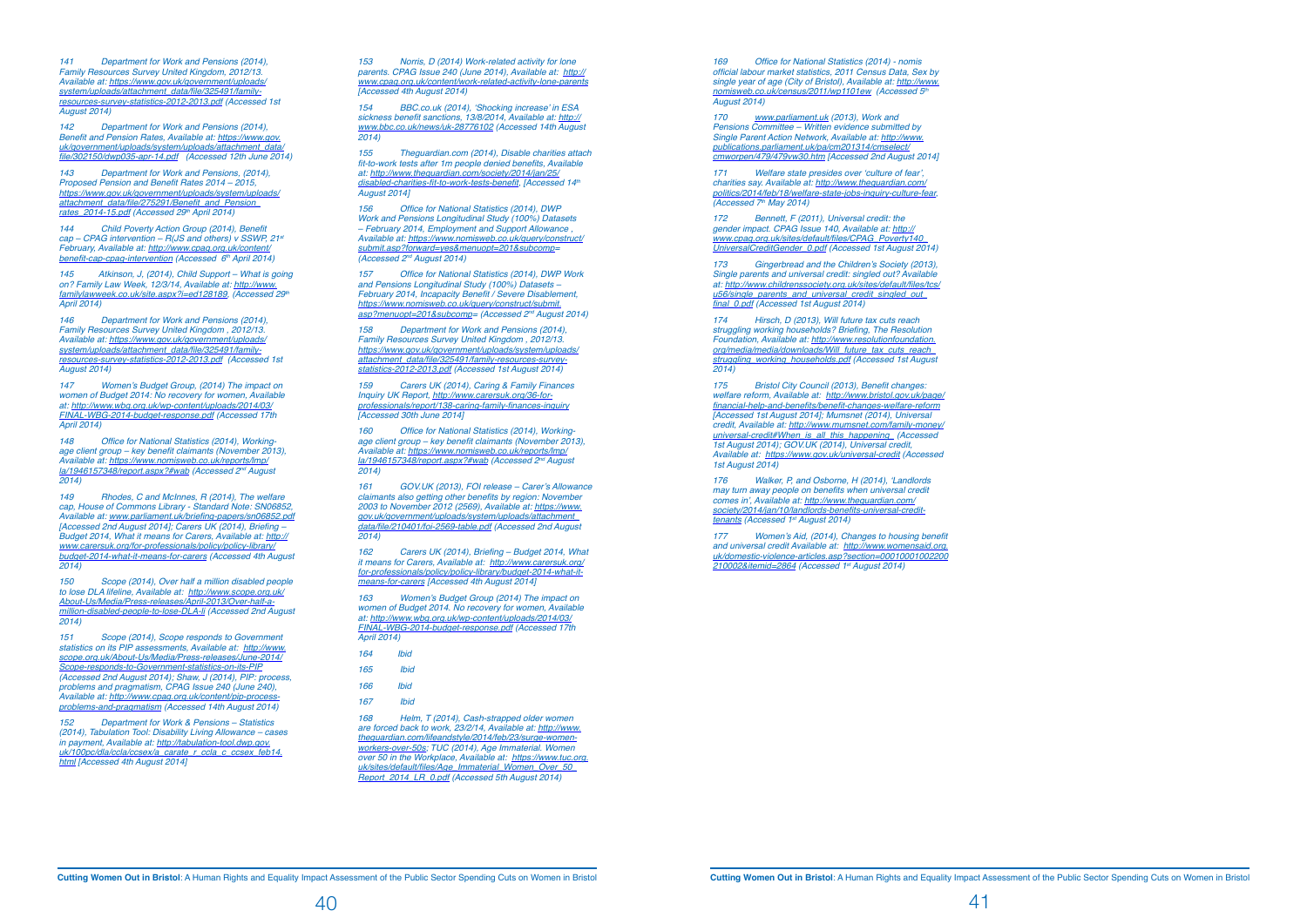141 Department for Work and Pensions (2014), Family Resources Survey United Kingdom, 2012/13. Available at: https://www.gov.uk/government/uploads/system/uploads/attachment_data/file/325491/family-resources-survey-statistics-2012-2013.pdf (Accessed 1st August 2014)

142 Department for Work and Pensions (2014), Benefit and Pension Rates, Available at: https://www.gov.uk/government/uploads/system/uploads/attachment_data/file/302150/dwp035-apr-14.pdf (Accessed 12th June 2014)

143 Department for Work and Pensions, (2014), Proposed Pension and Benefit Rates 2014 – 2015, https://www.gov.uk/government/uploads/system/uploads/attachment_data/file/275291/Benefit_and_Pension_rates_2014-15.pdf (Accessed 29th April 2014)

144 Child Poverty Action Group (2014), Benefit cap – CPAG intervention – R(JS and others) v SSWP, 21st February, Available at: http://www.cpag.org.uk/content/benefit-cap-cpag-intervention (Accessed 6th April 2014)

145 Atkinson, J, (2014), Child Support – What is going on? Family Law Week, 12/3/14, Available at: http://www.familylawweek.co.uk/site.aspx?i=ed128189 (Accessed 29th April 2014)

146 Department for Work and Pensions (2014), Family Resources Survey United Kingdom , 2012/13. Available at: https://www.gov.uk/government/uploads/system/uploads/attachment_data/file/325491/family-resources-survey-statistics-2012-2013.pdf (Accessed 1st August 2014)

147 Women's Budget Group, (2014) The impact on women of Budget 2014: No recovery for women, Available at: http://www.wbg.org.uk/wp-content/uploads/2014/03/FINAL-WBG-2014-budget-response.pdf (Accessed 17th April 2014)

148 Office for National Statistics (2014), Working-age client group – key benefit claimants (November 2013), Available at: https://www.nomisweb.co.uk/reports/lmp/la/1946157348/report.aspx?#wab (Accessed 2nd August 2014)

149 Rhodes, C and McInnes, R (2014), The welfare cap, House of Commons Library - Standard Note: SN06852, Available at: www.parliament.uk/briefing-papers/sn06852.pdf [Accessed 2nd August 2014]; Carers UK (2014), Briefing – Budget 2014, What it means for Carers, Available at: http://www.carersuk.org/for-professionals/policy/policy-library/budget-2014-what-it-means-for-carers (Accessed 4th August 2014)

150 Scope (2014), Over half a million disabled people to lose DLA lifeline, Available at: http://www.scope.org.uk/About-Us/Media/Press-releases/April-2013/Over-half-a-million-disabled-people-to-lose-DLA-li (Accessed 2nd August 2014)

151 Scope (2014), Scope responds to Government statistics on its PIP assessments, Available at: http://www.scope.org.uk/About-Us/Media/Press-releases/June-2014/Scope-responds-to-Government-statistics-on-its-PIP (Accessed 2nd August 2014); Shaw, J (2014), PIP: process, problems and pragmatism, CPAG Issue 240 (June 240), Available at: http://www.cpag.org.uk/content/pip-process-problems-and-pragmatism (Accessed 14th August 2014)

152 Department for Work & Pensions – Statistics (2014), Tabulation Tool: Disability Living Allowance – cases in payment, Available at: http://tabulation-tool.dwp.gov.uk/100pc/dla/ccla/ccsex/a_carate_r_ccla_c_ccsex_feb14.html [Accessed 4th August 2014]

153 Norris, D (2014) Work-related activity for lone parents. CPAG Issue 240 (June 2014), Available at: http://www.cpag.org.uk/content/work-related-activity-lone-parents [Accessed 4th August 2014)

154 BBC.co.uk (2014), 'Shocking increase' in ESA sickness benefit sanctions, 13/8/2014, Available at: http://www.bbc.co.uk/news/uk-28776102 (Accessed 14th August 2014)

155 Theguardian.com (2014), Disable charities attach fit-to-work tests after 1m people denied benefits, Available at: http://www.theguardian.com/society/2014/jan/25/disabled-charities-fit-to-work-tests-benefit, [Accessed 14th August 2014]

156 Office for National Statistics (2014), DWP Work and Pensions Longitudinal Study (100%) Datasets – February 2014, Employment and Support Allowance , Available at: https://www.nomisweb.co.uk/query/construct/submit.asp?forward=yes&menuopt=201&subcomp= (Accessed 2nd August 2014)

157 Office for National Statistics (2014), DWP Work and Pensions Longitudinal Study (100%) Datasets – February 2014, Incapacity Benefit / Severe Disablement, https://www.nomisweb.co.uk/query/construct/submit.asp?menuopt=201&subcomp= (Accessed 2nd August 2014)

158 Department for Work and Pensions (2014), Family Resources Survey United Kingdom , 2012/13. https://www.gov.uk/government/uploads/system/uploads/attachment_data/file/325491/family-resources-survey-statistics-2012-2013.pdf (Accessed 1st August 2014)

159 Carers UK (2014), Caring & Family Finances Inquiry UK Report, http://www.carersuk.org/36-for-professionals/report/138-caring-family-finances-inquiry [Accessed 30th June 2014]

160 Office for National Statistics (2014), Working-age client group – key benefit claimants (November 2013), Available at: https://www.nomisweb.co.uk/reports/lmp/la/1946157348/report.aspx?#wab (Accessed 2nd August 2014)

161 GOV.UK (2013), FOI release – Carer's Allowance claimants also getting other benefits by region: November 2003 to November 2012 (2569), Available at: https://www.gov.uk/government/uploads/system/uploads/attachment_data/file/210401/foi-2569-table.pdf (Accessed 2nd August 2014)

162 Carers UK (2014), Briefing – Budget 2014, What it means for Carers, Available at: http://www.carersuk.org/for-professionals/policy/policy-library/budget-2014-what-it-means-for-carers [Accessed 4th August 2014]

163 Women's Budget Group (2014) The impact on women of Budget 2014. No recovery for women, Available at: http://www.wbg.org.uk/wp-content/uploads/2014/03/FINAL-WBG-2014-budget-response.pdf (Accessed 17th April 2014)

164 Ibid

165 Ibid

166 Ibid

167 Ibid

168 Helm, T (2014), Cash-strapped older women are forced back to work, 23/2/14, Available at: http://www.theguardian.com/lifeandstyle/2014/feb/23/surge-women-workers-over-50s; TUC (2014), Age Immaterial. Women over 50 in the Workplace, Available at: https://www.tuc.org.uk/sites/default/files/Age_Immaterial_Women_Over_50_Report_2014_LR_0.pdf (Accessed 5th August 2014)

169 Office for National Statistics (2014) - nomis official labour market statistics, 2011 Census Data, Sex by single year of age (City of Bristol), Available at: http://www.nomisweb.co.uk/census/2011/wp1101ew (Accessed 5th August 2014)

170 www.parliament.uk (2013), Work and Pensions Committee – Written evidence submitted by Single Parent Action Network, Available at: http://www.publications.parliament.uk/pa/cm201314/cmselect/cmworpen/479/479vw30.htm [Accessed 2nd August 2014]

171 Welfare state presides over 'culture of fear', charities say. Available at: http://www.theguardian.com/politics/2014/feb/18/welfare-state-jobs-inquiry-culture-fear, (Accessed 7th May 2014)

172 Bennett, F (2011), Universal credit: the gender impact. CPAG Issue 140, Available at: http://www.cpag.org.uk/sites/default/files/CPAG_Poverty140_UniversalCreditGender_0.pdf (Accessed 1st August 2014)

173 Gingerbread and the Children's Society (2013), Single parents and universal credit: singled out? Available at: http://www.childrenssociety.org.uk/sites/default/files/tcs/u56/single_parents_and_universal_credit_singled_out_final_0.pdf (Accessed 1st August 2014)

174 Hirsch, D (2013), Will future tax cuts reach struggling working households? Briefing, The Resolution Foundation, Available at: http://www.resolutionfoundation.org/media/media/downloads/Will_future_tax_cuts_reach_struggling_working_households.pdf (Accessed 1st August 2014)

175 Bristol City Council (2013), Benefit changes: welfare reform, Available at: http://www.bristol.gov.uk/page/financial-help-and-benefits/benefit-changes-welfare-reform [Accessed 1st August 2014]; Mumsnet (2014), Universal credit, Available at: http://www.mumsnet.com/family-money/universal-credit#When_is_all_this_happening_ (Accessed 1st August 2014); GOV.UK (2014), Universal credit, Available at: https://www.gov.uk/universal-credit (Accessed 1st August 2014)

176 Walker, P, and Osborne, H (2014), 'Landlords may turn away people on benefits when universal credit comes in', Available at: http://www.theguardian.com/society/2014/jan/10/landlords-benefits-universal-credit-tenants (Accessed 1st August 2014)

177 Women's Aid, (2014), Changes to housing benefit and universal credit Available at: http://www.womensaid.org.uk/domestic-violence-articles.asp?section=00010001002200210002&itemid=2864 (Accessed 1st August 2014)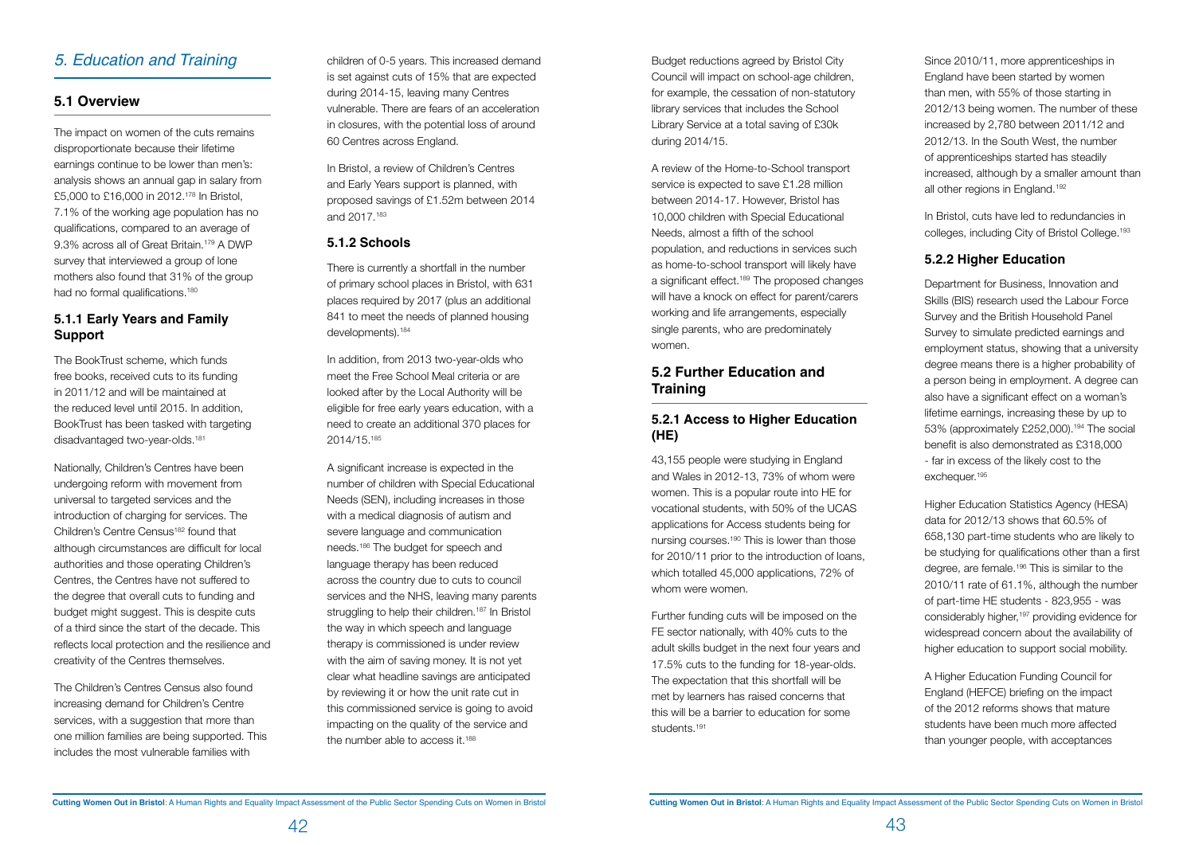## *5. Education and Training*

### 5.1 Overview

The impact on women of the cuts remains disproportionate because their lifetime earnings continue to be lower than men's: analysis shows an annual gap in salary from £5,000 to £16,000 in 2012.[178] In Bristol, 7.1% of the working age population has no qualifications, compared to an average of 9.3% across all of Great Britain.[179] A DWP survey that interviewed a group of lone mothers also found that 31% of the group had no formal qualifications.[180]

### 5.1.1 Early Years and Family Support

The BookTrust scheme, which funds free books, received cuts to its funding in 2011/12 and will be maintained at the reduced level until 2015. In addition, BookTrust has been tasked with targeting disadvantaged two-year-olds.[181]

Nationally, Children's Centres have been undergoing reform with movement from universal to targeted services and the introduction of charging for services. The Children's Centre Census[182] found that although circumstances are difficult for local authorities and those operating Children's Centres, the Centres have not suffered to the degree that overall cuts to funding and budget might suggest. This is despite cuts of a third since the start of the decade. This reflects local protection and the resilience and creativity of the Centres themselves.

The Children's Centres Census also found increasing demand for Children's Centre services, with a suggestion that more than one million families are being supported. This includes the most vulnerable families with children of 0-5 years. This increased demand is set against cuts of 15% that are expected during 2014-15, leaving many Centres vulnerable. There are fears of an acceleration in closures, with the potential loss of around 60 Centres across England.

In Bristol, a review of Children's Centres and Early Years support is planned, with proposed savings of £1.52m between 2014 and 2017.[183]

### 5.1.2 Schools

There is currently a shortfall in the number of primary school places in Bristol, with 631 places required by 2017 (plus an additional 841 to meet the needs of planned housing developments).[184]

In addition, from 2013 two-year-olds who meet the Free School Meal criteria or are looked after by the Local Authority will be eligible for free early years education, with a need to create an additional 370 places for 2014/15.[185]

A significant increase is expected in the number of children with Special Educational Needs (SEN), including increases in those with a medical diagnosis of autism and severe language and communication needs.[186] The budget for speech and language therapy has been reduced across the country due to cuts to council services and the NHS, leaving many parents struggling to help their children.[187] In Bristol the way in which speech and language therapy is commissioned is under review with the aim of saving money. It is not yet clear what headline savings are anticipated by reviewing it or how the unit rate cut in this commissioned service is going to avoid impacting on the quality of the service and the number able to access it.[188]

Budget reductions agreed by Bristol City Council will impact on school-age children, for example, the cessation of non-statutory library services that includes the School Library Service at a total saving of £30k during 2014/15.

A review of the Home-to-School transport service is expected to save £1.28 million between 2014-17. However, Bristol has 10,000 children with Special Educational Needs, almost a fifth of the school population, and reductions in services such as home-to-school transport will likely have a significant effect.[189] The proposed changes will have a knock on effect for parent/carers working and life arrangements, especially single parents, who are predominately women.

### 5.2 Further Education and Training

### 5.2.1 Access to Higher Education (HE)

43,155 people were studying in England and Wales in 2012-13, 73% of whom were women. This is a popular route into HE for vocational students, with 50% of the UCAS applications for Access students being for nursing courses.[190] This is lower than those for 2010/11 prior to the introduction of loans, which totalled 45,000 applications, 72% of whom were women.

Further funding cuts will be imposed on the FE sector nationally, with 40% cuts to the adult skills budget in the next four years and 17.5% cuts to the funding for 18-year-olds. The expectation that this shortfall will be met by learners has raised concerns that this will be a barrier to education for some students.[191]

Since 2010/11, more apprenticeships in England have been started by women than men, with 55% of those starting in 2012/13 being women. The number of these increased by 2,780 between 2011/12 and 2012/13. In the South West, the number of apprenticeships started has steadily increased, although by a smaller amount than all other regions in England.[192]

In Bristol, cuts have led to redundancies in colleges, including City of Bristol College.[193]

### 5.2.2 Higher Education

Department for Business, Innovation and Skills (BIS) research used the Labour Force Survey and the British Household Panel Survey to simulate predicted earnings and employment status, showing that a university degree means there is a higher probability of a person being in employment. A degree can also have a significant effect on a woman's lifetime earnings, increasing these by up to 53% (approximately £252,000).[194] The social benefit is also demonstrated as £318,000 - far in excess of the likely cost to the exchequer.[195]

Higher Education Statistics Agency (HESA) data for 2012/13 shows that 60.5% of 658,130 part-time students who are likely to be studying for qualifications other than a first degree, are female.[196] This is similar to the 2010/11 rate of 61.1%, although the number of part-time HE students - 823,955 - was considerably higher,[197] providing evidence for widespread concern about the availability of higher education to support social mobility.

A Higher Education Funding Council for England (HEFCE) briefing on the impact of the 2012 reforms shows that mature students have been much more affected than younger people, with acceptances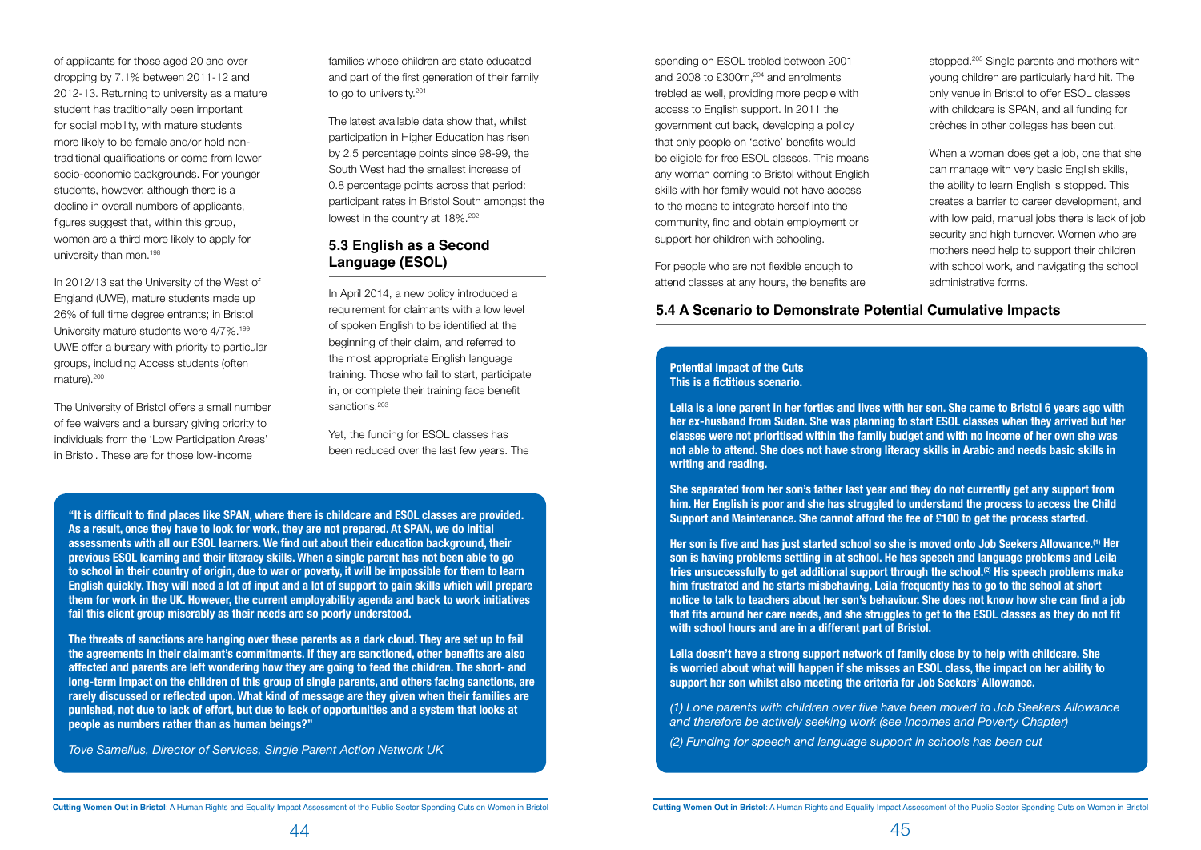of applicants for those aged 20 and over dropping by 7.1% between 2011-12 and 2012-13. Returning to university as a mature student has traditionally been important for social mobility, with mature students more likely to be female and/or hold non-traditional qualifications or come from lower socio-economic backgrounds. For younger students, however, although there is a decline in overall numbers of applicants, figures suggest that, within this group, women are a third more likely to apply for university than men.[198]

In 2012/13 sat the University of the West of England (UWE), mature students made up 26% of full time degree entrants; in Bristol University mature students were 4/7%.[199] UWE offer a bursary with priority to particular groups, including Access students (often mature).[200]

The University of Bristol offers a small number of fee waivers and a bursary giving priority to individuals from the 'Low Participation Areas' in Bristol. These are for those low-income families whose children are state educated and part of the first generation of their family to go to university.[201]

The latest available data show that, whilst participation in Higher Education has risen by 2.5 percentage points since 98-99, the South West had the smallest increase of 0.8 percentage points across that period: participant rates in Bristol South amongst the lowest in the country at 18%.[202]

## 5.3 English as a Second Language (ESOL)

In April 2014, a new policy introduced a requirement for claimants with a low level of spoken English to be identified at the beginning of their claim, and referred to the most appropriate English language training. Those who fail to start, participate in, or complete their training face benefit sanctions.[203]

Yet, the funding for ESOL classes has been reduced over the last few years. The spending on ESOL trebled between 2001 and 2008 to £300m,[204] and enrolments trebled as well, providing more people with access to English support. In 2011 the government cut back, developing a policy that only people on 'active' benefits would be eligible for free ESOL classes. This means any woman coming to Bristol without English skills with her family would not have access to the means to integrate herself into the community, find and obtain employment or support her children with schooling.

For people who are not flexible enough to attend classes at any hours, the benefits are stopped.[205] Single parents and mothers with young children are particularly hard hit. The only venue in Bristol to offer ESOL classes with childcare is SPAN, and all funding for crèches in other colleges has been cut.

When a woman does get a job, one that she can manage with very basic English skills, the ability to learn English is stopped. This creates a barrier to career development, and with low paid, manual jobs there is lack of job security and high turnover. Women who are mothers need help to support their children with school work, and navigating the school administrative forms.

**"It is difficult to find places like SPAN, where there is childcare and ESOL classes are provided. As a result, once they have to look for work, they are not prepared. At SPAN, we do initial assessments with all our ESOL learners. We find out about their education background, their previous ESOL learning and their literacy skills. When a single parent has not been able to go to school in their country of origin, due to war or poverty, it will be impossible for them to learn English quickly. They will need a lot of input and a lot of support to gain skills which will prepare them for work in the UK. However, the current employability agenda and back to work initiatives fail this client group miserably as their needs are so poorly understood.**

**The threats of sanctions are hanging over these parents as a dark cloud. They are set up to fail the agreements in their claimant's commitments. If they are sanctioned, other benefits are also affected and parents are left wondering how they are going to feed the children. The short- and long-term impact on the children of this group of single parents, and others facing sanctions, are rarely discussed or reflected upon. What kind of message are they given when their families are punished, not due to lack of effort, but due to lack of opportunities and a system that looks at people as numbers rather than as human beings?"**

*Tove Samelius, Director of Services, Single Parent Action Network UK*

## 5.4 A Scenario to Demonstrate Potential Cumulative Impacts

**Potential Impact of the Cuts**
**This is a fictitious scenario.**

**Leila is a lone parent in her forties and lives with her son. She came to Bristol 6 years ago with her ex-husband from Sudan. She was planning to start ESOL classes when they arrived but her classes were not prioritised within the family budget and with no income of her own she was not able to attend. She does not have strong literacy skills in Arabic and needs basic skills in writing and reading.**

**She separated from her son's father last year and they do not currently get any support from him. Her English is poor and she has struggled to understand the process to access the Child Support and Maintenance. She cannot afford the fee of £100 to get the process started.**

**Her son is five and has just started school so she is moved onto Job Seekers Allowance.(1) Her son is having problems settling in at school. He has speech and language problems and Leila tries unsuccessfully to get additional support through the school.(2) His speech problems make him frustrated and he starts misbehaving. Leila frequently has to go to the school at short notice to talk to teachers about her son's behaviour. She does not know how she can find a job that fits around her care needs, and she struggles to get to the ESOL classes as they do not fit with school hours and are in a different part of Bristol.**

**Leila doesn't have a strong support network of family close by to help with childcare. She is worried about what will happen if she misses an ESOL class, the impact on her ability to support her son whilst also meeting the criteria for Job Seekers' Allowance.**

*(1) Lone parents with children over five have been moved to Job Seekers Allowance and therefore be actively seeking work (see Incomes and Poverty Chapter)*

*(2) Funding for speech and language support in schools has been cut*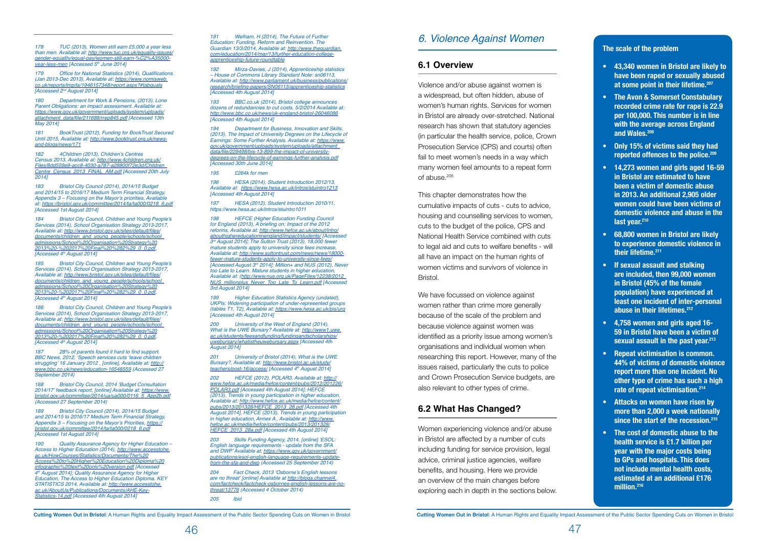178 TUC (2013), Women still earn £5,000 a year less than men. Available at: http://www.tuc.org.uk/equality-issues/gender-equality/equal-pay/women-still-earn-%C2%A35000-year-less-men [Accessed 5th June 2014]

179 Office for National Statistics (2014), Qualifications (Jan 2013-Dec 2013), Available at: https://www.nomisweb.co.uk/reports/lmp/la/1946157348/report.aspx?#tabquals [Accessed 2nd August 2014]

180 Department for Work & Pensions, (2013), Lone Parent Obligations: an impact assessment. Available at: https://www.gov.uk/government/uploads/system/uploads/attachment_data/file/211688/rrep845.pdf [Accessed 13th May 2014]

181 BookTrust (2012), Funding for BookTrust Secured Until 2015, Available at: http://www.booktrust.org.uk/news-and-blogs/news/171

182 4Children (2013), Children's Centres Census 2013, Available at: http://www.4children.org.uk/Files/8dd559e9-acc8-4030-a787-a28800f72e3d/Children_Centre_Census_2013_FINAL_AM.pdf [Accessed 20th July 2014]

183 Bristol City Council (2014), 2014/15 Budget and 2014/15 to 2016/17 Medium Term Financial Strategy, Appendix 3 – Focusing on the Mayor's priorities, Available at: https://bristol.gov.uk/committee/2014/ta/ta000/0218_6.pdf [Accessed 1st August 2014]

184 Bristol City Council, Children and Young People's Services (2014), School Organisation Strategy 2013-2017, Available at: http://www.bristol.gov.uk/sites/default/files/documents/children_and_young_people/schools/school_admissions/School%20Organisation%20Strategy%202013%20-%202017%20Final%20%282%29_0_0.pdf. [Accessed 4th August 2014]

185 Bristol City Council, Children and Young People's Services (2014), School Organisation Strategy 2013-2017, Available at: http://www.bristol.gov.uk/sites/default/files/documents/children_and_young_people/schools/school_admissions/School%20Organisation%20Strategy%202013%20-%202017%20Final%20%282%29_0_0.pdf. [Accessed 4th August 2014]

186 Bristol City Council, Children and Young People's Services (2014), School Organisation Strategy 2013-2017, Available at: http://www.bristol.gov.uk/sites/default/files/documents/children_and_young_people/schools/school_admissions/School%20Organisation%20Strategy%202013%20-%202017%20Final%20%282%29_0_0.pdf. [Accessed 4th August 2014]

187 28% of parents found it hard to find support. BBC News, 2012, 'Speech services cuts 'leave children struggling' 16 January 2012 , [online], Available at: http://www.bbc.co.uk/news/education-16548559 (Accessed 27 September 2014)

188 Bristol City Council, 2014 'Budget Consultation 2014/17' feedback report, [online] Available at: https://www.bristol.gov.uk/committee/2014/ua/ua000/0116_5_App2b.pdf (Accessed 27 September 2014)

189 Bristol City Council (2014), 2014/15 Budget and 2014/15 to 2016/17 Medium Term Financial Strategy, Appendix 3 – Focusing on the Mayor's Priorities, https://bristol.gov.uk/committee/2014/ta/ta000/0218_6.pdf [Accessed 1st August 2014]

190 Quality Assurance Agency for Higher Education – Access to Higher Education (2014), http://www.accesstohe.ac.uk/HowCourses/Statistics/Documents/The%20Access%20to%20Higher%20Education%20Diploma%20infographic%20text%20only%20version.pdf [Accessed 4th August 2014]; Quality Assurance Agency for Higher Education, The Access to Higher Education Diploma. KEY STATISTICS 2014, Available at: http://www.accesstohe.ac.uk/AboutUs/Publications/Documents/AHE-Key-Statistics-14.pdf [Accessed 4th August 2014]

191 Welham, H (2014), The Future of Further Education: Funding, Reform and Reinvention. The Guardian 13/3/2014, Available at: http://www.theguardian.com/education/2014/mar/13/further-education-college-apprenticeship-future-roundtable

192 Mirza-Davies, J (2014), Apprenticeship statistics – House of Commons Library Standard Note: sn06113, Available at: http://www.parliament.uk/business/publications/research/briefing-papers/SN06113/apprenticeship-statistics [Accessed 4th August 2014]

193 BBC.co.uk (2014), Bristol college announces dozens of redundancies to cut costs, 5/2/2014 Available at: http://www.bbc.co.uk/news/uk-england-bristol-26046086 [Accessed 4th August 2014]

194 Department for Business, Innovation and Skills, (2013), The Impact of University Degrees on the Lifecycle of Earnings: Some Further Analysis. Available at: https://www.gov.uk/government/uploads/system/uploads/attachment_data/file/229498/bis-13-899-the-impact-of-university-degrees-on-the-lifecycle-of-earnings-further-analysis.pdf [Accessed 30th June 2014]

195 £264k for men

196 HESA (2014), Student Introduction 2012/13, Available at: https://www.hesa.ac.uk/intros/stuintro1213 [Accessed 4th August 2014]

197 HESA (2012), Student Introduction 2010/11, https://www.hesa.ac.uk/intros/stuintro1011

198 HEFCE (Higher Education Funding Council for England (2013), A briefing on: Impact of the 2012 reforms, Available at: http://www.hefce.ac.uk/about/intro/abouthighereducationinengland/impact/students/ [Accessed 3rd August 2014]; The Sutton Trust (2013), 18,000 fewer mature students apply to university since fees increase, Available at: http://www.suttontrust.com/news/news/18000-fewer-mature-students-apply-to-university-since-fees/ [Accessed August 3rd 2014]; Million+ and NUS (2012), Never too Late to Learn. Mature students in higher education, Available at: (http://www.nus.org.uk/PageFiles/12238/2012_NUS_millionplus_Never_Too_Late_To_Learn.pdf [Accessed 3rd August 2014]

199 Higher Education Statistics Agency (undated), UKPIs: Widening participation of under-represented groups (tables T1, T2), Available at: https://www.hesa.ac.uk/pis/urg [Accessed 4th August 2014]

200 University of the West of England (2014), What is the UWE Bursary? Available at: http://www1.uwe.ac.uk/students/feesandfunding/fundingandscholarships/uwebursary/whatistheuwebursary.aspx [Accessed 4th August 2014]

201 University of Bristol (2014), What is the UWE Bursary?, Available at: http://www.bristol.ac.uk/study/teachers/post-16/access/ [Accessed 4th August 2014]

202 HEFCE (2012), POLAR3, Available at: http://www.hefce.ac.uk/media/hefce/content/pubs/2012/201226/POLAR3.pdf [Accessed 4th August 2014]; HEFCE (2013), Trends in young participation in higher education, Available at: http://www.hefce.ac.uk/media/hefce/content/pubs/2013/201328/HEFCE_2013_28.pdf [Accessed 4th August 2014], HEFCE (2013), Trends in young participation in higher education, Annex A , Available at: http://www.hefce.ac.uk/media/hefce/content/pubs/2013/201328/HEFCE_2013_28a.pdf [Accessed 4th August 2014]

203 Skills Funding Agency, 2014, [online] 'ESOL: English language requirements - update from the SFA and DWP' Available at: https://www.gov.uk/government/publications/esol-english-language-requirements-update-from-the-sfa-and-dwp (Accessed 25 September 2014)

204 Fact Check, 2013 'Osborne's English lessons are no threat' [online] Available at http://blogs.channel4.com/factcheck/factcheck-osbornes-english-lessons-are-no-threat/13776 (Accessed 4 October 2014)

205 Ibid

# 6. Violence Against Women

## 6.1 Overview

Violence and/or abuse against women is a widespread, but often hidden, abuse of women's human rights. Services for women in Bristol are already over-stretched. National research has shown that statutory agencies (in particular the health service, police, Crown Prosecution Service (CPS) and courts) often fail to meet women's needs in a way which many women feel amounts to a repeat form of abuse.[206]

This chapter demonstrates how the cumulative impacts of cuts - cuts to advice, housing and counselling services to women, cuts to the budget of the police, CPS and National Health Service combined with cuts to legal aid and cuts to welfare benefits - will all have an impact on the human rights of women victims and survivors of violence in Bristol.

We have focussed on violence against women rather than crime more generally because of the scale of the problem and because violence against women was identified as a priority issue among women's organisations and individual women when researching this report. However, many of the issues raised, particularly the cuts to police and Crown Prosecution Service budgets, are also relevant to other types of crime.

## 6.2 What Has Changed?

Women experiencing violence and/or abuse in Bristol are affected by a number of cuts including funding for service provision, legal advice, criminal justice agencies, welfare benefits, and housing. Here we provide an overview of the main changes before exploring each in depth in the sections below.

**The scale of the problem**

- **43,340 women in Bristol are likely to have been raped or sexually abused at some point in their lifetime.[207]**
- **The Avon & Somerset Constabulary recorded crime rate for rape is 22.9 per 100,000. This number is in line with the average across England and Wales.[208]**
- **Only 15% of victims said they had reported offences to the police.[209]**
- **14,273 women and girls aged 16-59 in Bristol are estimated to have been a victim of domestic abuse in 2013. An additional 2,905 older women could have been victims of domestic violence and abuse in the last year.[210]**
- **68,800 women in Bristol are likely to experience domestic violence in their lifetime.[211]**
- **If sexual assault and stalking are included, then 99,000 women in Bristol (45% of the female population) have experienced at least one incident of inter-personal abuse in their lifetimes.[212]**
- **4,758 women and girls aged 16-59 in Bristol have been a victim of sexual assault in the past year.[213]**
- **Repeat victimisation is common. 44% of victims of domestic violence report more than one incident. No other type of crime has such a high rate of repeat victimisation.[214]**
- **Attacks on women have risen by more than 2,000 a week nationally since the start of the recession.[215]**
- **The cost of domestic abuse to the health service is £1.7 billion per year with the major costs being to GPs and hospitals. This does not include mental health costs, estimated at an additional £176 million.[216]**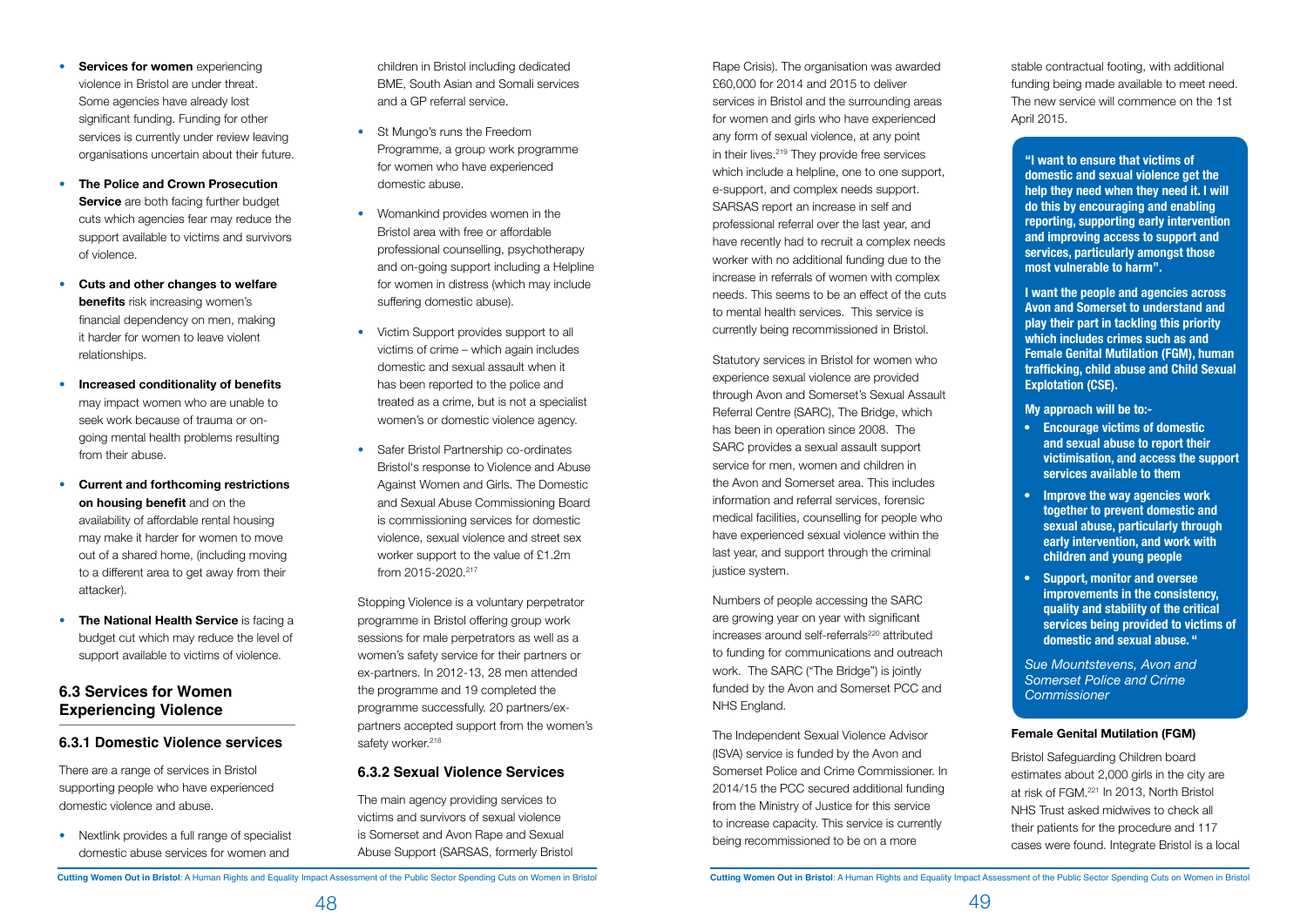- **Services for women** experiencing violence in Bristol are under threat. Some agencies have already lost significant funding. Funding for other services is currently under review leaving organisations uncertain about their future.
- **The Police and Crown Prosecution Service** are both facing further budget cuts which agencies fear may reduce the support available to victims and survivors of violence.
- **Cuts and other changes to welfare benefits** risk increasing women's financial dependency on men, making it harder for women to leave violent relationships.
- **Increased conditionality of benefits** may impact women who are unable to seek work because of trauma or on-going mental health problems resulting from their abuse.
- **Current and forthcoming restrictions on housing benefit** and on the availability of affordable rental housing may make it harder for women to move out of a shared home, (including moving to a different area to get away from their attacker).
- **The National Health Service** is facing a budget cut which may reduce the level of support available to victims of violence.

## 6.3 Services for Women Experiencing Violence

### 6.3.1 Domestic Violence services

There are a range of services in Bristol supporting people who have experienced domestic violence and abuse.

- Nextlink provides a full range of specialist domestic abuse services for women and children in Bristol including dedicated BME, South Asian and Somali services and a GP referral service.
- St Mungo's runs the Freedom Programme, a group work programme for women who have experienced domestic abuse.
- Womankind provides women in the Bristol area with free or affordable professional counselling, psychotherapy and on-going support including a Helpline for women in distress (which may include suffering domestic abuse).
- Victim Support provides support to all victims of crime – which again includes domestic and sexual assault when it has been reported to the police and treated as a crime, but is not a specialist women's or domestic violence agency.
- Safer Bristol Partnership co-ordinates Bristol's response to Violence and Abuse Against Women and Girls. The Domestic and Sexual Abuse Commissioning Board is commissioning services for domestic violence, sexual violence and street sex worker support to the value of £1.2m from 2015-2020.[217]

Stopping Violence is a voluntary perpetrator programme in Bristol offering group work sessions for male perpetrators as well as a women's safety service for their partners or ex-partners. In 2012-13, 28 men attended the programme and 19 completed the programme successfully. 20 partners/ex-partners accepted support from the women's safety worker.[218]

### 6.3.2 Sexual Violence Services

The main agency providing services to victims and survivors of sexual violence is Somerset and Avon Rape and Sexual Abuse Support (SARSAS, formerly Bristol Rape Crisis). The organisation was awarded £60,000 for 2014 and 2015 to deliver services in Bristol and the surrounding areas for women and girls who have experienced any form of sexual violence, at any point in their lives.[219] They provide free services which include a helpline, one to one support, e-support, and complex needs support. SARSAS report an increase in self and professional referral over the last year, and have recently had to recruit a complex needs worker with no additional funding due to the increase in referrals of women with complex needs. This seems to be an effect of the cuts to mental health services. This service is currently being recommissioned in Bristol.

Statutory services in Bristol for women who experience sexual violence are provided through Avon and Somerset's Sexual Assault Referral Centre (SARC), The Bridge, which has been in operation since 2008. The SARC provides a sexual assault support service for men, women and children in the Avon and Somerset area. This includes information and referral services, forensic medical facilities, counselling for people who have experienced sexual violence within the last year, and support through the criminal justice system.

Numbers of people accessing the SARC are growing year on year with significant increases around self-referrals[220] attributed to funding for communications and outreach work. The SARC ("The Bridge") is jointly funded by the Avon and Somerset PCC and NHS England.

The Independent Sexual Violence Advisor (ISVA) service is funded by the Avon and Somerset Police and Crime Commissioner. In 2014/15 the PCC secured additional funding from the Ministry of Justice for this service to increase capacity. This service is currently being recommissioned to be on a more stable contractual footing, with additional funding being made available to meet need. The new service will commence on the 1st April 2015.

> **"I want to ensure that victims of domestic and sexual violence get the help they need when they need it. I will do this by encouraging and enabling reporting, supporting early intervention and improving access to support and services, particularly amongst those most vulnerable to harm".**
>
> **I want the people and agencies across Avon and Somerset to understand and play their part in tackling this priority which includes crimes such as and Female Genital Mutilation (FGM), human trafficking, child abuse and Child Sexual Explotation (CSE).**
>
> **My approach will be to:-**
>
> - **Encourage victims of domestic and sexual abuse to report their victimisation, and access the support services available to them**
> - **Improve the way agencies work together to prevent domestic and sexual abuse, particularly through early intervention, and work with children and young people**
> - **Support, monitor and oversee improvements in the consistency, quality and stability of the critical services being provided to victims of domestic and sexual abuse. "**
>
> *Sue Mountstevens, Avon and Somerset Police and Crime Commissioner*

#### Female Genital Mutilation (FGM)

Bristol Safeguarding Children board estimates about 2,000 girls in the city are at risk of FGM.[221] In 2013, North Bristol NHS Trust asked midwives to check all their patients for the procedure and 117 cases were found. Integrate Bristol is a local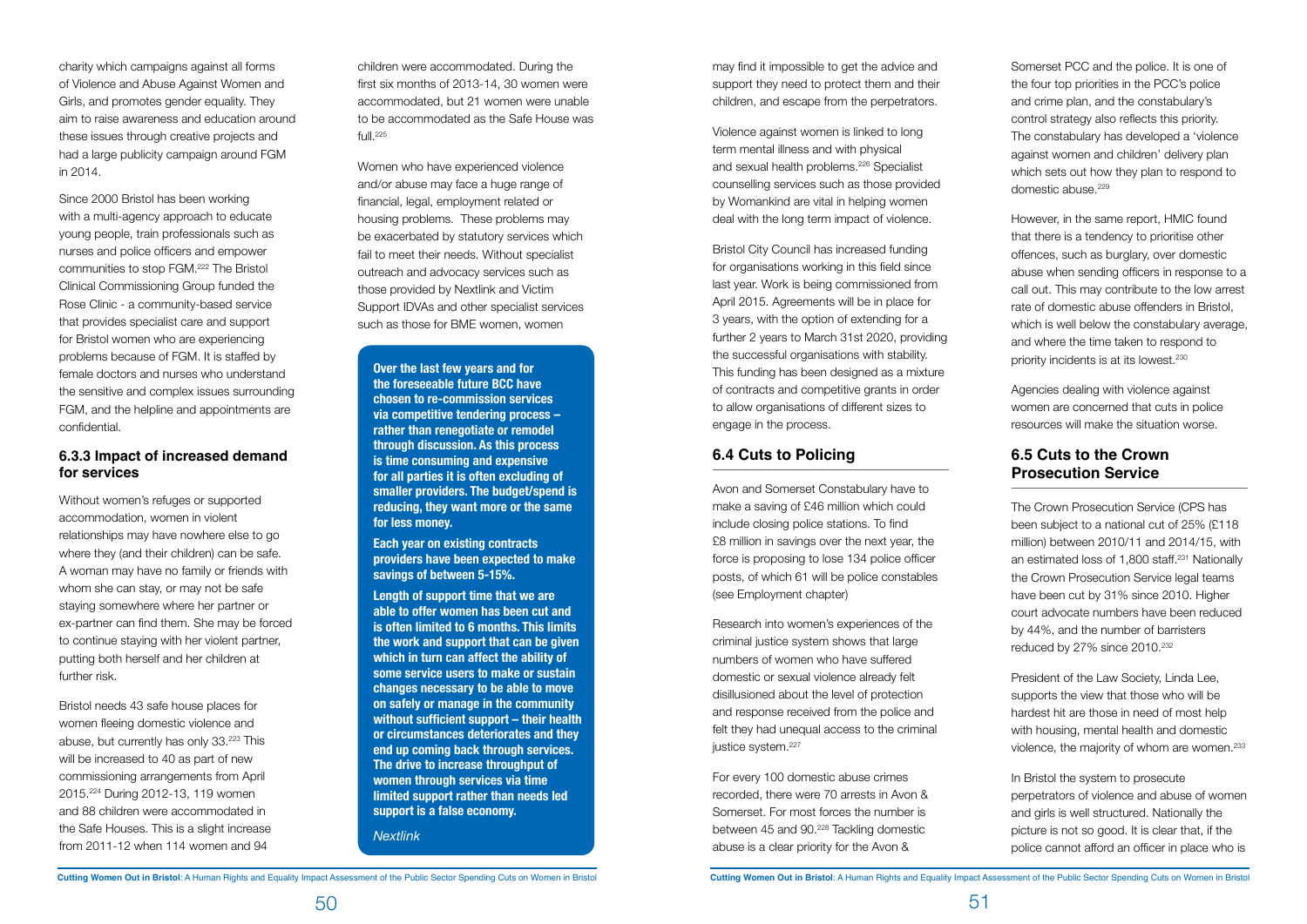charity which campaigns against all forms of Violence and Abuse Against Women and Girls, and promotes gender equality. They aim to raise awareness and education around these issues through creative projects and had a large publicity campaign around FGM in 2014.

Since 2000 Bristol has been working with a multi-agency approach to educate young people, train professionals such as nurses and police officers and empower communities to stop FGM.[222] The Bristol Clinical Commissioning Group funded the Rose Clinic - a community-based service that provides specialist care and support for Bristol women who are experiencing problems because of FGM. It is staffed by female doctors and nurses who understand the sensitive and complex issues surrounding FGM, and the helpline and appointments are confidential.

### 6.3.3 Impact of increased demand for services

Without women's refuges or supported accommodation, women in violent relationships may have nowhere else to go where they (and their children) can be safe. A woman may have no family or friends with whom she can stay, or may not be safe staying somewhere where her partner or ex-partner can find them. She may be forced to continue staying with her violent partner, putting both herself and her children at further risk.

Bristol needs 43 safe house places for women fleeing domestic violence and abuse, but currently has only 33.[223] This will be increased to 40 as part of new commissioning arrangements from April 2015.[224] During 2012-13, 119 women and 88 children were accommodated in the Safe Houses. This is a slight increase from 2011-12 when 114 women and 94 children were accommodated. During the first six months of 2013-14, 30 women were accommodated, but 21 women were unable to be accommodated as the Safe House was full.[225]

Women who have experienced violence and/or abuse may face a huge range of financial, legal, employment related or housing problems. These problems may be exacerbated by statutory services which fail to meet their needs. Without specialist outreach and advocacy services such as those provided by Nextlink and Victim Support IDVAs and other specialist services such as those for BME women, women may find it impossible to get the advice and support they need to protect them and their children, and escape from the perpetrators.

**Over the last few years and for the foreseeable future BCC have chosen to re-commission services via competitive tendering process – rather than renegotiate or remodel through discussion. As this process is time consuming and expensive for all parties it is often excluding of smaller providers. The budget/spend is reducing, they want more or the same for less money.**

**Each year on existing contracts providers have been expected to make savings of between 5-15%.**

**Length of support time that we are able to offer women has been cut and is often limited to 6 months. This limits the work and support that can be given which in turn can affect the ability of some service users to make or sustain changes necessary to be able to move on safely or manage in the community without sufficient support – their health or circumstances deteriorates and they end up coming back through services. The drive to increase throughput of women through services via time limited support rather than needs led support is a false economy.**

*Nextlink*

Violence against women is linked to long term mental illness and with physical and sexual health problems.[226] Specialist counselling services such as those provided by Womankind are vital in helping women deal with the long term impact of violence.

Bristol City Council has increased funding for organisations working in this field since last year. Work is being commissioned from April 2015. Agreements will be in place for 3 years, with the option of extending for a further 2 years to March 31st 2020, providing the successful organisations with stability. This funding has been designed as a mixture of contracts and competitive grants in order to allow organisations of different sizes to engage in the process.

## 6.4 Cuts to Policing

Avon and Somerset Constabulary have to make a saving of £46 million which could include closing police stations. To find £8 million in savings over the next year, the force is proposing to lose 134 police officer posts, of which 61 will be police constables (see Employment chapter)

Research into women's experiences of the criminal justice system shows that large numbers of women who have suffered domestic or sexual violence already felt disillusioned about the level of protection and response received from the police and felt they had unequal access to the criminal justice system.[227]

For every 100 domestic abuse crimes recorded, there were 70 arrests in Avon & Somerset. For most forces the number is between 45 and 90.[228] Tackling domestic abuse is a clear priority for the Avon & Somerset PCC and the police. It is one of the four top priorities in the PCC's police and crime plan, and the constabulary's control strategy also reflects this priority. The constabulary has developed a 'violence against women and children' delivery plan which sets out how they plan to respond to domestic abuse.[229]

However, in the same report, HMIC found that there is a tendency to prioritise other offences, such as burglary, over domestic abuse when sending officers in response to a call out. This may contribute to the low arrest rate of domestic abuse offenders in Bristol, which is well below the constabulary average, and where the time taken to respond to priority incidents is at its lowest.[230]

Agencies dealing with violence against women are concerned that cuts in police resources will make the situation worse.

## 6.5 Cuts to the Crown Prosecution Service

The Crown Prosecution Service (CPS has been subject to a national cut of 25% (£118 million) between 2010/11 and 2014/15, with an estimated loss of 1,800 staff.[231] Nationally the Crown Prosecution Service legal teams have been cut by 31% since 2010. Higher court advocate numbers have been reduced by 44%, and the number of barristers reduced by 27% since 2010.[232]

President of the Law Society, Linda Lee, supports the view that those who will be hardest hit are those in need of most help with housing, mental health and domestic violence, the majority of whom are women.[233]

In Bristol the system to prosecute perpetrators of violence and abuse of women and girls is well structured. Nationally the picture is not so good. It is clear that, if the police cannot afford an officer in place who is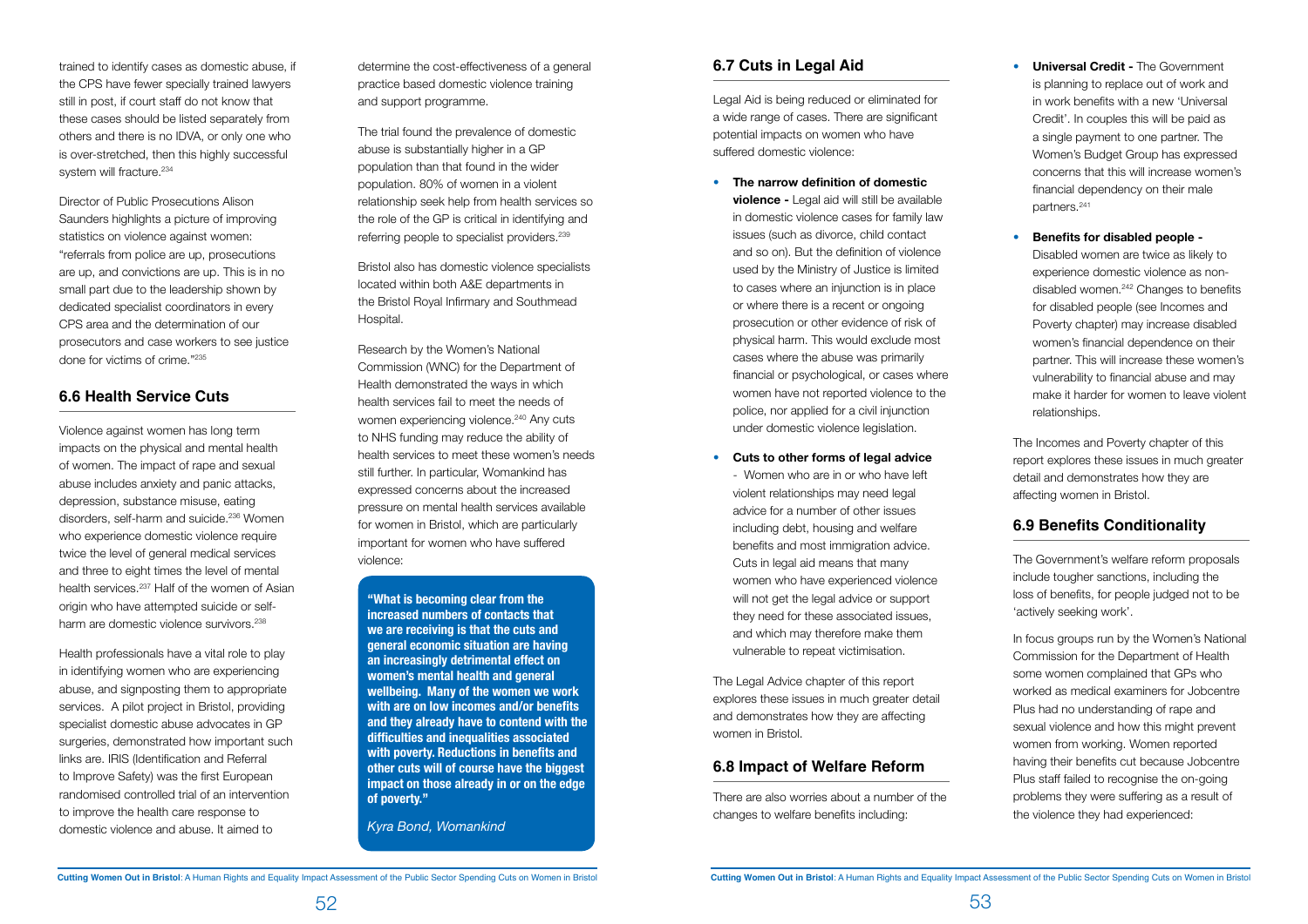trained to identify cases as domestic abuse, if the CPS have fewer specially trained lawyers still in post, if court staff do not know that these cases should be listed separately from others and there is no IDVA, or only one who is over-stretched, then this highly successful system will fracture.[234]

Director of Public Prosecutions Alison Saunders highlights a picture of improving statistics on violence against women: "referrals from police are up, prosecutions are up, and convictions are up. This is in no small part due to the leadership shown by dedicated specialist coordinators in every CPS area and the determination of our prosecutors and case workers to see justice done for victims of crime."[235]

## 6.6 Health Service Cuts

Violence against women has long term impacts on the physical and mental health of women. The impact of rape and sexual abuse includes anxiety and panic attacks, depression, substance misuse, eating disorders, self-harm and suicide.[236] Women who experience domestic violence require twice the level of general medical services and three to eight times the level of mental health services.[237] Half of the women of Asian origin who have attempted suicide or self-harm are domestic violence survivors.[238]

Health professionals have a vital role to play in identifying women who are experiencing abuse, and signposting them to appropriate services. A pilot project in Bristol, providing specialist domestic abuse advocates in GP surgeries, demonstrated how important such links are. IRIS (Identification and Referral to Improve Safety) was the first European randomised controlled trial of an intervention to improve the health care response to domestic violence and abuse. It aimed to determine the cost-effectiveness of a general practice based domestic violence training and support programme.

The trial found the prevalence of domestic abuse is substantially higher in a GP population than that found in the wider population. 80% of women in a violent relationship seek help from health services so the role of the GP is critical in identifying and referring people to specialist providers.[239]

Bristol also has domestic violence specialists located within both A&E departments in the Bristol Royal Infirmary and Southmead Hospital.

Research by the Women's National Commission (WNC) for the Department of Health demonstrated the ways in which health services fail to meet the needs of women experiencing violence.[240] Any cuts to NHS funding may reduce the ability of health services to meet these women's needs still further. In particular, Womankind has expressed concerns about the increased pressure on mental health services available for women in Bristol, which are particularly important for women who have suffered violence:

> **"What is becoming clear from the increased numbers of contacts that we are receiving is that the cuts and general economic situation are having an increasingly detrimental effect on women's mental health and general wellbeing. Many of the women we work with are on low incomes and/or benefits and they already have to contend with the difficulties and inequalities associated with poverty. Reductions in benefits and other cuts will of course have the biggest impact on those already in or on the edge of poverty."**
>
> *Kyra Bond, Womankind*

## 6.7 Cuts in Legal Aid

Legal Aid is being reduced or eliminated for a wide range of cases. There are significant potential impacts on women who have suffered domestic violence:

- **The narrow definition of domestic violence -** Legal aid will still be available in domestic violence cases for family law issues (such as divorce, child contact and so on). But the definition of violence used by the Ministry of Justice is limited to cases where an injunction is in place or where there is a recent or ongoing prosecution or other evidence of risk of physical harm. This would exclude most cases where the abuse was primarily financial or psychological, or cases where women have not reported violence to the police, nor applied for a civil injunction under domestic violence legislation.

- **Cuts to other forms of legal advice** - Women who are in or who have left violent relationships may need legal advice for a number of other issues including debt, housing and welfare benefits and most immigration advice. Cuts in legal aid means that many women who have experienced violence will not get the legal advice or support they need for these associated issues, and which may therefore make them vulnerable to repeat victimisation.

The Legal Advice chapter of this report explores these issues in much greater detail and demonstrates how they are affecting women in Bristol.

## 6.8 Impact of Welfare Reform

There are also worries about a number of the changes to welfare benefits including:

- **Universal Credit -** The Government is planning to replace out of work and in work benefits with a new 'Universal Credit'. In couples this will be paid as a single payment to one partner. The Women's Budget Group has expressed concerns that this will increase women's financial dependency on their male partners.[241]

- **Benefits for disabled people -** Disabled women are twice as likely to experience domestic violence as non-disabled women.[242] Changes to benefits for disabled people (see Incomes and Poverty chapter) may increase disabled women's financial dependence on their partner. This will increase these women's vulnerability to financial abuse and may make it harder for women to leave violent relationships.

The Incomes and Poverty chapter of this report explores these issues in much greater detail and demonstrates how they are affecting women in Bristol.

## 6.9 Benefits Conditionality

The Government's welfare reform proposals include tougher sanctions, including the loss of benefits, for people judged not to be 'actively seeking work'.

In focus groups run by the Women's National Commission for the Department of Health some women complained that GPs who worked as medical examiners for Jobcentre Plus had no understanding of rape and sexual violence and how this might prevent women from working. Women reported having their benefits cut because Jobcentre Plus staff failed to recognise the on-going problems they were suffering as a result of the violence they had experienced: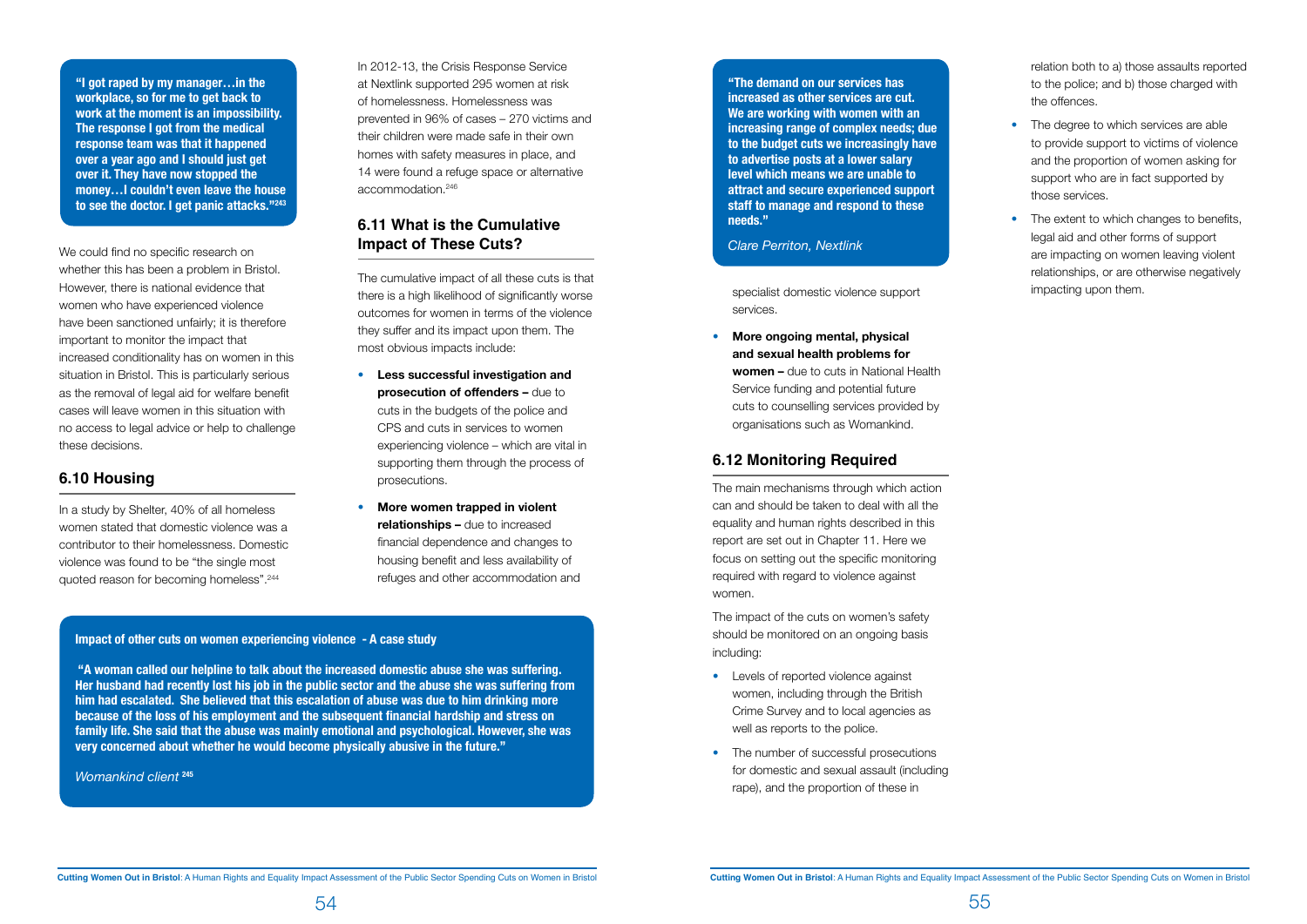**"I got raped by my manager…in the workplace, so for me to get back to work at the moment is an impossibility. The response I got from the medical response team was that it happened over a year ago and I should just get over it. They have now stopped the money…I couldn't even leave the house to see the doctor. I get panic attacks."[243]**

We could find no specific research on whether this has been a problem in Bristol. However, there is national evidence that women who have experienced violence have been sanctioned unfairly; it is therefore important to monitor the impact that increased conditionality has on women in this situation in Bristol. This is particularly serious as the removal of legal aid for welfare benefit cases will leave women in this situation with no access to legal advice or help to challenge these decisions.

## 6.10 Housing

In a study by Shelter, 40% of all homeless women stated that domestic violence was a contributor to their homelessness. Domestic violence was found to be "the single most quoted reason for becoming homeless".[244]

In 2012-13, the Crisis Response Service at Nextlink supported 295 women at risk of homelessness. Homelessness was prevented in 96% of cases – 270 victims and their children were made safe in their own homes with safety measures in place, and 14 were found a refuge space or alternative accommodation.[246]

## 6.11 What is the Cumulative Impact of These Cuts?

The cumulative impact of all these cuts is that there is a high likelihood of significantly worse outcomes for women in terms of the violence they suffer and its impact upon them. The most obvious impacts include:

- **Less successful investigation and prosecution of offenders –** due to cuts in the budgets of the police and CPS and cuts in services to women experiencing violence – which are vital in supporting them through the process of prosecutions.
- **More women trapped in violent relationships –** due to increased financial dependence and changes to housing benefit and less availability of refuges and other accommodation and specialist domestic violence support services.
- **More ongoing mental, physical and sexual health problems for women –** due to cuts in National Health Service funding and potential future cuts to counselling services provided by organisations such as Womankind.

**Impact of other cuts on women experiencing violence - A case study**

**"A woman called our helpline to talk about the increased domestic abuse she was suffering. Her husband had recently lost his job in the public sector and the abuse she was suffering from him had escalated. She believed that this escalation of abuse was due to him drinking more because of the loss of his employment and the subsequent financial hardship and stress on family life. She said that the abuse was mainly emotional and psychological. However, she was very concerned about whether he would become physically abusive in the future."**

*Womankind client* [245]

**"The demand on our services has increased as other services are cut. We are working with women with an increasing range of complex needs; due to the budget cuts we increasingly have to advertise posts at a lower salary level which means we are unable to attract and secure experienced support staff to manage and respond to these needs."**

*Clare Perriton, Nextlink*

## 6.12 Monitoring Required

The main mechanisms through which action can and should be taken to deal with all the equality and human rights described in this report are set out in Chapter 11. Here we focus on setting out the specific monitoring required with regard to violence against women.

The impact of the cuts on women's safety should be monitored on an ongoing basis including:

- Levels of reported violence against women, including through the British Crime Survey and to local agencies as well as reports to the police.
- The number of successful prosecutions for domestic and sexual assault (including rape), and the proportion of these in relation both to a) those assaults reported to the police; and b) those charged with the offences.
- The degree to which services are able to provide support to victims of violence and the proportion of women asking for support who are in fact supported by those services.
- The extent to which changes to benefits, legal aid and other forms of support are impacting on women leaving violent relationships, or are otherwise negatively impacting upon them.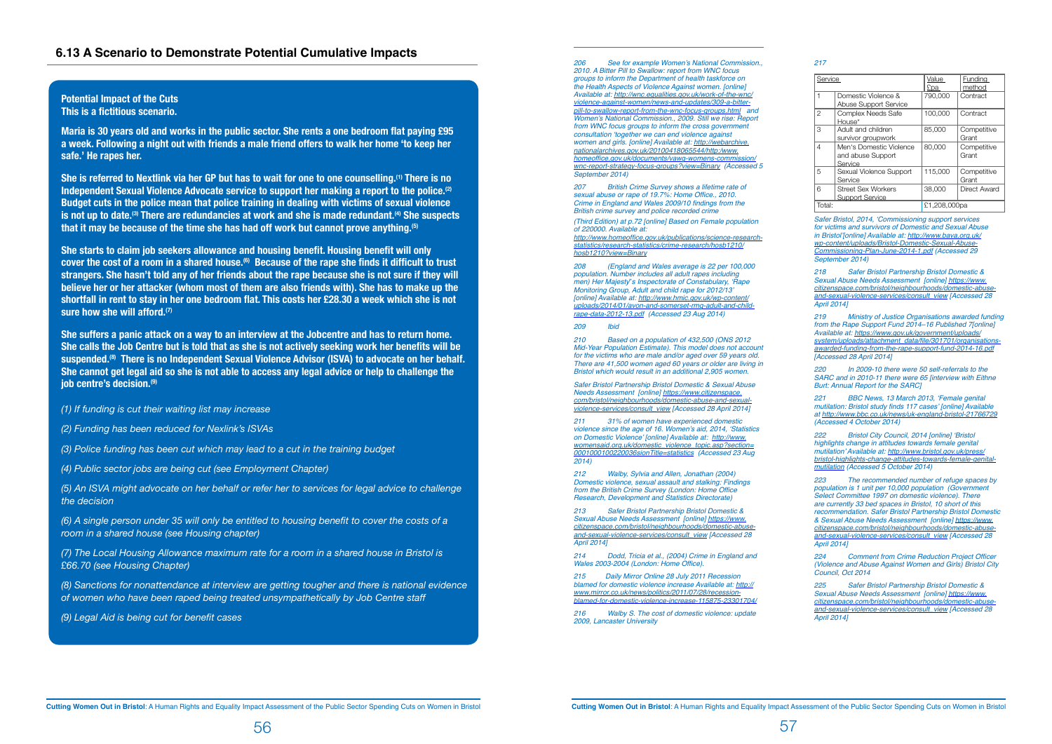## 6.13 A Scenario to Demonstrate Potential Cumulative Impacts

**Potential Impact of the Cuts**
**This is a fictitious scenario.**

**Maria is 30 years old and works in the public sector. She rents a one bedroom flat paying £95 a week. Following a night out with friends a male friend offers to walk her home 'to keep her safe.' He rapes her.**

**She is referred to Nextlink via her GP but has to wait for one to one counselling.(1) There is no Independent Sexual Violence Advocate service to support her making a report to the police.(2) Budget cuts in the police mean that police training in dealing with victims of sexual violence is not up to date.(3) There are redundancies at work and she is made redundant.(4) She suspects that it may be because of the time she has had off work but cannot prove anything.(5)**

**She starts to claim job seekers allowance and housing benefit. Housing benefit will only cover the cost of a room in a shared house.(6) Because of the rape she finds it difficult to trust strangers. She hasn't told any of her friends about the rape because she is not sure if they will believe her or her attacker (whom most of them are also friends with). She has to make up the shortfall in rent to stay in her one bedroom flat. This costs her £28.30 a week which she is not sure how she will afford.(7)**

**She suffers a panic attack on a way to an interview at the Jobcentre and has to return home. She calls the Job Centre but is told that as she is not actively seeking work her benefits will be suspended.(8) There is no Independent Sexual Violence Advisor (ISVA) to advocate on her behalf. She cannot get legal aid so she is not able to access any legal advice or help to challenge the job centre's decision.(9)**

*(1) If funding is cut their waiting list may increase*

*(2) Funding has been reduced for Nexlink's ISVAs*

*(3) Police funding has been cut which may lead to a cut in the training budget*

*(4) Public sector jobs are being cut (see Employment Chapter)*

*(5) An ISVA might advocate on her behalf or refer her to services for legal advice to challenge the decision*

*(6) A single person under 35 will only be entitled to housing benefit to cover the costs of a room in a shared house (see Housing chapter)*

*(7) The Local Housing Allowance maximum rate for a room in a shared house in Bristol is £66.70 (see Housing Chapter)*

*(8) Sanctions for nonattendance at interview are getting tougher and there is national evidence of women who have been raped being treated unsympathetically by Job Centre staff*

*(9) Legal Aid is being cut for benefit cases*

---

*206 See for example Women's National Commission., 2010. A Bitter Pill to Swallow: report from WNC focus groups to inform the Department of health taskforce on the Health Aspects of Violence Against women. [online] Available at: http://wnc.equalities.gov.uk/work-of-the-wnc/violence-against-women/news-and-updates/309-a-bitter-pill-to-swallow-report-from-the-wnc-focus-groups.html and Women's National Commission., 2009. Still we rise: Report from WNC focus groups to inform the cross government consultation 'together we can end violence against women and girls. [online] Available at: http://webarchive.nationalarchives.gov.uk/20100418065544/http:/www.homeoffice.gov.uk/documents/vawg-womens-commission/wnc-report-strategy-focus-groups?view=Binary (Accessed 5 September 2014)*

*207 British Crime Survey shows a lifetime rate of sexual abuse or rape of 19.7%: Home Office., 2010. Crime in England and Wales 2009/10 findings from the British crime survey and police recorded crime (Third Edition) at p.72 [online] Based on Female population of 220000. Available at: http://www.homeoffice.gov.uk/publications/science-research-statistics/research-statistics/crime-research/hosb1210/hosb1210?view=Binary*

*208 (England and Wales average is 22 per 100,000 population. Number includes all adult rapes including men) Her Majesty's Inspectorate of Constabulary, 'Rape Monitoring Group, Adult and child rape for 2012/13' [online] Available at: http://www.hmic.gov.uk/wp-content/uploads/2014/01/avon-and-somerset-rmg-adult-and-child-rape-data-2012-13.pdf (Accessed 23 Aug 2014)*

*209 Ibid*

*210 Based on a population of 432,500 (ONS 2012 Mid-Year Population Estimate). This model does not account for the victims who are male and/or aged over 59 years old. There are 41,500 women aged 60 years or older are living in Bristol which would result in an additional 2,905 women.*

*Safer Bristol Partnership Bristol Domestic & Sexual Abuse Needs Assessment [online] https://www.citizenspace.com/bristol/neighbourhoods/domestic-abuse-and-sexual-violence-services/consult_view [Accessed 28 April 2014]*

*211 31% of women have experienced domestic violence since the age of 16. Women's aid, 2014, 'Statistics on Domestic Violence' [online] Available at: http://www.womensaid.org.uk/domestic_violence_topic.asp?section=0001000100220036sionTitle=statistics (Accessed 23 Aug 2014)*

*212 Walby, Sylvia and Allen, Jonathan (2004) Domestic violence, sexual assault and stalking: Findings from the British Crime Survey (London: Home Office Research, Development and Statistics Directorate)*

*213 Safer Bristol Partnership Bristol Domestic & Sexual Abuse Needs Assessment [online] https://www.citizenspace.com/bristol/neighbourhoods/domestic-abuse-and-sexual-violence-services/consult_view [Accessed 28 April 2014]*

*214 Dodd, Tricia et al., (2004) Crime in England and Wales 2003-2004 (London: Home Office).*

*215 Daily Mirror Online 28 July 2011 Recession blamed for domestic violence increase Available at: http://www.mirror.co.uk/news/politics/2011/07/28/recession-blamed-for-domestic-violence-increase-115875-23301704/*

*216 Walby S. The cost of domestic violence: update 2009, Lancaster University*

*217*

| Service | | Value £pa | Funding method |
|---|---|---|---|
| 1 | Domestic Violence & Abuse Support Service | 790,000 | Contract |
| 2 | Complex Needs Safe House* | 100,000 | Contract |
| 3 | Adult and children survivor groupwork | 85,000 | Competitive Grant |
| 4 | Men's Domestic Violence and abuse Support Service | 80,000 | Competitive Grant |
| 5 | Sexual Violence Support Service | 115,000 | Competitive Grant |
| 6 | Street Sex Workers Support Service | 38,000 | Direct Award |
| Total: | | £1,208,000pa | |

*Safer Bristol, 2014, 'Commissioning support services for victims and survivors of Domestic and Sexual Abuse in Bristol'[online] Available at: http://www.bava.org.uk/wp-content/uploads/Bristol-Domestic-Sexual-Abuse-Commissioning-Plan-June-2014-1.pdf (Accessed 29 September 2014)*

*218 Safer Bristol Partnership Bristol Domestic & Sexual Abuse Needs Assessment [online] https://www.citizenspace.com/bristol/neighbourhoods/domestic-abuse-and-sexual-violence-services/consult_view [Accessed 28 April 2014]*

*219 Ministry of Justice Organisations awarded funding from the Rape Support Fund 2014–16 Published 7[online] Available at: https://www.gov.uk/government/uploads/system/uploads/attachment_data/file/301701/organisations-awarded-funding-from-the-rape-support-fund-2014-16.pdf [Accessed 28 April 2014]*

*220 In 2009-10 there were 50 self-referrals to the SARC and in 2010-11 there were 65 [interview with Eithne Burt: Annual Report for the SARC]*

*221 BBC News, 13 March 2013, 'Female genital mutilation: Bristol study finds 117 cases' [online] Available at http://www.bbc.co.uk/news/uk-england-bristol-21766729 (Accessed 4 October 2014)*

*222 Bristol City Council, 2014 [online] 'Bristol highlights change in attitudes towards female genital mutilation' Available at: http://www.bristol.gov.uk/press/bristol-highlights-change-attitudes-towards-female-genital-mutilation (Accessed 5 October 2014)*

*223 The recommended number of refuge spaces by population is 1 unit per 10,000 population (Government Select Committee 1997 on domestic violence). There are currently 33 bed spaces in Bristol, 10 short of this recommendation. Safer Bristol Partnership Bristol Domestic & Sexual Abuse Needs Assessment [online] https://www.citizenspace.com/bristol/neighbourhoods/domestic-abuse-and-sexual-violence-services/consult_view [Accessed 28 April 2014]*

*224 Comment from Crime Reduction Project Officer (Violence and Abuse Against Women and Girls) Bristol City Council, Oct 2014*

*225 Safer Bristol Partnership Bristol Domestic & Sexual Abuse Needs Assessment [online] https://www.citizenspace.com/bristol/neighbourhoods/domestic-abuse-and-sexual-violence-services/consult_view [Accessed 28 April 2014]*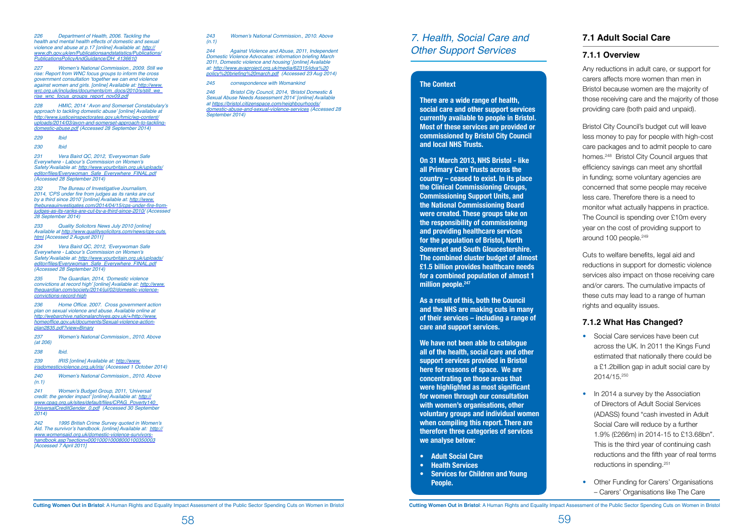226 Department of Health, 2006. Tackling the health and mental health effects of domestic and sexual violence and abuse at p.17 [online] Available at: http://www.dh.gov.uk/en/Publicationsandstatistics/Publications/PublicationsPolicyAndGuidance/DH_4136610

227 Women's National Commission., 2009. Still we rise: Report from WNC focus groups to inform the cross government consultation 'together we can end violence against women and girls. [online] Available at: http://www.wrc.org.uk/includes/documents/cm_docs/2010/s/still_we_rise_wnc_focus_groups_report_nov09.pdf

228 HMIC, 2014 ' Avon and Somerset Constabulary's approach to tackling domestic abuse' [online] Available at http://www.justiceinspectorates.gov.uk/hmic/wp-content/uploads/2014/03/avon-and-somerset-approach-to-tackling-domestic-abuse.pdf (Accessed 28 September 2014)

229 Ibid

230 Ibid

231 Vera Baird QC, 2012, 'Everywoman Safe Everywhere - Labour's Commission on Women's Safety'Available at: http://www.yourbritain.org.uk/uploads/editor/files/Everywoman_Safe_Everywhere_FINAL.pdf (Accessed 28 September 2014)

232 The Bureau of Investigative Journalism, 2014, 'CPS under fire from judges as its ranks are cut by a third since 2010' [online] Available at: http://www.thebureauinvestigates.com/2014/04/15/cps-under-fire-from-judges-as-its-ranks-are-cut-by-a-third-since-2010/ (Accessed 28 September 2014)

233 Quality Solicitors News July 2010 [online] Available at http://www.qualitysolicitors.com/news/cps-cuts.html [Accessed 2 August 2011]

234 Vera Baird QC, 2012, 'Everywoman Safe Everywhere - Labour's Commission on Women's Safety'Available at: http://www.yourbritain.org.uk/uploads/editor/files/Everywoman_Safe_Everywhere_FINAL.pdf (Accessed 28 September 2014)

235 The Guardian, 2014, 'Domestic violence convictions at record high' [online] Available at: http://www.theguardian.com/society/2014/jul/02/domestic-violence-convictions-record-high

236 Home Office. 2007. Cross government action plan on sexual violence and abuse. Available online at http://webarchive.nationalarchives.gov.uk/+/http://www.homeoffice.gov.uk/documents/Sexual-violence-action-plan2835.pdf?view=Binary

237 Women's National Commission., 2010. Above (at 206)

238 Ibid.

239 IRIS [online] Available at: http://www.irisdomesticviolence.org.uk/iris/ (Accessed 1 October 2014)

240 Women's National Commission., 2010. Above (n.1)

241 Women's Budget Group, 2011, 'Universal credit: the gender impact' [online] Available at: http://www.cpag.org.uk/sites/default/files/CPAG_Poverty140_UniversalCreditGender_0.pdf (Accessed 30 September 2014)

242 1995 British Crime Survey quoted in Women's Aid. The survivor's handbook. [online] Available at: http://www.womensaid.org.uk/domestic-violence-survivors-handbook.asp?section=000100010008000100350003 [Accessed 7 April 2011]

243 Women's National Commission., 2010. Above (n.1)

244 Against Violence and Abuse, 2011, Independent Domestic Violence Advocates: information briefing March 2011, Domestic violence and housing' [online] Available at: http://www.avaproject.org.uk/media/62315/idva%20policy%20briefing%20march.pdf (Accessed 23 Aug 2014)

245 correspondence with Womankind

246 Bristol City Council, 2014, 'Bristol Domestic & Sexual Abuse Needs Assessment 2014' [online] Available at https://bristol.citizenspace.com/neighbourhoods/domestic-abuse-and-sexual-violence-services (Accessed 28 September 2014)

# 7. Health, Social Care and Other Support Services

### The Context

**There are a wide range of health, social care and other support services currently available to people in Bristol. Most of these services are provided or commissioned by Bristol City Council and local NHS Trusts.**

**On 31 March 2013, NHS Bristol - like all Primary Care Trusts across the country – ceased to exist. In its place the Clinical Commissioning Groups, Commissioning Support Units, and the National Commissioning Board were created. These groups take on the responsibility of commissioning and providing healthcare services for the population of Bristol, North Somerset and South Gloucestershire. The combined cluster budget of almost £1.5 billion provides healthcare needs for a combined population of almost 1 million people.[247]**

**As a result of this, both the Council and the NHS are making cuts in many of their services – including a range of care and support services.**

**We have not been able to catalogue all of the health, social care and other support services provided in Bristol here for reasons of space. We are concentrating on those areas that were highlighted as most significant for women through our consultation with women's organisations, other voluntary groups and individual women when compiling this report. There are therefore three categories of services we analyse below:**

- **Adult Social Care**
- **Health Services**
- **Services for Children and Young People.**

## 7.1 Adult Social Care

### 7.1.1 Overview

Any reductions in adult care, or support for carers affects more women than men in Bristol because women are the majority of those receiving care and the majority of those providing care (both paid and unpaid).

Bristol City Council's budget cut will leave less money to pay for people with high-cost care packages and to admit people to care homes.[248] Bristol City Council argues that efficiency savings can meet any shortfall in funding; some voluntary agencies are concerned that some people may receive less care. Therefore there is a need to monitor what actually happens in practice. The Council is spending over £10m every year on the cost of providing support to around 100 people.[249]

Cuts to welfare benefits, legal aid and reductions in support for domestic violence services also impact on those receiving care and/or carers. The cumulative impacts of these cuts may lead to a range of human rights and equality issues.

### 7.1.2 What Has Changed?

- Social Care services have been cut across the UK. In 2011 the Kings Fund estimated that nationally there could be a £1.2billion gap in adult social care by 2014/15.[250]
- In 2014 a survey by the Association of Directors of Adult Social Services (ADASS) found "cash invested in Adult Social Care will reduce by a further 1.9% (£266m) in 2014-15 to £13.68bn". This is the third year of continuing cash reductions and the fifth year of real terms reductions in spending.[251]
- Other Funding for Carers' Organisations – Carers' Organisations like The Care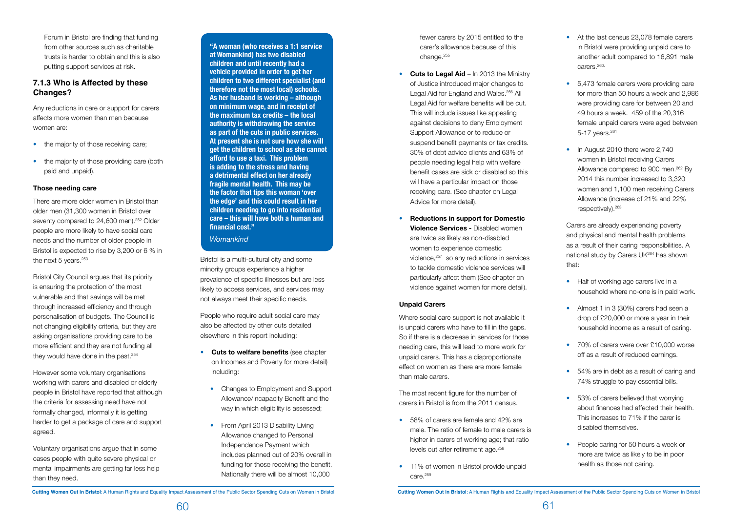Forum in Bristol are finding that funding from other sources such as charitable trusts is harder to obtain and this is also putting support services at risk.

### 7.1.3 Who is Affected by these Changes?

Any reductions in care or support for carers affects more women than men because women are:

- the majority of those receiving care;
- the majority of those providing care (both paid and unpaid).

#### Those needing care

There are more older women in Bristol than older men (31,300 women in Bristol over seventy compared to 24,600 men).[252] Older people are more likely to have social care needs and the number of older people in Bristol is expected to rise by 3,200 or 6 % in the next 5 years.[253]

Bristol City Council argues that its priority is ensuring the protection of the most vulnerable and that savings will be met through increased efficiency and through personalisation of budgets. The Council is not changing eligibility criteria, but they are asking organisations providing care to be more efficient and they are not funding all they would have done in the past.[254]

However some voluntary organisations working with carers and disabled or elderly people in Bristol have reported that although the criteria for assessing need have not formally changed, informally it is getting harder to get a package of care and support agreed.

Voluntary organisations argue that in some cases people with quite severe physical or mental impairments are getting far less help than they need.

> **"A woman (who receives a 1:1 service at Womankind) has two disabled children and until recently had a vehicle provided in order to get her children to two different specialist (and therefore not the most local) schools. As her husband is working – although on minimum wage, and in receipt of the maximum tax credits – the local authority is withdrawing the service as part of the cuts in public services. At present she is not sure how she will get the children to school as she cannot afford to use a taxi. This problem is adding to the stress and having a detrimental effect on her already fragile mental health. This may be the factor that tips this woman 'over the edge' and this could result in her children needing to go into residential care – this will have both a human and financial cost."**
>
> *Womankind*

Bristol is a multi-cultural city and some minority groups experience a higher prevalence of specific illnesses but are less likely to access services, and services may not always meet their specific needs.

People who require adult social care may also be affected by other cuts detailed elsewhere in this report including:

- **Cuts to welfare benefits** (see chapter on Incomes and Poverty for more detail) including:
  - Changes to Employment and Support Allowance/Incapacity Benefit and the way in which eligibility is assessed;
  - From April 2013 Disability Living Allowance changed to Personal Independence Payment which includes planned cut of 20% overall in funding for those receiving the benefit. Nationally there will be almost 10,000 fewer carers by 2015 entitled to the carer's allowance because of this change.[255]
- **Cuts to Legal Aid** – In 2013 the Ministry of Justice introduced major changes to Legal Aid for England and Wales.[256] All Legal Aid for welfare benefits will be cut. This will include issues like appealing against decisions to deny Employment Support Allowance or to reduce or suspend benefit payments or tax credits. 30% of debt advice clients and 63% of people needing legal help with welfare benefit cases are sick or disabled so this will have a particular impact on those receiving care. (See chapter on Legal Advice for more detail).
- **Reductions in support for Domestic Violence Services -** Disabled women are twice as likely as non-disabled women to experience domestic violence,[257] so any reductions in services to tackle domestic violence services will particularly affect them (See chapter on violence against women for more detail).

#### Unpaid Carers

Where social care support is not available it is unpaid carers who have to fill in the gaps. So if there is a decrease in services for those needing care, this will lead to more work for unpaid carers. This has a disproportionate effect on women as there are more female than male carers.

The most recent figure for the number of carers in Bristol is from the 2011 census.

- 58% of carers are female and 42% are male. The ratio of female to male carers is higher in carers of working age; that ratio levels out after retirement age.[258]
- 11% of women in Bristol provide unpaid care.[259]
- At the last census 23,078 female carers in Bristol were providing unpaid care to another adult compared to 16,891 male carers.[260]
- 5,473 female carers were providing care for more than 50 hours a week and 2,986 were providing care for between 20 and 49 hours a week. 459 of the 20,316 female unpaid carers were aged between 5-17 years.[261]
- In August 2010 there were 2,740 women in Bristol receiving Carers Allowance compared to 900 men.[262] By 2014 this number increased to 3,320 women and 1,100 men receiving Carers Allowance (increase of 21% and 22% respectively).[263]

Carers are already experiencing poverty and physical and mental health problems as a result of their caring responsibilities. A national study by Carers UK[264] has shown that:

- Half of working age carers live in a household where no-one is in paid work.
- Almost 1 in 3 (30%) carers had seen a drop of £20,000 or more a year in their household income as a result of caring.
- 70% of carers were over £10,000 worse off as a result of reduced earnings.
- 54% are in debt as a result of caring and 74% struggle to pay essential bills.
- 53% of carers believed that worrying about finances had affected their health. This increases to 71% if the carer is disabled themselves.
- People caring for 50 hours a week or more are twice as likely to be in poor health as those not caring.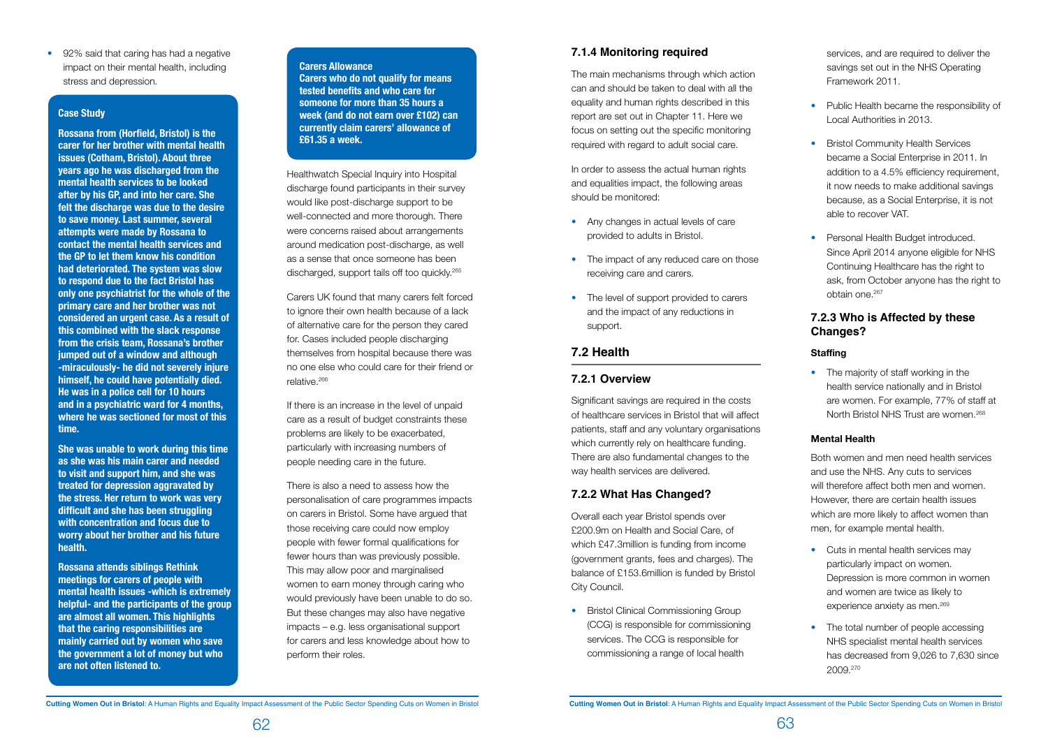- 92% said that caring has had a negative impact on their mental health, including stress and depression.

**Case Study**

**Rossana from (Horfield, Bristol) is the carer for her brother with mental health issues (Cotham, Bristol). About three years ago he was discharged from the mental health services to be looked after by his GP, and into her care. She felt the discharge was due to the desire to save money. Last summer, several attempts were made by Rossana to contact the mental health services and the GP to let them know his condition had deteriorated. The system was slow to respond due to the fact Bristol has only one psychiatrist for the whole of the primary care and her brother was not considered an urgent case. As a result of this combined with the slack response from the crisis team, Rossana's brother jumped out of a window and although -miraculously- he did not severely injure himself, he could have potentially died. He was in a police cell for 10 hours and in a psychiatric ward for 4 months, where he was sectioned for most of this time.**

**She was unable to work during this time as she was his main carer and needed to visit and support him, and she was treated for depression aggravated by the stress. Her return to work was very difficult and she has been struggling with concentration and focus due to worry about her brother and his future health.**

**Rossana attends siblings Rethink meetings for carers of people with mental health issues -which is extremely helpful- and the participants of the group are almost all women. This highlights that the caring responsibilities are mainly carried out by women who save the government a lot of money but who are not often listened to.**

**Carers Allowance**
**Carers who do not qualify for means tested benefits and who care for someone for more than 35 hours a week (and do not earn over £102) can currently claim carers' allowance of £61.35 a week.**

Healthwatch Special Inquiry into Hospital discharge found participants in their survey would like post-discharge support to be well-connected and more thorough. There were concerns raised about arrangements around medication post-discharge, as well as a sense that once someone has been discharged, support tails off too quickly.[265]

Carers UK found that many carers felt forced to ignore their own health because of a lack of alternative care for the person they cared for. Cases included people discharging themselves from hospital because there was no one else who could care for their friend or relative.[266]

If there is an increase in the level of unpaid care as a result of budget constraints these problems are likely to be exacerbated, particularly with increasing numbers of people needing care in the future.

There is also a need to assess how the personalisation of care programmes impacts on carers in Bristol. Some have argued that those receiving care could now employ people with fewer formal qualifications for fewer hours than was previously possible. This may allow poor and marginalised women to earn money through caring who would previously have been unable to do so. But these changes may also have negative impacts – e.g. less organisational support for carers and less knowledge about how to perform their roles.

### 7.1.4 Monitoring required

The main mechanisms through which action can and should be taken to deal with all the equality and human rights described in this report are set out in Chapter 11. Here we focus on setting out the specific monitoring required with regard to adult social care.

In order to assess the actual human rights and equalities impact, the following areas should be monitored:

- Any changes in actual levels of care provided to adults in Bristol.
- The impact of any reduced care on those receiving care and carers.
- The level of support provided to carers and the impact of any reductions in support.

## 7.2 Health

### 7.2.1 Overview

Significant savings are required in the costs of healthcare services in Bristol that will affect patients, staff and any voluntary organisations which currently rely on healthcare funding. There are also fundamental changes to the way health services are delivered.

### 7.2.2 What Has Changed?

Overall each year Bristol spends over £200.9m on Health and Social Care, of which £47.3million is funding from income (government grants, fees and charges). The balance of £153.6million is funded by Bristol City Council.

- Bristol Clinical Commissioning Group (CCG) is responsible for commissioning services. The CCG is responsible for commissioning a range of local health services, and are required to deliver the savings set out in the NHS Operating Framework 2011.
- Public Health became the responsibility of Local Authorities in 2013.
- Bristol Community Health Services became a Social Enterprise in 2011. In addition to a 4.5% efficiency requirement, it now needs to make additional savings because, as a Social Enterprise, it is not able to recover VAT.
- Personal Health Budget introduced. Since April 2014 anyone eligible for NHS Continuing Healthcare has the right to ask, from October anyone has the right to obtain one.[267]

### 7.2.3 Who is Affected by these Changes?

#### Staffing

- The majority of staff working in the health service nationally and in Bristol are women. For example, 77% of staff at North Bristol NHS Trust are women.[268]

#### Mental Health

Both women and men need health services and use the NHS. Any cuts to services will therefore affect both men and women. However, there are certain health issues which are more likely to affect women than men, for example mental health.

- Cuts in mental health services may particularly impact on women. Depression is more common in women and women are twice as likely to experience anxiety as men.[269]
- The total number of people accessing NHS specialist mental health services has decreased from 9,026 to 7,630 since 2009.[270]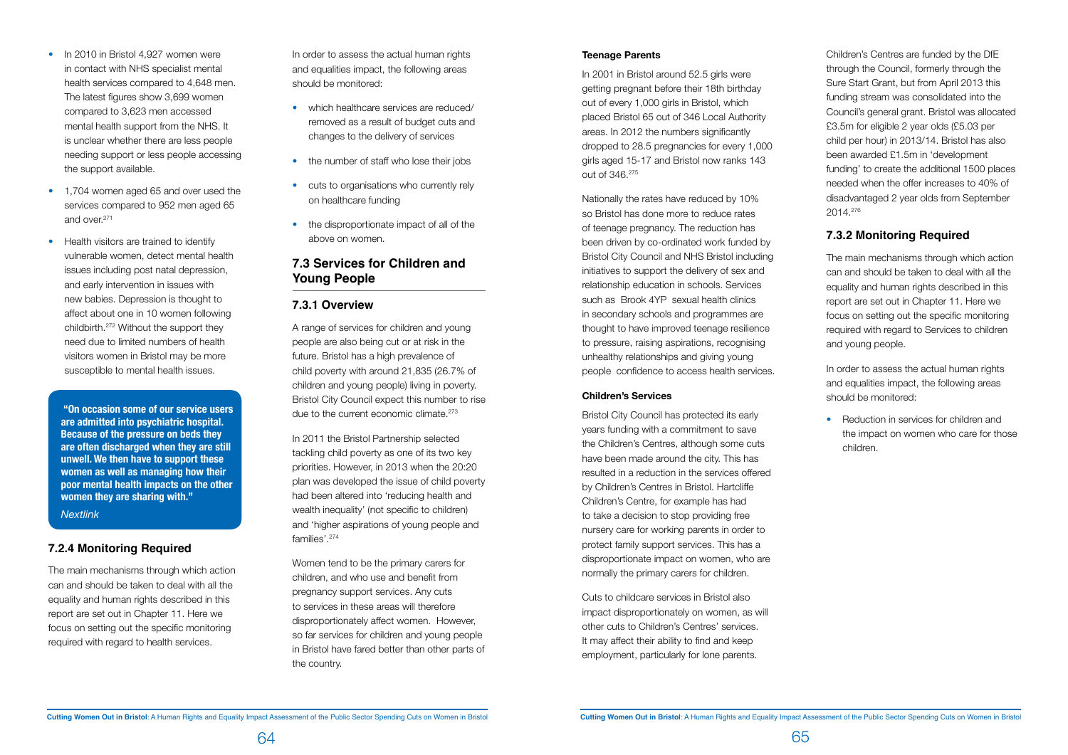- In 2010 in Bristol 4,927 women were in contact with NHS specialist mental health services compared to 4,648 men. The latest figures show 3,699 women compared to 3,623 men accessed mental health support from the NHS. It is unclear whether there are less people needing support or less people accessing the support available.
- 1,704 women aged 65 and over used the services compared to 952 men aged 65 and over.[271]
- Health visitors are trained to identify vulnerable women, detect mental health issues including post natal depression, and early intervention in issues with new babies. Depression is thought to affect about one in 10 women following childbirth.[272] Without the support they need due to limited numbers of health visitors women in Bristol may be more susceptible to mental health issues.

> **"On occasion some of our service users are admitted into psychiatric hospital. Because of the pressure on beds they are often discharged when they are still unwell. We then have to support these women as well as managing how their poor mental health impacts on the other women they are sharing with."**
>
> *Nextlink*

### 7.2.4 Monitoring Required

The main mechanisms through which action can and should be taken to deal with all the equality and human rights described in this report are set out in Chapter 11. Here we focus on setting out the specific monitoring required with regard to health services.

In order to assess the actual human rights and equalities impact, the following areas should be monitored:

- which healthcare services are reduced/ removed as a result of budget cuts and changes to the delivery of services
- the number of staff who lose their jobs
- cuts to organisations who currently rely on healthcare funding
- the disproportionate impact of all of the above on women.

## 7.3 Services for Children and Young People

### 7.3.1 Overview

A range of services for children and young people are also being cut or at risk in the future. Bristol has a high prevalence of child poverty with around 21,835 (26.7% of children and young people) living in poverty. Bristol City Council expect this number to rise due to the current economic climate.[273]

In 2011 the Bristol Partnership selected tackling child poverty as one of its two key priorities. However, in 2013 when the 20:20 plan was developed the issue of child poverty had been altered into 'reducing health and wealth inequality' (not specific to children) and 'higher aspirations of young people and families'.[274]

Women tend to be the primary carers for children, and who use and benefit from pregnancy support services. Any cuts to services in these areas will therefore disproportionately affect women. However, so far services for children and young people in Bristol have fared better than other parts of the country.

**Teenage Parents**

In 2001 in Bristol around 52.5 girls were getting pregnant before their 18th birthday out of every 1,000 girls in Bristol, which placed Bristol 65 out of 346 Local Authority areas. In 2012 the numbers significantly dropped to 28.5 pregnancies for every 1,000 girls aged 15-17 and Bristol now ranks 143 out of 346.[275]

Nationally the rates have reduced by 10% so Bristol has done more to reduce rates of teenage pregnancy. The reduction has been driven by co-ordinated work funded by Bristol City Council and NHS Bristol including initiatives to support the delivery of sex and relationship education in schools. Services such as Brook 4YP sexual health clinics in secondary schools and programmes are thought to have improved teenage resilience to pressure, raising aspirations, recognising unhealthy relationships and giving young people confidence to access health services.

**Children's Services**

Bristol City Council has protected its early years funding with a commitment to save the Children's Centres, although some cuts have been made around the city. This has resulted in a reduction in the services offered by Children's Centres in Bristol. Hartcliffe Children's Centre, for example has had to take a decision to stop providing free nursery care for working parents in order to protect family support services. This has a disproportionate impact on women, who are normally the primary carers for children.

Cuts to childcare services in Bristol also impact disproportionately on women, as will other cuts to Children's Centres' services. It may affect their ability to find and keep employment, particularly for lone parents.

Children's Centres are funded by the DfE through the Council, formerly through the Sure Start Grant, but from April 2013 this funding stream was consolidated into the Council's general grant. Bristol was allocated £3.5m for eligible 2 year olds (£5.03 per child per hour) in 2013/14. Bristol has also been awarded £1.5m in 'development funding' to create the additional 1500 places needed when the offer increases to 40% of disadvantaged 2 year olds from September 2014.[276]

### 7.3.2 Monitoring Required

The main mechanisms through which action can and should be taken to deal with all the equality and human rights described in this report are set out in Chapter 11. Here we focus on setting out the specific monitoring required with regard to Services to children and young people.

In order to assess the actual human rights and equalities impact, the following areas should be monitored:

- Reduction in services for children and the impact on women who care for those children.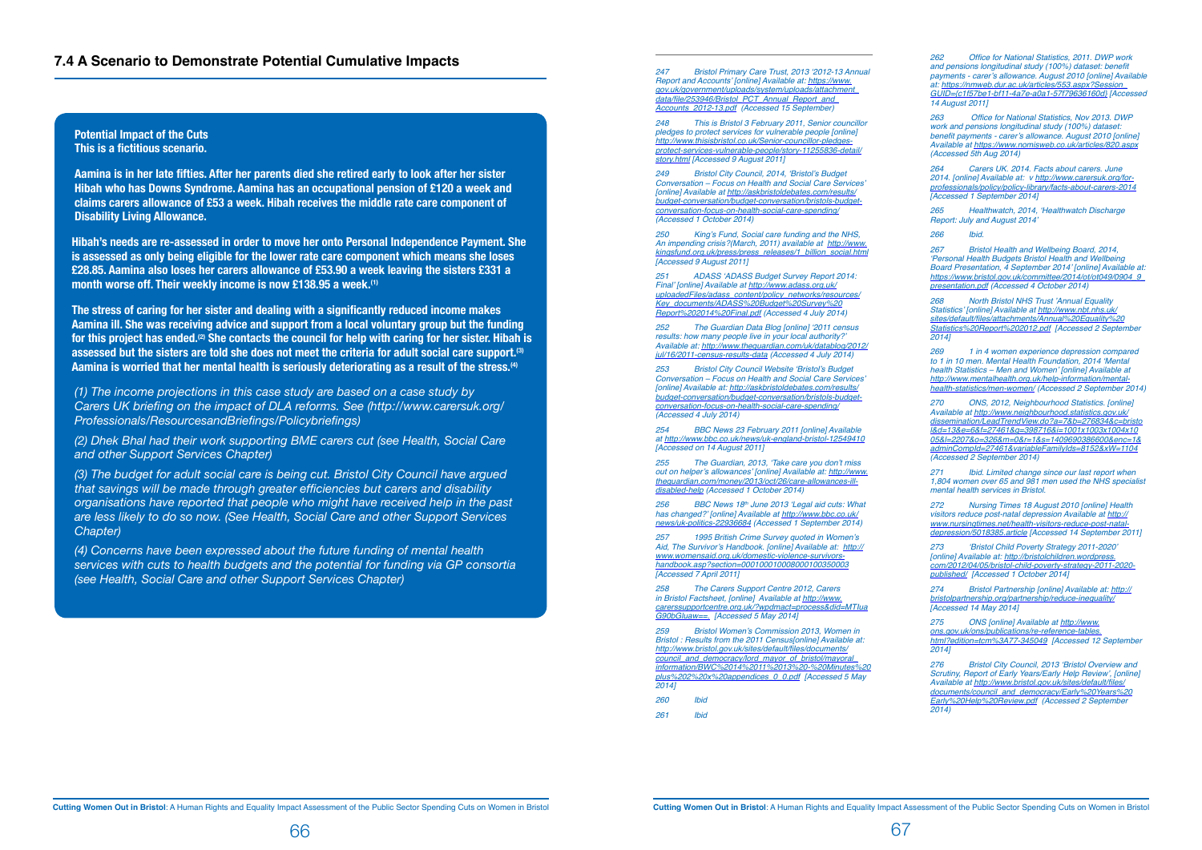## 7.4 A Scenario to Demonstrate Potential Cumulative Impacts

**Potential Impact of the Cuts**
**This is a fictitious scenario.**

**Aamina is in her late fifties. After her parents died she retired early to look after her sister Hibah who has Downs Syndrome. Aamina has an occupational pension of £120 a week and claims carers allowance of £53 a week. Hibah receives the middle rate care component of Disability Living Allowance.**

**Hibah's needs are re-assessed in order to move her onto Personal Independence Payment. She is assessed as only being eligible for the lower rate care component which means she loses £28.85. Aamina also loses her carers allowance of £53.90 a week leaving the sisters £331 a month worse off. Their weekly income is now £138.95 a week.[1]**

**The stress of caring for her sister and dealing with a significantly reduced income makes Aamina ill. She was receiving advice and support from a local voluntary group but the funding for this project has ended.[2] She contacts the council for help with caring for her sister. Hibah is assessed but the sisters are told she does not meet the criteria for adult social care support.[3] Aamina is worried that her mental health is seriously deteriorating as a result of the stress.[4]**

*(1) The income projections in this case study are based on a case study by Carers UK briefing on the impact of DLA reforms. See (http://www.carersuk.org/Professionals/ResourcesandBriefings/Policybriefings)*

*(2) Dhek Bhal had their work supporting BME carers cut (see Health, Social Care and other Support Services Chapter)*

*(3) The budget for adult social care is being cut. Bristol City Council have argued that savings will be made through greater efficiencies but carers and disability organisations have reported that people who might have received help in the past are less likely to do so now. (See Health, Social Care and other Support Services Chapter)*

*(4) Concerns have been expressed about the future funding of mental health services with cuts to health budgets and the potential for funding via GP consortia (see Health, Social Care and other Support Services Chapter)*

---

*247 Bristol Primary Care Trust, 2013 '2012-13 Annual Report and Accounts' [online] Available at: https://www.gov.uk/government/uploads/system/uploads/attachment_data/file/253946/Bristol_PCT_Annual_Report_and_Accounts_2012-13.pdf (Accessed 15 September)*

*248 This is Bristol 3 February 2011, Senior councillor pledges to protect services for vulnerable people [online] http://www.thisisbristol.co.uk/Senior-councillor-pledges-protect-services-vulnerable-people/story-11255836-detail/story.html [Accessed 9 August 2011]*

*249 Bristol City Council, 2014, 'Bristol's Budget Conversation – Focus on Health and Social Care Services' [online] Available at http://askbristoldebates.com/results/budget-conversation/budget-conversation/bristols-budget-conversation-focus-on-health-social-care-spending/ (Accessed 1 October 2014)*

*250 King's Fund, Social care funding and the NHS, An impending crisis?(March, 2011) available at http://www.kingsfund.org.uk/press/press_releases/1_billion_social.html [Accessed 9 August 2011]*

*251 ADASS 'ADASS Budget Survey Report 2014: Final' [online] Available at http://www.adass.org.uk/uploadedFiles/adass_content/policy_networks/resources/Key_documents/ADASS%20Budget%20Survey%20Report%202014%20Final.pdf (Accessed 4 July 2014)*

*252 The Guardian Data Blog [online] '2011 census results: how many people live in your local authority?' Available at: http://www.theguardian.com/uk/datablog/2012/jul/16/2011-census-results-data (Accessed 4 July 2014)*

*253 Bristol City Council Website 'Bristol's Budget Conversation – Focus on Health and Social Care Services' [online] Available at: http://askbristoldebates.com/results/budget-conversation/budget-conversation/bristols-budget-conversation-focus-on-health-social-care-spending/ (Accessed 4 July 2014)*

*254 BBC News 23 February 2011 [online] Available at http://www.bbc.co.uk/news/uk-england-bristol-12549410 [Accessed on 14 August 2011]*

*255 The Guardian, 2013, 'Take care you don't miss out on helper's allowances' [online] Available at: http://www.theguardian.com/money/2013/oct/26/care-allowances-ill-disabled-help (Accessed 1 October 2014)*

*256 BBC News 18th June 2013 'Legal aid cuts: What has changed?' [online] Available at http://www.bbc.co.uk/news/uk-politics-22936684 (Accessed 1 September 2014)*

*257 1995 British Crime Survey quoted in Women's Aid, The Survivor's Handbook. [online] Available at: http://www.womensaid.org.uk/domestic-violence-survivors-handbook.asp?section=000100010008000100350003 [Accessed 7 April 2011]*

*258 The Carers Support Centre 2012, Carers in Bristol Factsheet, [online] Available at http://www.carerssupportcentre.org.uk/?wpdmact=process&did=MTluaG90bGluaw== [Accessed 5 May 2014]*

*259 Bristol Women's Commission 2013, Women in Bristol : Results from the 2011 Census[online] Available at: http://www.bristol.gov.uk/sites/default/files/documents/council_and_democracy/lord_mayor_of_bristol/mayoral_information/BWC%2014%2011%2013%20-%20Minutes%20plus%202%20x%20appendices_0_0.pdf [Accessed 5 May 2014]*

*260 Ibid*

*261 Ibid*

*262 Office for National Statistics, 2011. DWP work and pensions longitudinal study (100%) dataset: benefit payments - carer's allowance. August 2010 [online] Available at: https://nmweb.dur.ac.uk/articles/553.aspx?Session_GUID={c1f57be1-bf11-4a7e-a0a1-57f79636160d} [Accessed 14 August 2011]*

*263 Office for National Statistics, Nov 2013. DWP work and pensions longitudinal study (100%) dataset: benefit payments - carer's allowance. August 2010 [online] Available at https://www.nomisweb.co.uk/articles/820.aspx (Accessed 5th Aug 2014)*

*264 Carers UK. 2014. Facts about carers. June 2014. [online] Available at: v http://www.carersuk.org/for-professionals/policy/policy-library/facts-about-carers-2014 [Accessed 1 September 2014]*

*265 Healthwatch, 2014, 'Healthwatch Discharge Report: July and August 2014'*

*266 Ibid.*

*267 Bristol Health and Wellbeing Board, 2014, 'Personal Health Budgets Bristol Health and Wellbeing Board Presentation, 4 September 2014' [online] Available at: https://www.bristol.gov.uk/committee/2014/ot/ot049/0904_9_presentation.pdf (Accessed 4 October 2014)*

*268 North Bristol NHS Trust 'Annual Equality Statistics' [online] Available at http://www.nbt.nhs.uk/sites/default/files/attachments/Annual%20Equality%20Statistics%20Report%202012.pdf [Accessed 2 September 2014]*

*269 1 in 4 women experience depression compared to 1 in 10 men. Mental Health Foundation, 2014 'Mental health Statistics – Men and Women' [online] Available at http://www.mentalhealth.org.uk/help-information/mental-health-statistics/men-women/ (Accessed 2 September 2014)*

*270 ONS, 2012, Neighbourhood Statistics. [online] Available at http://www.neighbourhood.statistics.gov.uk/dissemination/LeadTrendView.do?a=7&b=276834&c=bristol&d=13&e=6&f=27461&g=398716&i=1001x1003x1004x1005&l=2207&o=326&m=0&r=1&s=1409690386600&enc=1&adminCompId=27461&variableFamilyIds=8152&xW=1104 (Accessed 2 September 2014)*

*271 Ibid. Limited change since our last report when 1,804 women over 65 and 981 men used the NHS specialist mental health services in Bristol.*

*272 Nursing Times 18 August 2010 [online] Health visitors reduce post-natal depression Available at http://www.nursingtimes.net/health-visitors-reduce-post-natal-depression/5018385.article [Accessed 14 September 2011]*

*273 'Bristol Child Poverty Strategy 2011-2020' [online] Available at: http://bristolchildren.wordpress.com/2012/04/05/bristol-child-poverty-strategy-2011-2020-published/ [Accessed 1 October 2014]*

*274 Bristol Partnership [online] Available at: http://bristolpartnership.org/partnership/reduce-inequality/ [Accessed 14 May 2014]*

*275 ONS [online] Available at http://www.ons.gov.uk/ons/publications/re-reference-tables.html?edition=tcm%3A77-345049 [Accessed 12 September 2014]*

*276 Bristol City Council, 2013 'Bristol Overview and Scrutiny, Report of Early Years/Early Help Review', [online] Available at http://www.bristol.gov.uk/sites/default/files/documents/council_and_democracy/Early%20Years%20Early%20Help%20Review.pdf (Accessed 2 September 2014)*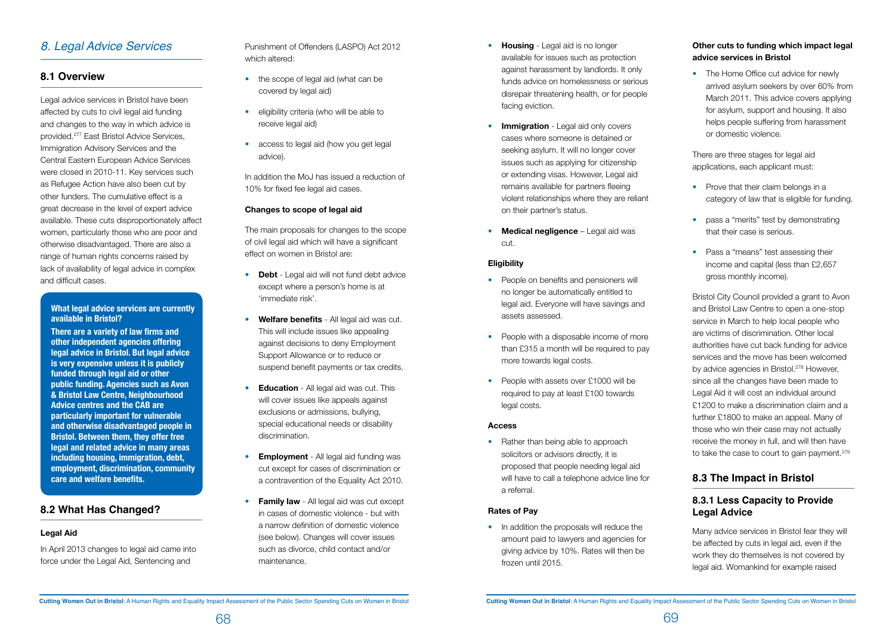## *8. Legal Advice Services*

### 8.1 Overview

Legal advice services in Bristol have been affected by cuts to civil legal aid funding and changes to the way in which advice is provided.[277] East Bristol Advice Services, Immigration Advisory Services and the Central Eastern European Advice Services were closed in 2010-11. Key services such as Refugee Action have also been cut by other funders. The cumulative effect is a great decrease in the level of expert advice available. These cuts disproportionately affect women, particularly those who are poor and otherwise disadvantaged. There are also a range of human rights concerns raised by lack of availability of legal advice in complex and difficult cases.

**What legal advice services are currently available in Bristol?**

**There are a variety of law firms and other independent agencies offering legal advice in Bristol. But legal advice is very expensive unless it is publicly funded through legal aid or other public funding. Agencies such as Avon & Bristol Law Centre, Neighbourhood Advice centres and the CAB are particularly important for vulnerable and otherwise disadvantaged people in Bristol. Between them, they offer free legal and related advice in many areas including housing, immigration, debt, employment, discrimination, community care and welfare benefits.**

### 8.2 What Has Changed?

**Legal Aid**

In April 2013 changes to legal aid came into force under the Legal Aid, Sentencing and Punishment of Offenders (LASPO) Act 2012 which altered:

- the scope of legal aid (what can be covered by legal aid)
- eligibility criteria (who will be able to receive legal aid)
- access to legal aid (how you get legal advice).

In addition the MoJ has issued a reduction of 10% for fixed fee legal aid cases.

**Changes to scope of legal aid**

The main proposals for changes to the scope of civil legal aid which will have a significant effect on women in Bristol are:

- **Debt** - Legal aid will not fund debt advice except where a person's home is at 'immediate risk'.
- **Welfare benefits** - All legal aid was cut. This will include issues like appealing against decisions to deny Employment Support Allowance or to reduce or suspend benefit payments or tax credits.
- **Education** - All legal aid was cut. This will cover issues like appeals against exclusions or admissions, bullying, special educational needs or disability discrimination.
- **Employment** - All legal aid funding was cut except for cases of discrimination or a contravention of the Equality Act 2010.
- **Family law** - All legal aid was cut except in cases of domestic violence - but with a narrow definition of domestic violence (see below). Changes will cover issues such as divorce, child contact and/or maintenance.
- **Housing** - Legal aid is no longer available for issues such as protection against harassment by landlords. It only funds advice on homelessness or serious disrepair threatening health, or for people facing eviction.
- **Immigration** - Legal aid only covers cases where someone is detained or seeking asylum. It will no longer cover issues such as applying for citizenship or extending visas. However, Legal aid remains available for partners fleeing violent relationships where they are reliant on their partner's status.
- **Medical negligence** – Legal aid was cut.

**Eligibility**

- People on benefits and pensioners will no longer be automatically entitled to legal aid. Everyone will have savings and assets assessed.
- People with a disposable income of more than £315 a month will be required to pay more towards legal costs.
- People with assets over £1000 will be required to pay at least £100 towards legal costs.

**Access**

- Rather than being able to approach solicitors or advisors directly, it is proposed that people needing legal aid will have to call a telephone advice line for a referral.

**Rates of Pay**

- In addition the proposals will reduce the amount paid to lawyers and agencies for giving advice by 10%. Rates will then be frozen until 2015.

**Other cuts to funding which impact legal advice services in Bristol**

- The Home Office cut advice for newly arrived asylum seekers by over 60% from March 2011. This advice covers applying for asylum, support and housing. It also helps people suffering from harassment or domestic violence.

There are three stages for legal aid applications, each applicant must:

- Prove that their claim belongs in a category of law that is eligible for funding.
- pass a "merits" test by demonstrating that their case is serious.
- Pass a "means" test assessing their income and capital (less than £2,657 gross monthly income).

Bristol City Council provided a grant to Avon and Bristol Law Centre to open a one-stop service in March to help local people who are victims of discrimination. Other local authorities have cut back funding for advice services and the move has been welcomed by advice agencies in Bristol.[278] However, since all the changes have been made to Legal Aid it will cost an individual around £1200 to make a discrimination claim and a further £1800 to make an appeal. Many of those who win their case may not actually receive the money in full, and will then have to take the case to court to gain payment.[279]

### 8.3 The Impact in Bristol

#### 8.3.1 Less Capacity to Provide Legal Advice

Many advice services in Bristol fear they will be affected by cuts in legal aid, even if the work they do themselves is not covered by legal aid. Womankind for example raised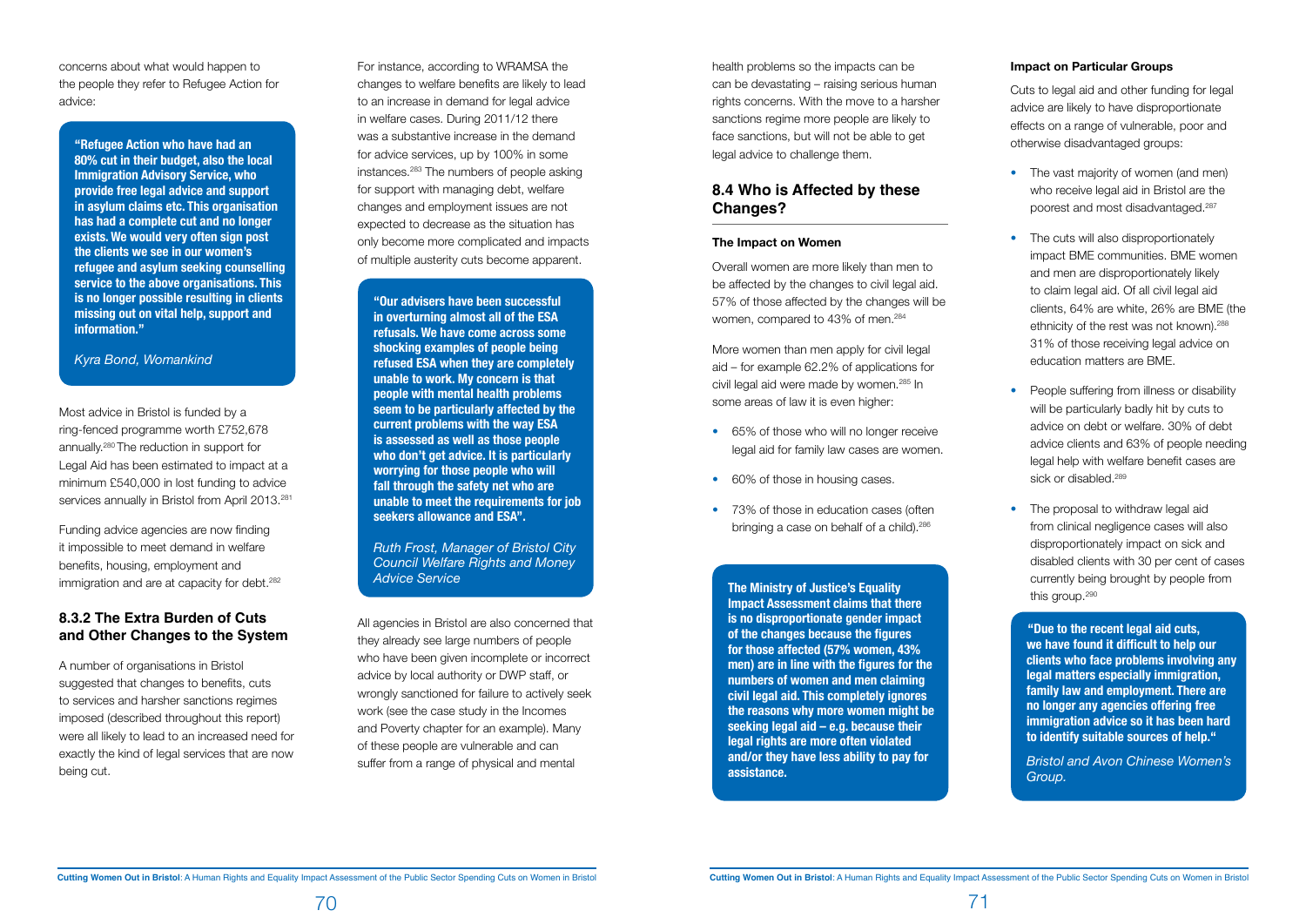concerns about what would happen to the people they refer to Refugee Action for advice:

> **"Refugee Action who have had an 80% cut in their budget, also the local Immigration Advisory Service, who provide free legal advice and support in asylum claims etc. This organisation has had a complete cut and no longer exists. We would very often sign post the clients we see in our women's refugee and asylum seeking counselling service to the above organisations. This is no longer possible resulting in clients missing out on vital help, support and information."**
>
> *Kyra Bond, Womankind*

Most advice in Bristol is funded by a ring-fenced programme worth £752,678 annually.[280] The reduction in support for Legal Aid has been estimated to impact at a minimum £540,000 in lost funding to advice services annually in Bristol from April 2013.[281]

Funding advice agencies are now finding it impossible to meet demand in welfare benefits, housing, employment and immigration and are at capacity for debt.[282]

### 8.3.2 The Extra Burden of Cuts and Other Changes to the System

A number of organisations in Bristol suggested that changes to benefits, cuts to services and harsher sanctions regimes imposed (described throughout this report) were all likely to lead to an increased need for exactly the kind of legal services that are now being cut.

For instance, according to WRAMSA the changes to welfare benefits are likely to lead to an increase in demand for legal advice in welfare cases. During 2011/12 there was a substantive increase in the demand for advice services, up by 100% in some instances.[283] The numbers of people asking for support with managing debt, welfare changes and employment issues are not expected to decrease as the situation has only become more complicated and impacts of multiple austerity cuts become apparent.

> **"Our advisers have been successful in overturning almost all of the ESA refusals. We have come across some shocking examples of people being refused ESA when they are completely unable to work. My concern is that people with mental health problems seem to be particularly affected by the current problems with the way ESA is assessed as well as those people who don't get advice. It is particularly worrying for those people who will fall through the safety net who are unable to meet the requirements for job seekers allowance and ESA".**
>
> *Ruth Frost, Manager of Bristol City Council Welfare Rights and Money Advice Service*

All agencies in Bristol are also concerned that they already see large numbers of people who have been given incomplete or incorrect advice by local authority or DWP staff, or wrongly sanctioned for failure to actively seek work (see the case study in the Incomes and Poverty chapter for an example). Many of these people are vulnerable and can suffer from a range of physical and mental health problems so the impacts can be can be devastating – raising serious human rights concerns. With the move to a harsher sanctions regime more people are likely to face sanctions, but will not be able to get legal advice to challenge them.

## 8.4 Who is Affected by these Changes?

#### The Impact on Women

Overall women are more likely than men to be affected by the changes to civil legal aid. 57% of those affected by the changes will be women, compared to 43% of men.[284]

More women than men apply for civil legal aid – for example 62.2% of applications for civil legal aid were made by women.[285] In some areas of law it is even higher:

- 65% of those who will no longer receive legal aid for family law cases are women.
- 60% of those in housing cases.
- 73% of those in education cases (often bringing a case on behalf of a child).[286]

> **The Ministry of Justice's Equality Impact Assessment claims that there is no disproportionate gender impact of the changes because the figures for those affected (57% women, 43% men) are in line with the figures for the numbers of women and men claiming civil legal aid. This completely ignores the reasons why more women might be seeking legal aid – e.g. because their legal rights are more often violated and/or they have less ability to pay for assistance.**

#### Impact on Particular Groups

Cuts to legal aid and other funding for legal advice are likely to have disproportionate effects on a range of vulnerable, poor and otherwise disadvantaged groups:

- The vast majority of women (and men) who receive legal aid in Bristol are the poorest and most disadvantaged.[287]
- The cuts will also disproportionately impact BME communities. BME women and men are disproportionately likely to claim legal aid. Of all civil legal aid clients, 64% are white, 26% are BME (the ethnicity of the rest was not known).[288] 31% of those receiving legal advice on education matters are BME.
- People suffering from illness or disability will be particularly badly hit by cuts to advice on debt or welfare. 30% of debt advice clients and 63% of people needing legal help with welfare benefit cases are sick or disabled.[289]
- The proposal to withdraw legal aid from clinical negligence cases will also disproportionately impact on sick and disabled clients with 30 per cent of cases currently being brought by people from this group.[290]

> **"Due to the recent legal aid cuts, we have found it difficult to help our clients who face problems involving any legal matters especially immigration, family law and employment. There are no longer any agencies offering free immigration advice so it has been hard to identify suitable sources of help."**
>
> *Bristol and Avon Chinese Women's Group.*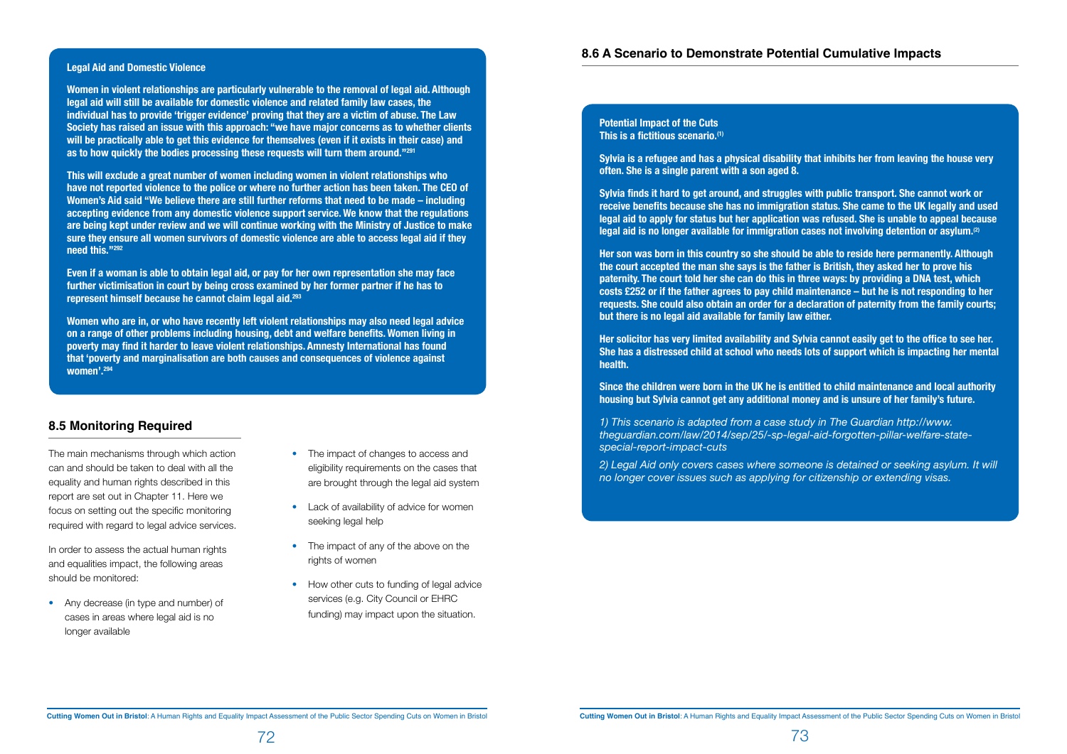**Legal Aid and Domestic Violence**

**Women in violent relationships are particularly vulnerable to the removal of legal aid. Although legal aid will still be available for domestic violence and related family law cases, the individual has to provide 'trigger evidence' proving that they are a victim of abuse. The Law Society has raised an issue with this approach: "we have major concerns as to whether clients will be practically able to get this evidence for themselves (even if it exists in their case) and as to how quickly the bodies processing these requests will turn them around."[291]**

**This will exclude a great number of women including women in violent relationships who have not reported violence to the police or where no further action has been taken. The CEO of Women's Aid said "We believe there are still further reforms that need to be made – including accepting evidence from any domestic violence support service. We know that the regulations are being kept under review and we will continue working with the Ministry of Justice to make sure they ensure all women survivors of domestic violence are able to access legal aid if they need this."[292]**

**Even if a woman is able to obtain legal aid, or pay for her own representation she may face further victimisation in court by being cross examined by her former partner if he has to represent himself because he cannot claim legal aid.[293]**

**Women who are in, or who have recently left violent relationships may also need legal advice on a range of other problems including housing, debt and welfare benefits. Women living in poverty may find it harder to leave violent relationships. Amnesty International has found that 'poverty and marginalisation are both causes and consequences of violence against women'.[294]**

## 8.5 Monitoring Required

The main mechanisms through which action can and should be taken to deal with all the equality and human rights described in this report are set out in Chapter 11. Here we focus on setting out the specific monitoring required with regard to legal advice services.

In order to assess the actual human rights and equalities impact, the following areas should be monitored:

- Any decrease (in type and number) of cases in areas where legal aid is no longer available
- The impact of changes to access and eligibility requirements on the cases that are brought through the legal aid system
- Lack of availability of advice for women seeking legal help
- The impact of any of the above on the rights of women
- How other cuts to funding of legal advice services (e.g. City Council or EHRC funding) may impact upon the situation.

## 8.6 A Scenario to Demonstrate Potential Cumulative Impacts

**Potential Impact of the Cuts**
**This is a fictitious scenario.(1)**

**Sylvia is a refugee and has a physical disability that inhibits her from leaving the house very often. She is a single parent with a son aged 8.**

**Sylvia finds it hard to get around, and struggles with public transport. She cannot work or receive benefits because she has no immigration status. She came to the UK legally and used legal aid to apply for status but her application was refused. She is unable to appeal because legal aid is no longer available for immigration cases not involving detention or asylum.(2)**

**Her son was born in this country so she should be able to reside here permanently. Although the court accepted the man she says is the father is British, they asked her to prove his paternity. The court told her she can do this in three ways: by providing a DNA test, which costs £252 or if the father agrees to pay child maintenance – but he is not responding to her requests. She could also obtain an order for a declaration of paternity from the family courts; but there is no legal aid available for family law either.**

**Her solicitor has very limited availability and Sylvia cannot easily get to the office to see her. She has a distressed child at school who needs lots of support which is impacting her mental health.**

**Since the children were born in the UK he is entitled to child maintenance and local authority housing but Sylvia cannot get any additional money and is unsure of her family's future.**

*1) This scenario is adapted from a case study in The Guardian http://www.theguardian.com/law/2014/sep/25/-sp-legal-aid-forgotten-pillar-welfare-state-special-report-impact-cuts*

*2) Legal Aid only covers cases where someone is detained or seeking asylum. It will no longer cover issues such as applying for citizenship or extending visas.*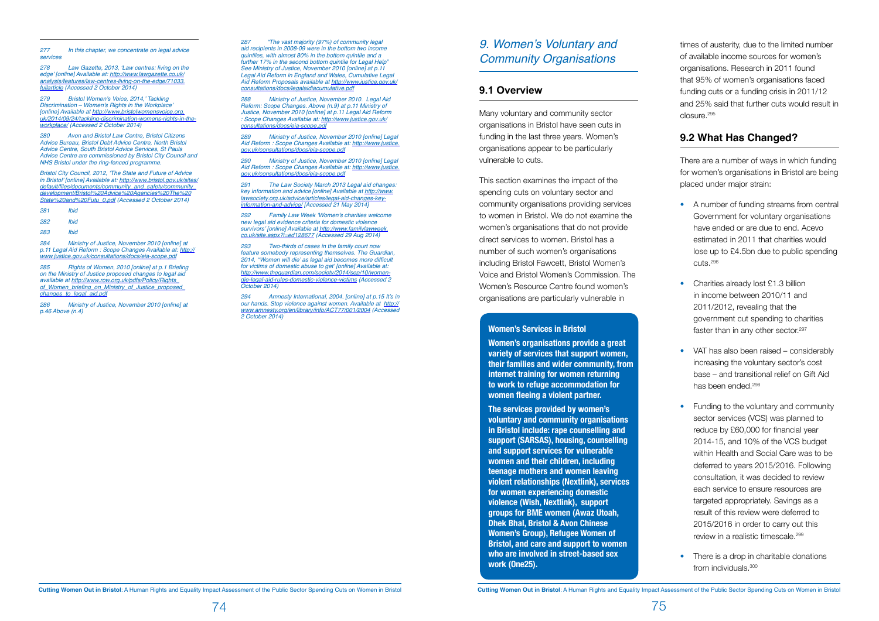277 In this chapter, we concentrate on legal advice services

278 Law Gazette, 2013, 'Law centres: living on the edge' [online] Available at: http://www.lawgazette.co.uk/analysis/features/law-centres-living-on-the-edge/71033.fullarticle (Accessed 2 October 2014)

279 Bristol Women's Voice, 2014,' Tackling Discrimination – Women's Rights in the Workplace' [online] Available at http://www.bristolwomensvoice.org.uk/2014/09/24/tackling-discrimination-womens-rights-in-the-workplace/ (Accessed 2 October 2014)

280 Avon and Bristol Law Centre, Bristol Citizens Advice Bureau, Bristol Debt Advice Centre, North Bristol Advice Centre, South Bristol Advice Services, St Pauls Advice Centre are commissioned by Bristol City Council and NHS Bristol under the ring-fenced programme.

Bristol City Council, 2012, 'The State and Future of Advice in Bristol' [online] Available at: http://www.bristol.gov.uk/sites/default/files/documents/community_and_safety/community_development/Bristol%20Advice%20Agencies%20The%20State%20and%20Futu_0.pdf (Accessed 2 October 2014)

281 Ibid

282 Ibid

283 Ibid

284 Ministry of Justice, November 2010 [online] at p.11 Legal Aid Reform : Scope Changes Available at: http://www.justice.gov.uk/consultations/docs/eia-scope.pdf

285 Rights of Women, 2010 [online] at p.1 Briefing on the Ministry of Justice proposed changes to legal aid available at http://www.row.org.uk/pdfs/Policy/Rights_of_Women_briefing_on_Ministry_of_Justice_proposed_changes_to_legal_aid.pdf

286 Ministry of Justice, November 2010 [online] at p.46 Above (n.4)

287 "The vast majority (97%) of community legal aid recipients in 2008-09 were in the bottom two income quintiles, with almost 80% in the bottom quintile and a further 17% in the second bottom quintile for Legal Help" See Ministry of Justice, November 2010 [online] at p.11 Legal Aid Reform in England and Wales, Cumulative Legal Aid Reform Proposals available at http://www.justice.gov.uk/consultations/docs/legalaidiacumulative.pdf

288 Ministry of Justice, November 2010. Legal Aid Reform: Scope Changes. Above (n.9) at p.11 Ministry of Justice, November 2010 [online] at p.11 Legal Aid Reform : Scope Changes Available at: http://www.justice.gov.uk/consultations/docs/eia-scope.pdf

289 Ministry of Justice, November 2010 [online] Legal Aid Reform : Scope Changes Available at: http://www.justice.gov.uk/consultations/docs/eia-scope.pdf

290 Ministry of Justice, November 2010 [online] Legal Aid Reform : Scope Changes Available at: http://www.justice.gov.uk/consultations/docs/eia-scope.pdf

291 The Law Society March 2013 Legal aid changes: key information and advice [online] Available at http://www.lawsociety.org.uk/advice/articles/legal-aid-changes-key-information-and-advice/ [Accessed 21 May 2014]

292 Family Law Week 'Women's charities welcome new legal aid evidence criteria for domestic violence survivors' [online] Available at http://www.familylawweek.co.uk/site.aspx?i=ed128677 (Accessed 29 Aug 2014)

293 Two-thirds of cases in the family court now feature somebody representing themselves. The Guardian, 2014, ''Women will die' as legal aid becomes more difficult for victims of domestic abuse to get' [online] Available at: http://www.theguardian.com/society/2014/sep/10/women-die-legal-aid-rules-domestic-violence-victims (Accessed 2 October 2014)

294 Amnesty International, 2004. [online] at p.15 It's in our hands. Stop violence against women. Available at http://www.amnesty.org/en/library/info/ACT77/001/2004 (Accessed 2 October 2014)

# 9. Women's Voluntary and Community Organisations

## 9.1 Overview

Many voluntary and community sector organisations in Bristol have seen cuts in funding in the last three years. Women's organisations appear to be particularly vulnerable to cuts.

This section examines the impact of the spending cuts on voluntary sector and community organisations providing services to women in Bristol. We do not examine the women's organisations that do not provide direct services to women. Bristol has a number of such women's organisations including Bristol Fawcett, Bristol Women's Voice and Bristol Women's Commission. The Women's Resource Centre found women's organisations are particularly vulnerable in times of austerity, due to the limited number of available income sources for women's organisations. Research in 2011 found that 95% of women's organisations faced funding cuts or a funding crisis in 2011/12 and 25% said that further cuts would result in closure.[295]

**Women's Services in Bristol**

**Women's organisations provide a great variety of services that support women, their families and wider community, from internet training for women returning to work to refuge accommodation for women fleeing a violent partner.**

**The services provided by women's voluntary and community organisations in Bristol include: rape counselling and support (SARSAS), housing, counselling and support services for vulnerable women and their children, including teenage mothers and women leaving violent relationships (Nextlink), services for women experiencing domestic violence (Wish, Nextlink), support groups for BME women (Awaz Utoah, Dhek Bhal, Bristol & Avon Chinese Women's Group), Refugee Women of Bristol, and care and support to women who are involved in street-based sex work (One25).**

## 9.2 What Has Changed?

There are a number of ways in which funding for women's organisations in Bristol are being placed under major strain:

- A number of funding streams from central Government for voluntary organisations have ended or are due to end. Acevo estimated in 2011 that charities would lose up to £4.5bn due to public spending cuts.[296]
- Charities already lost £1.3 billion in income between 2010/11 and 2011/2012, revealing that the government cut spending to charities faster than in any other sector.[297]
- VAT has also been raised – considerably increasing the voluntary sector's cost base – and transitional relief on Gift Aid has been ended.[298]
- Funding to the voluntary and community sector services (VCS) was planned to reduce by £60,000 for financial year 2014-15, and 10% of the VCS budget within Health and Social Care was to be deferred to years 2015/2016. Following consultation, it was decided to review each service to ensure resources are targeted appropriately. Savings as a result of this review were deferred to 2015/2016 in order to carry out this review in a realistic timescale.[299]
- There is a drop in charitable donations from individuals.[300]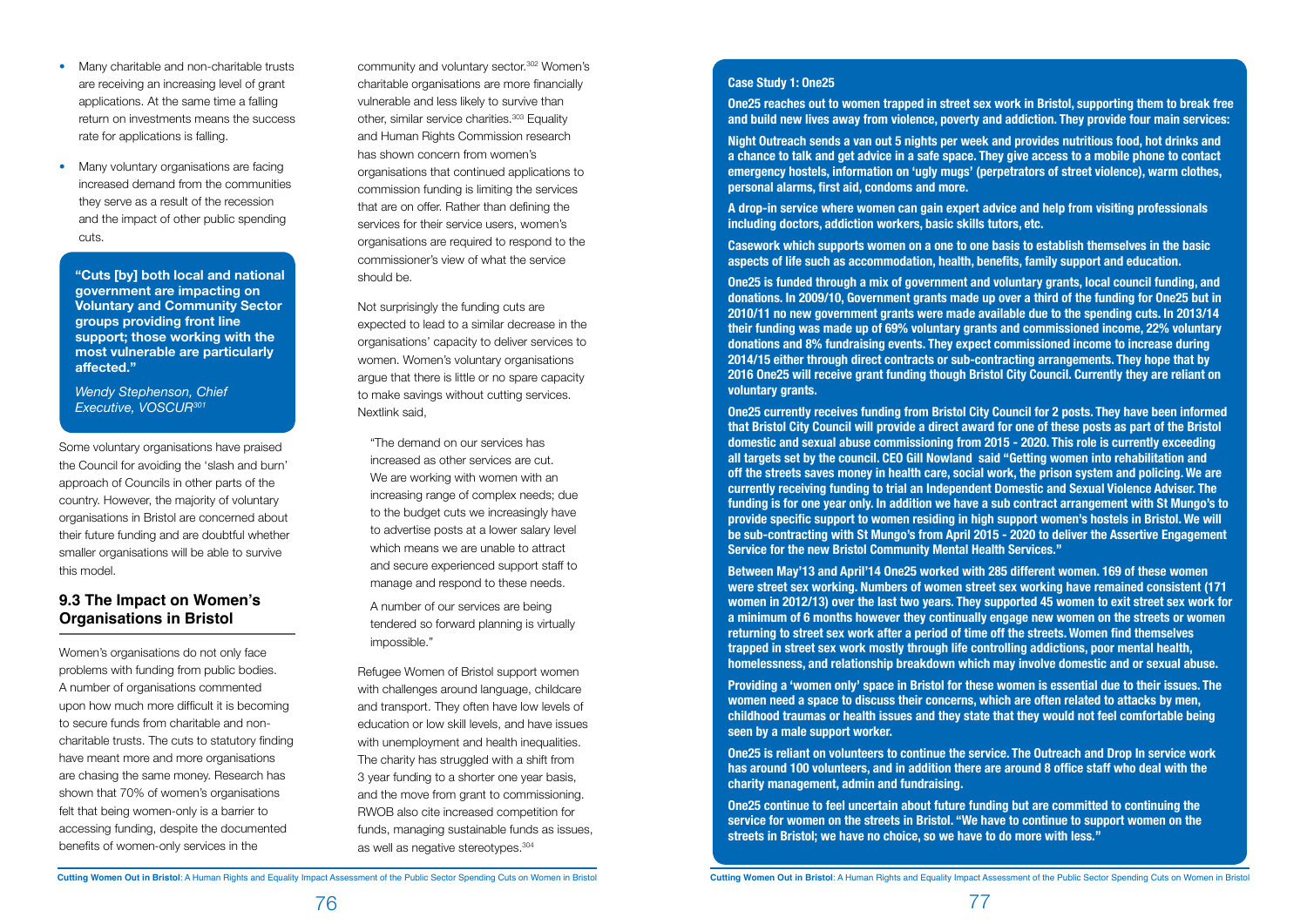- Many charitable and non-charitable trusts are receiving an increasing level of grant applications. At the same time a falling return on investments means the success rate for applications is falling.
- Many voluntary organisations are facing increased demand from the communities they serve as a result of the recession and the impact of other public spending cuts.

> **"Cuts [by] both local and national government are impacting on Voluntary and Community Sector groups providing front line support; those working with the most vulnerable are particularly affected."**
>
> *Wendy Stephenson, Chief Executive, VOSCUR[301]*

Some voluntary organisations have praised the Council for avoiding the 'slash and burn' approach of Councils in other parts of the country. However, the majority of voluntary organisations in Bristol are concerned about their future funding and are doubtful whether smaller organisations will be able to survive this model.

## 9.3 The Impact on Women's Organisations in Bristol

Women's organisations do not only face problems with funding from public bodies. A number of organisations commented upon how much more difficult it is becoming to secure funds from charitable and non-charitable trusts. The cuts to statutory finding have meant more and more organisations are chasing the same money. Research has shown that 70% of women's organisations felt that being women-only is a barrier to accessing funding, despite the documented benefits of women-only services in the community and voluntary sector.[302] Women's charitable organisations are more financially vulnerable and less likely to survive than other, similar service charities.[303] Equality and Human Rights Commission research has shown concern from women's organisations that continued applications to commission funding is limiting the services that are on offer. Rather than defining the services for their service users, women's organisations are required to respond to the commissioner's view of what the service should be.

Not surprisingly the funding cuts are expected to lead to a similar decrease in the organisations' capacity to deliver services to women. Women's voluntary organisations argue that there is little or no spare capacity to make savings without cutting services. Nextlink said,

> "The demand on our services has increased as other services are cut. We are working with women with an increasing range of complex needs; due to the budget cuts we increasingly have to advertise posts at a lower salary level which means we are unable to attract and secure experienced support staff to manage and respond to these needs.
>
> A number of our services are being tendered so forward planning is virtually impossible."

Refugee Women of Bristol support women with challenges around language, childcare and transport. They often have low levels of education or low skill levels, and have issues with unemployment and health inequalities. The charity has struggled with a shift from 3 year funding to a shorter one year basis, and the move from grant to commissioning. RWOB also cite increased competition for funds, managing sustainable funds as issues, as well as negative stereotypes.[304]

**Case Study 1: One25**

**One25 reaches out to women trapped in street sex work in Bristol, supporting them to break free and build new lives away from violence, poverty and addiction. They provide four main services:**

**Night Outreach sends a van out 5 nights per week and provides nutritious food, hot drinks and a chance to talk and get advice in a safe space. They give access to a mobile phone to contact emergency hostels, information on 'ugly mugs' (perpetrators of street violence), warm clothes, personal alarms, first aid, condoms and more.**

**A drop-in service where women can gain expert advice and help from visiting professionals including doctors, addiction workers, basic skills tutors, etc.**

**Casework which supports women on a one to one basis to establish themselves in the basic aspects of life such as accommodation, health, benefits, family support and education.**

**One25 is funded through a mix of government and voluntary grants, local council funding, and donations. In 2009/10, Government grants made up over a third of the funding for One25 but in 2010/11 no new government grants were made available due to the spending cuts. In 2013/14 their funding was made up of 69% voluntary grants and commissioned income, 22% voluntary donations and 8% fundraising events. They expect commissioned income to increase during 2014/15 either through direct contracts or sub-contracting arrangements. They hope that by 2016 One25 will receive grant funding though Bristol City Council. Currently they are reliant on voluntary grants.**

**One25 currently receives funding from Bristol City Council for 2 posts. They have been informed that Bristol City Council will provide a direct award for one of these posts as part of the Bristol domestic and sexual abuse commissioning from 2015 - 2020. This role is currently exceeding all targets set by the council. CEO Gill Nowland said "Getting women into rehabilitation and off the streets saves money in health care, social work, the prison system and policing. We are currently receiving funding to trial an Independent Domestic and Sexual Violence Adviser. The funding is for one year only. In addition we have a sub contract arrangement with St Mungo's to provide specific support to women residing in high support women's hostels in Bristol. We will be sub-contracting with St Mungo's from April 2015 - 2020 to deliver the Assertive Engagement Service for the new Bristol Community Mental Health Services."**

**Between May'13 and April'14 One25 worked with 285 different women. 169 of these women were street sex working. Numbers of women street sex working have remained consistent (171 women in 2012/13) over the last two years. They supported 45 women to exit street sex work for a minimum of 6 months however they continually engage new women on the streets or women returning to street sex work after a period of time off the streets. Women find themselves trapped in street sex work mostly through life controlling addictions, poor mental health, homelessness, and relationship breakdown which may involve domestic and or sexual abuse.**

**Providing a 'women only' space in Bristol for these women is essential due to their issues. The women need a space to discuss their concerns, which are often related to attacks by men, childhood traumas or health issues and they state that they would not feel comfortable being seen by a male support worker.**

**One25 is reliant on volunteers to continue the service. The Outreach and Drop In service work has around 100 volunteers, and in addition there are around 8 office staff who deal with the charity management, admin and fundraising.**

**One25 continue to feel uncertain about future funding but are committed to continuing the service for women on the streets in Bristol. "We have to continue to support women on the streets in Bristol; we have no choice, so we have to do more with less."**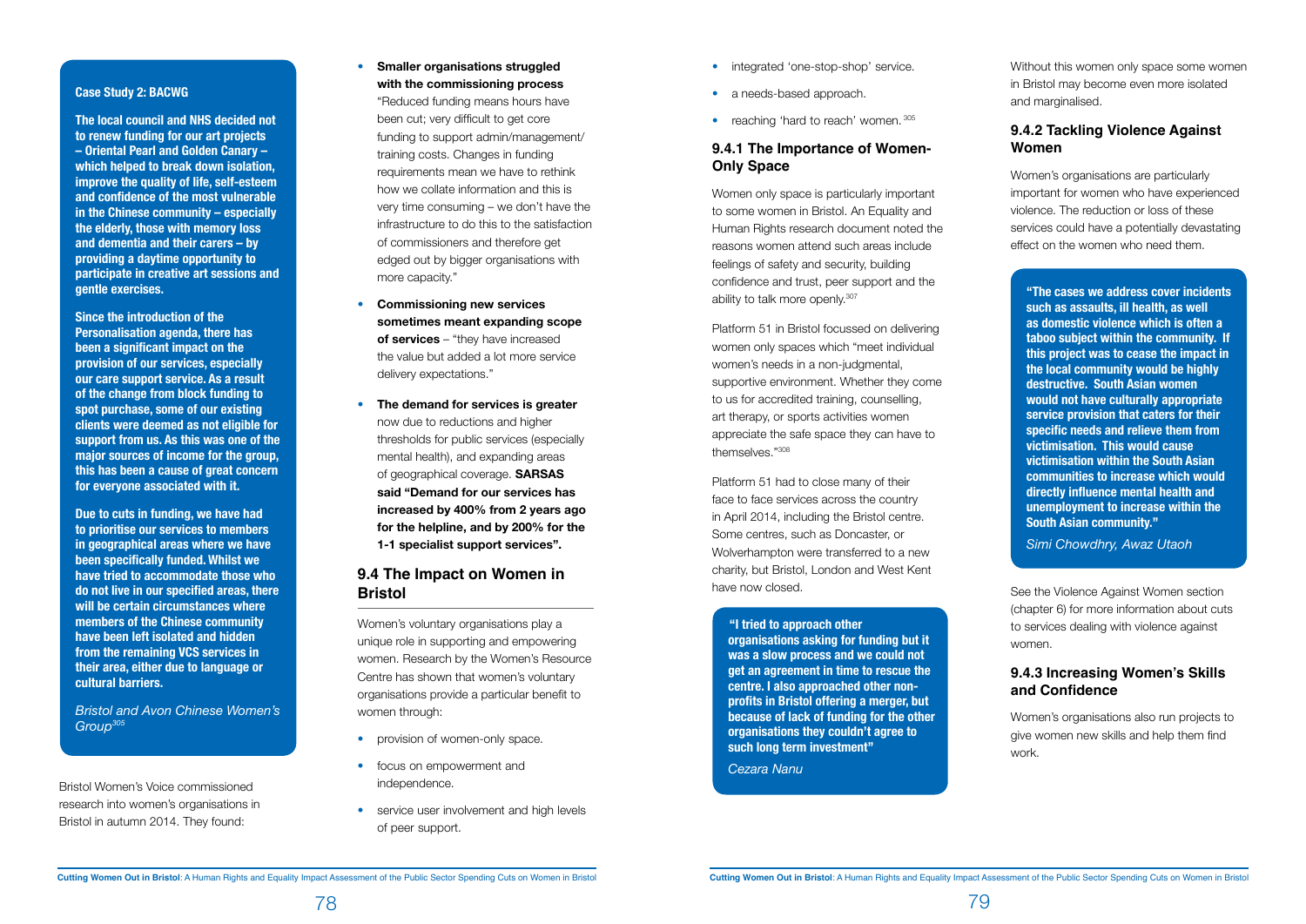**Case Study 2: BACWG**

**The local council and NHS decided not to renew funding for our art projects – Oriental Pearl and Golden Canary – which helped to break down isolation, improve the quality of life, self-esteem and confidence of the most vulnerable in the Chinese community – especially the elderly, those with memory loss and dementia and their carers – by providing a daytime opportunity to participate in creative art sessions and gentle exercises.**

**Since the introduction of the Personalisation agenda, there has been a significant impact on the provision of our services, especially our care support service. As a result of the change from block funding to spot purchase, some of our existing clients were deemed as not eligible for support from us. As this was one of the major sources of income for the group, this has been a cause of great concern for everyone associated with it.**

**Due to cuts in funding, we have had to prioritise our services to members in geographical areas where we have been specifically funded. Whilst we have tried to accommodate those who do not live in our specified areas, there will be certain circumstances where members of the Chinese community have been left isolated and hidden from the remaining VCS services in their area, either due to language or cultural barriers.**

*Bristol and Avon Chinese Women's Group*[305]

Bristol Women's Voice commissioned research into women's organisations in Bristol in autumn 2014. They found:

- **Smaller organisations struggled with the commissioning process** "Reduced funding means hours have been cut; very difficult to get core funding to support admin/management/training costs. Changes in funding requirements mean we have to rethink how we collate information and this is very time consuming – we don't have the infrastructure to do this to the satisfaction of commissioners and therefore get edged out by bigger organisations with more capacity."
- **Commissioning new services sometimes meant expanding scope of services** – "they have increased the value but added a lot more service delivery expectations."
- **The demand for services is greater** now due to reductions and higher thresholds for public services (especially mental health), and expanding areas of geographical coverage. **SARSAS said "Demand for our services has increased by 400% from 2 years ago for the helpline, and by 200% for the 1-1 specialist support services".**

## 9.4 The Impact on Women in Bristol

Women's voluntary organisations play a unique role in supporting and empowering women. Research by the Women's Resource Centre has shown that women's voluntary organisations provide a particular benefit to women through:

- provision of women-only space.
- focus on empowerment and independence.
- service user involvement and high levels of peer support.
- integrated 'one-stop-shop' service.
- a needs-based approach.
- reaching 'hard to reach' women.[305]

### 9.4.1 The Importance of Women-Only Space

Women only space is particularly important to some women in Bristol. An Equality and Human Rights research document noted the reasons women attend such areas include feelings of safety and security, building confidence and trust, peer support and the ability to talk more openly.[307]

Platform 51 in Bristol focussed on delivering women only spaces which "meet individual women's needs in a non-judgmental, supportive environment. Whether they come to us for accredited training, counselling, art therapy, or sports activities women appreciate the safe space they can have to themselves."[308]

Platform 51 had to close many of their face to face services across the country in April 2014, including the Bristol centre. Some centres, such as Doncaster, or Wolverhampton were transferred to a new charity, but Bristol, London and West Kent have now closed.

**"I tried to approach other organisations asking for funding but it was a slow process and we could not get an agreement in time to rescue the centre. I also approached other non-profits in Bristol offering a merger, but because of lack of funding for the other organisations they couldn't agree to such long term investment"**

*Cezara Nanu*

Without this women only space some women in Bristol may become even more isolated and marginalised.

### 9.4.2 Tackling Violence Against Women

Women's organisations are particularly important for women who have experienced violence. The reduction or loss of these services could have a potentially devastating effect on the women who need them.

**"The cases we address cover incidents such as assaults, ill health, as well as domestic violence which is often a taboo subject within the community. If this project was to cease the impact in the local community would be highly destructive. South Asian women would not have culturally appropriate service provision that caters for their specific needs and relieve them from victimisation. This would cause victimisation within the South Asian communities to increase which would directly influence mental health and unemployment to increase within the South Asian community."**

*Simi Chowdhry, Awaz Utaoh*

See the Violence Against Women section (chapter 6) for more information about cuts to services dealing with violence against women.

### 9.4.3 Increasing Women's Skills and Confidence

Women's organisations also run projects to give women new skills and help them find work.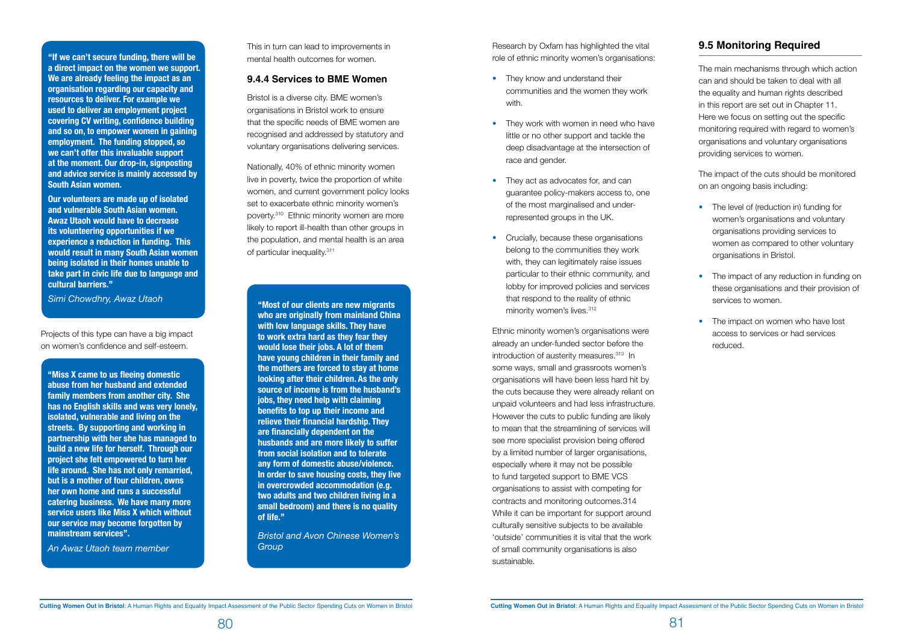> **"If we can't secure funding, there will be a direct impact on the women we support. We are already feeling the impact as an organisation regarding our capacity and resources to deliver. For example we used to deliver an employment project covering CV writing, confidence building and so on, to empower women in gaining employment. The funding stopped, so we can't offer this invaluable support at the moment. Our drop-in, signposting and advice service is mainly accessed by South Asian women.**
>
> **Our volunteers are made up of isolated and vulnerable South Asian women. Awaz Utaoh would have to decrease its volunteering opportunities if we experience a reduction in funding. This would result in many South Asian women being isolated in their homes unable to take part in civic life due to language and cultural barriers."**
>
> *Simi Chowdhry, Awaz Utaoh*

Projects of this type can have a big impact on women's confidence and self-esteem.

> **"Miss X came to us fleeing domestic abuse from her husband and extended family members from another city. She has no English skills and was very lonely, isolated, vulnerable and living on the streets. By supporting and working in partnership with her she has managed to build a new life for herself. Through our project she felt empowered to turn her life around. She has not only remarried, but is a mother of four children, owns her own home and runs a successful catering business. We have many more service users like Miss X which without our service may become forgotten by mainstream services".**
>
> *An Awaz Utaoh team member*

This in turn can lead to improvements in mental health outcomes for women.

### 9.4.4 Services to BME Women

Bristol is a diverse city. BME women's organisations in Bristol work to ensure that the specific needs of BME women are recognised and addressed by statutory and voluntary organisations delivering services.

Nationally, 40% of ethnic minority women live in poverty, twice the proportion of white women, and current government policy looks set to exacerbate ethnic minority women's poverty.[310] Ethnic minority women are more likely to report ill-health than other groups in the population, and mental health is an area of particular inequality.[311]

> **"Most of our clients are new migrants who are originally from mainland China with low language skills. They have to work extra hard as they fear they would lose their jobs. A lot of them have young children in their family and the mothers are forced to stay at home looking after their children. As the only source of income is from the husband's jobs, they need help with claiming benefits to top up their income and relieve their financial hardship. They are financially dependent on the husbands and are more likely to suffer from social isolation and to tolerate any form of domestic abuse/violence. In order to save housing costs, they live in overcrowded accommodation (e.g. two adults and two children living in a small bedroom) and there is no quality of life."**
>
> *Bristol and Avon Chinese Women's Group*

Research by Oxfam has highlighted the vital role of ethnic minority women's organisations:

- They know and understand their communities and the women they work with.
- They work with women in need who have little or no other support and tackle the deep disadvantage at the intersection of race and gender.
- They act as advocates for, and can guarantee policy-makers access to, one of the most marginalised and under-represented groups in the UK.
- Crucially, because these organisations belong to the communities they work with, they can legitimately raise issues particular to their ethnic community, and lobby for improved policies and services that respond to the reality of ethnic minority women's lives.[312]

Ethnic minority women's organisations were already an under-funded sector before the introduction of austerity measures.[313] In some ways, small and grassroots women's organisations will have been less hard hit by the cuts because they were already reliant on unpaid volunteers and had less infrastructure. However the cuts to public funding are likely to mean that the streamlining of services will see more specialist provision being offered by a limited number of larger organisations, especially where it may not be possible to fund targeted support to BME VCS organisations to assist with competing for contracts and monitoring outcomes.314 While it can be important for support around culturally sensitive subjects to be available 'outside' communities it is vital that the work of small community organisations is also sustainable.

## 9.5 Monitoring Required

The main mechanisms through which action can and should be taken to deal with all the equality and human rights described in this report are set out in Chapter 11. Here we focus on setting out the specific monitoring required with regard to women's organisations and voluntary organisations providing services to women.

The impact of the cuts should be monitored on an ongoing basis including:

- The level of (reduction in) funding for women's organisations and voluntary organisations providing services to women as compared to other voluntary organisations in Bristol.
- The impact of any reduction in funding on these organisations and their provision of services to women.
- The impact on women who have lost access to services or had services reduced.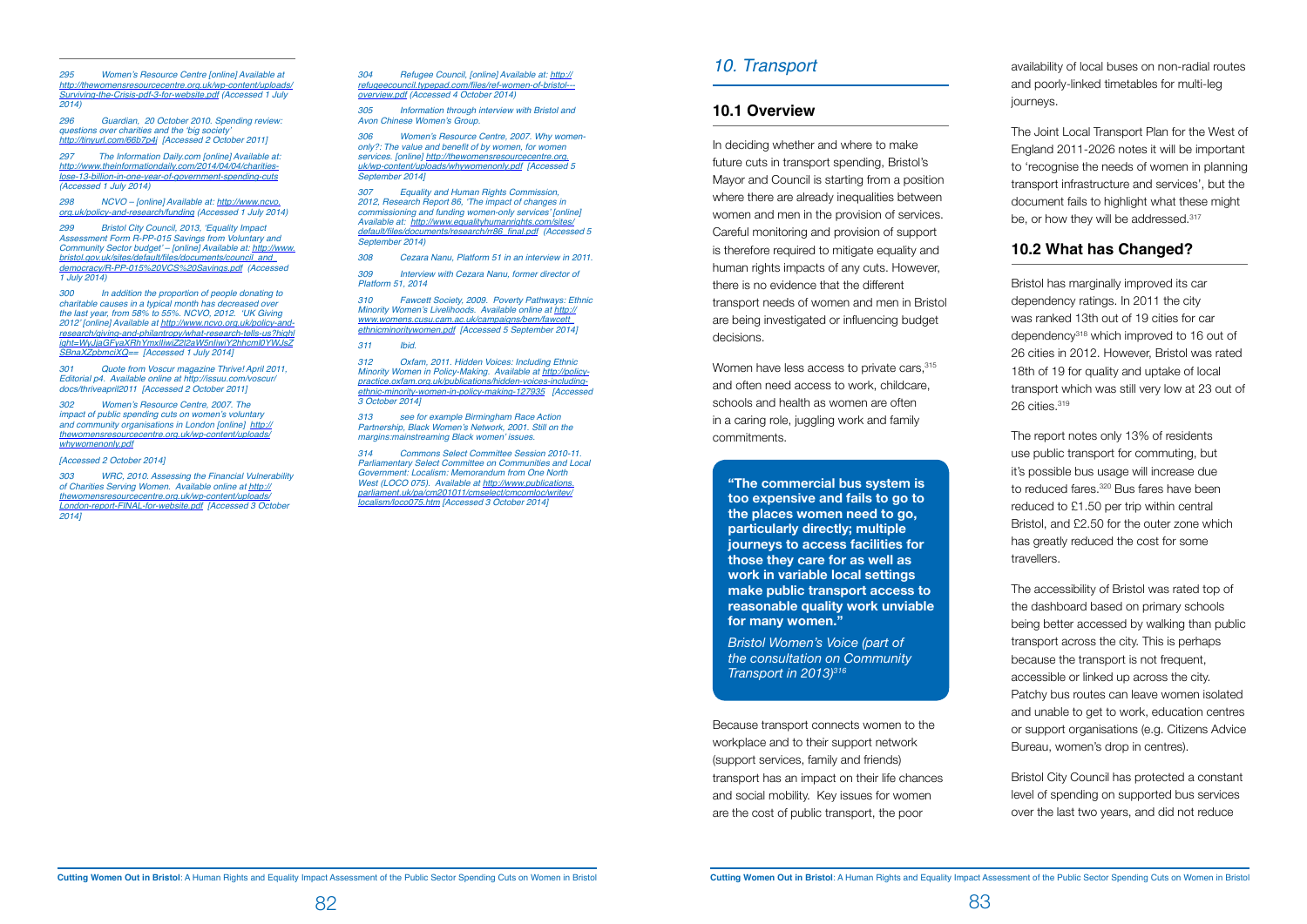295 Women's Resource Centre [online] Available at http://thewomensresourcecentre.org.uk/wp-content/uploads/Surviving-the-Crisis-pdf-3-for-website.pdf (Accessed 1 July 2014)

296 Guardian, 20 October 2010. Spending review: questions over charities and the 'big society' http://tinyurl.com/66b7p4j [Accessed 2 October 2011]

297 The Information Daily.com [online] Available at: http://www.theinformationdaily.com/2014/04/04/charities-lose-13-billion-in-one-year-of-government-spending-cuts (Accessed 1 July 2014)

298 NCVO – [online] Available at: http://www.ncvo.org.uk/policy-and-research/funding (Accessed 1 July 2014)

299 Bristol City Council, 2013, 'Equality Impact Assessment Form R-PP-015 Savings from Voluntary and Community Sector budget' – [online] Available at: http://www.bristol.gov.uk/sites/default/files/documents/council_and_democracy/R-PP-015%20VCS%20Savings.pdf (Accessed 1 July 2014)

300 In addition the proportion of people donating to charitable causes in a typical month has decreased over the last year, from 58% to 55%. NCVO, 2012. 'UK Giving 2012' [online] Available at http://www.ncvo.org.uk/policy-and-research/giving-and-philantropy/what-research-tells-us?highlight=WyJjaGFyaXRhYmxlIiwiZ2l2aW5nIiwiY2hhcml0YWJsZSBnaXZpbmciXQ== [Accessed 1 July 2014]

301 Quote from Voscur magazine Thrive! April 2011, Editorial p4. Available online at http://issuu.com/voscur/docs/thriveapril2011 [Accessed 2 October 2011]

302 Women's Resource Centre, 2007. The impact of public spending cuts on women's voluntary and community organisations in London [online] http://thewomensresourcecentre.org.uk/wp-content/uploads/whywomenonly.pdf

[Accessed 2 October 2014]

303 WRC, 2010. Assessing the Financial Vulnerability of Charities Serving Women. Available online at http://thewomensresourcecentre.org.uk/wp-content/uploads/London-report-FINAL-for-website.pdf [Accessed 3 October 2014]

304 Refugee Council, [online] Available at: http://refugeecouncil.typepad.com/files/ref-women-of-bristol---overview.pdf (Accessed 4 October 2014)

305 Information through interview with Bristol and Avon Chinese Women's Group.

306 Women's Resource Centre, 2007. Why women-only?: The value and benefit of by women, for women services. [online] http://thewomensresourcecentre.org.uk/wp-content/uploads/whywomenonly.pdf [Accessed 5 September 2014]

307 Equality and Human Rights Commission, 2012, Research Report 86, 'The impact of changes in commissioning and funding women-only services' [online] Available at: http://www.equalityhumanrights.com/sites/default/files/documents/research/rr86_final.pdf (Accessed 5 September 2014)

308 Cezara Nanu, Platform 51 in an interview in 2011.

309 Interview with Cezara Nanu, former director of Platform 51, 2014

310 Fawcett Society, 2009. Poverty Pathways: Ethnic Minority Women's Livelihoods. Available online at http://www.womens.cusu.cam.ac.uk/campaigns/bem/fawcett_ethnicminoritywomen.pdf [Accessed 5 September 2014]

311 Ibid.

312 Oxfam, 2011. Hidden Voices: Including Ethnic Minority Women in Policy-Making. Available at http://policy-practice.oxfam.org.uk/publications/hidden-voices-including-ethnic-minority-women-in-policy-making-127935 [Accessed 3 October 2014]

313 see for example Birmingham Race Action Partnership, Black Women's Network, 2001. Still on the margins:mainstreaming Black women' issues.

314 Commons Select Committee Session 2010-11. Parliamentary Select Committee on Communities and Local Government: Localism: Memorandum from One North West (LOCO 075). Available at http://www.publications.parliament.uk/pa/cm201011/cmselect/cmcomloc/writev/localism/loco075.htm [Accessed 3 October 2014]

# *10. Transport*

## 10.1 Overview

In deciding whether and where to make future cuts in transport spending, Bristol's Mayor and Council is starting from a position where there are already inequalities between women and men in the provision of services. Careful monitoring and provision of support is therefore required to mitigate equality and human rights impacts of any cuts. However, there is no evidence that the different transport needs of women and men in Bristol are being investigated or influencing budget decisions.

Women have less access to private cars,[315] and often need access to work, childcare, schools and health as women are often in a caring role, juggling work and family commitments.

> **"The commercial bus system is too expensive and fails to go to the places women need to go, particularly directly; multiple journeys to access facilities for those they care for as well as work in variable local settings make public transport access to reasonable quality work unviable for many women."**
>
> *Bristol Women's Voice (part of the consultation on Community Transport in 2013)*[316]

Because transport connects women to the workplace and to their support network (support services, family and friends) transport has an impact on their life chances and social mobility. Key issues for women are the cost of public transport, the poor availability of local buses on non-radial routes and poorly-linked timetables for multi-leg journeys.

The Joint Local Transport Plan for the West of England 2011-2026 notes it will be important to 'recognise the needs of women in planning transport infrastructure and services', but the document fails to highlight what these might be, or how they will be addressed.[317]

## 10.2 What has Changed?

Bristol has marginally improved its car dependency ratings. In 2011 the city was ranked 13th out of 19 cities for car dependency[318] which improved to 16 out of 26 cities in 2012. However, Bristol was rated 18th of 19 for quality and uptake of local transport which was still very low at 23 out of 26 cities.[319]

The report notes only 13% of residents use public transport for commuting, but it's possible bus usage will increase due to reduced fares.[320] Bus fares have been reduced to £1.50 per trip within central Bristol, and £2.50 for the outer zone which has greatly reduced the cost for some travellers.

The accessibility of Bristol was rated top of the dashboard based on primary schools being better accessed by walking than public transport across the city. This is perhaps because the transport is not frequent, accessible or linked up across the city. Patchy bus routes can leave women isolated and unable to get to work, education centres or support organisations (e.g. Citizens Advice Bureau, women's drop in centres).

Bristol City Council has protected a constant level of spending on supported bus services over the last two years, and did not reduce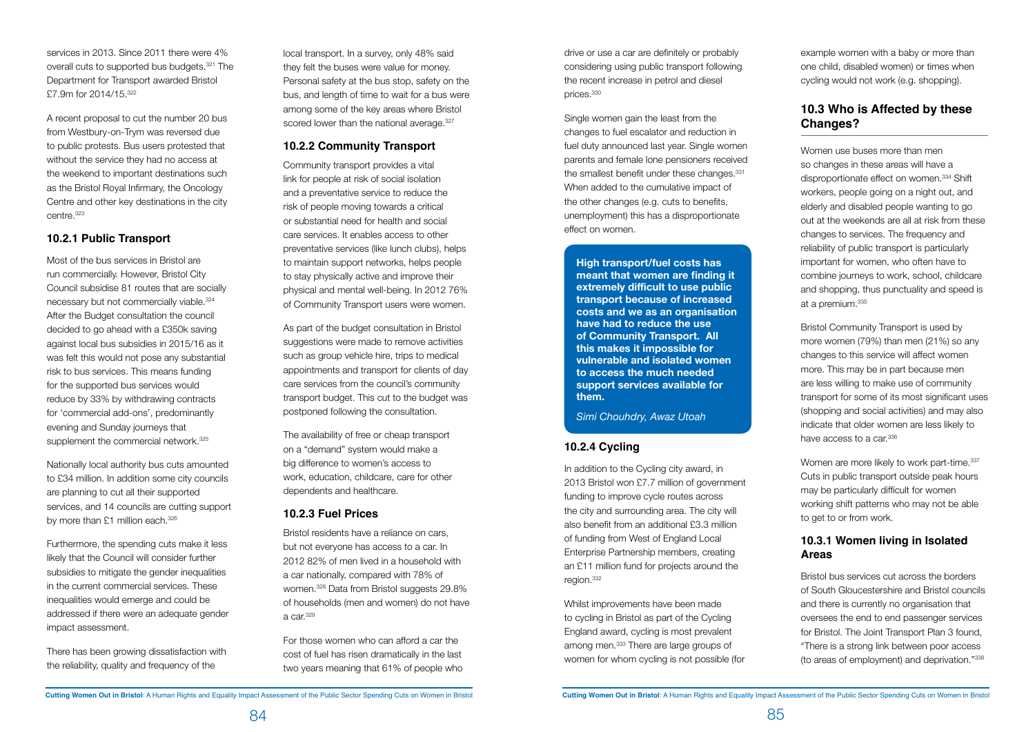services in 2013. Since 2011 there were 4% overall cuts to supported bus budgets.[321] The Department for Transport awarded Bristol £7.9m for 2014/15.[322]

A recent proposal to cut the number 20 bus from Westbury-on-Trym was reversed due to public protests. Bus users protested that without the service they had no access at the weekend to important destinations such as the Bristol Royal Infirmary, the Oncology Centre and other key destinations in the city centre.[323]

### 10.2.1 Public Transport

Most of the bus services in Bristol are run commercially. However, Bristol City Council subsidise 81 routes that are socially necessary but not commercially viable.[324] After the Budget consultation the council decided to go ahead with a £350k saving against local bus subsidies in 2015/16 as it was felt this would not pose any substantial risk to bus services. This means funding for the supported bus services would reduce by 33% by withdrawing contracts for 'commercial add-ons', predominantly evening and Sunday journeys that supplement the commercial network.[325]

Nationally local authority bus cuts amounted to £34 million. In addition some city councils are planning to cut all their supported services, and 14 councils are cutting support by more than £1 million each.[326]

Furthermore, the spending cuts make it less likely that the Council will consider further subsidies to mitigate the gender inequalities in the current commercial services. These inequalities would emerge and could be addressed if there were an adequate gender impact assessment.

There has been growing dissatisfaction with the reliability, quality and frequency of the local transport. In a survey, only 48% said they felt the buses were value for money. Personal safety at the bus stop, safety on the bus, and length of time to wait for a bus were among some of the key areas where Bristol scored lower than the national average.[327]

### 10.2.2 Community Transport

Community transport provides a vital link for people at risk of social isolation and a preventative service to reduce the risk of people moving towards a critical or substantial need for health and social care services. It enables access to other preventative services (like lunch clubs), helps to maintain support networks, helps people to stay physically active and improve their physical and mental well-being. In 2012 76% of Community Transport users were women.

As part of the budget consultation in Bristol suggestions were made to remove activities such as group vehicle hire, trips to medical appointments and transport for clients of day care services from the council's community transport budget. This cut to the budget was postponed following the consultation.

The availability of free or cheap transport on a "demand" system would make a big difference to women's access to work, education, childcare, care for other dependents and healthcare.

### 10.2.3 Fuel Prices

Bristol residents have a reliance on cars, but not everyone has access to a car. In 2012 82% of men lived in a household with a car nationally, compared with 78% of women.[328] Data from Bristol suggests 29.8% of households (men and women) do not have a car.[329]

For those women who can afford a car the cost of fuel has risen dramatically in the last two years meaning that 61% of people who drive or use a car are definitely or probably considering using public transport following the recent increase in petrol and diesel prices.[330]

Single women gain the least from the changes to fuel escalator and reduction in fuel duty announced last year. Single women parents and female lone pensioners received the smallest benefit under these changes.[331] When added to the cumulative impact of the other changes (e.g. cuts to benefits, unemployment) this has a disproportionate effect on women.

> **High transport/fuel costs has meant that women are finding it extremely difficult to use public transport because of increased costs and we as an organisation have had to reduce the use of Community Transport. All this makes it impossible for vulnerable and isolated women to access the much needed support services available for them.**
>
> *Simi Chouhdry, Awaz Utoah*

### 10.2.4 Cycling

In addition to the Cycling city award, in 2013 Bristol won £7.7 million of government funding to improve cycle routes across the city and surrounding area. The city will also benefit from an additional £3.3 million of funding from West of England Local Enterprise Partnership members, creating an £11 million fund for projects around the region.[332]

Whilst improvements have been made to cycling in Bristol as part of the Cycling England award, cycling is most prevalent among men.[333] There are large groups of women for whom cycling is not possible (for example women with a baby or more than one child, disabled women) or times when cycling would not work (e.g. shopping).

## 10.3 Who is Affected by these Changes?

Women use buses more than men so changes in these areas will have a disproportionate effect on women.[334] Shift workers, people going on a night out, and elderly and disabled people wanting to go out at the weekends are all at risk from these changes to services. The frequency and reliability of public transport is particularly important for women, who often have to combine journeys to work, school, childcare and shopping, thus punctuality and speed is at a premium.[335]

Bristol Community Transport is used by more women (79%) than men (21%) so any changes to this service will affect women more. This may be in part because men are less willing to make use of community transport for some of its most significant uses (shopping and social activities) and may also indicate that older women are less likely to have access to a car.[336]

Women are more likely to work part-time.[337] Cuts in public transport outside peak hours may be particularly difficult for women working shift patterns who may not be able to get to or from work.

### 10.3.1 Women living in Isolated Areas

Bristol bus services cut across the borders of South Gloucestershire and Bristol councils and there is currently no organisation that oversees the end to end passenger services for Bristol. The Joint Transport Plan 3 found, "There is a strong link between poor access (to areas of employment) and deprivation."[338]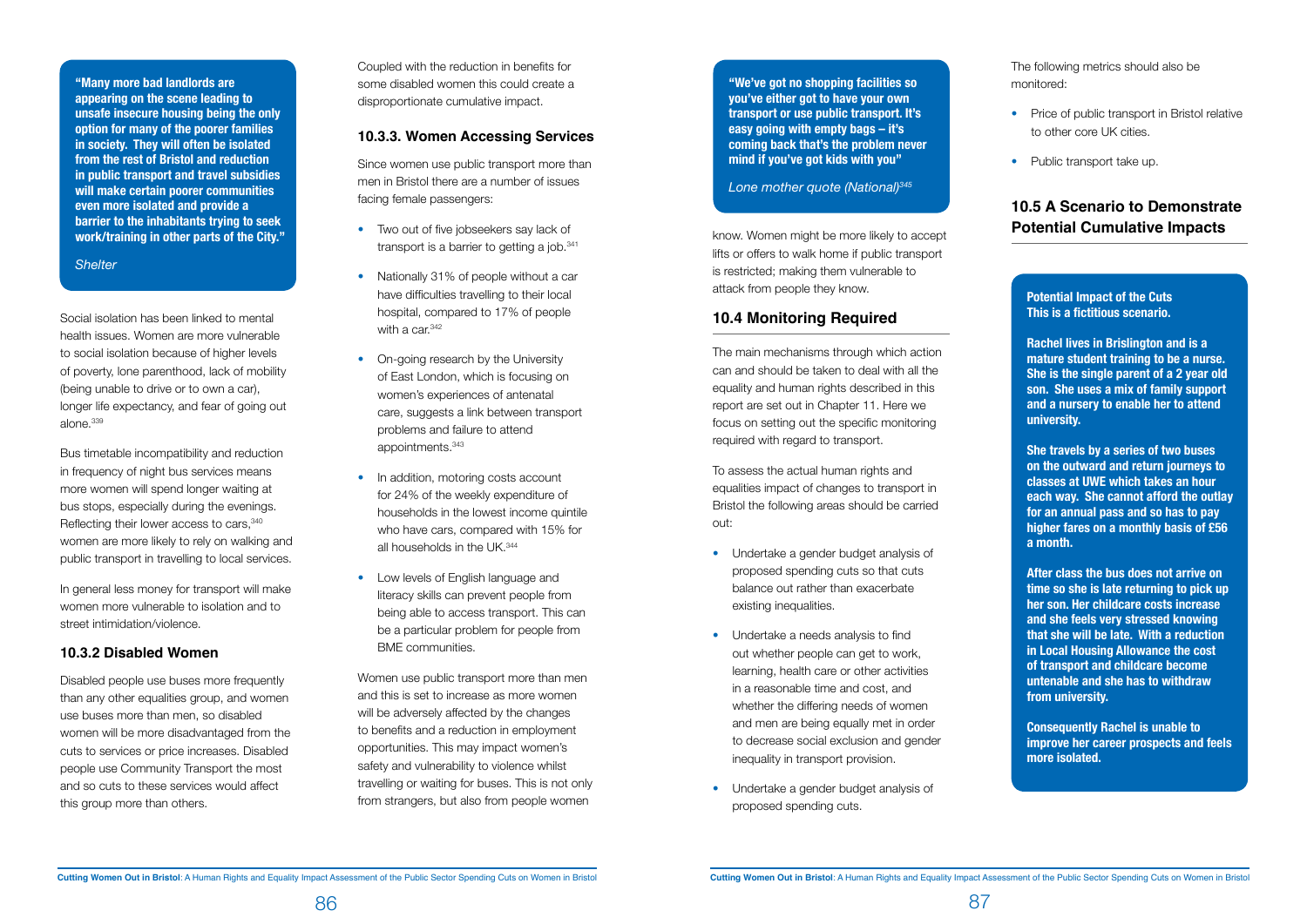> **"Many more bad landlords are appearing on the scene leading to unsafe insecure housing being the only option for many of the poorer families in society. They will often be isolated from the rest of Bristol and reduction in public transport and travel subsidies will make certain poorer communities even more isolated and provide a barrier to the inhabitants trying to seek work/training in other parts of the City."**
>
> *Shelter*

Social isolation has been linked to mental health issues. Women are more vulnerable to social isolation because of higher levels of poverty, lone parenthood, lack of mobility (being unable to drive or to own a car), longer life expectancy, and fear of going out alone.[339]

Bus timetable incompatibility and reduction in frequency of night bus services means more women will spend longer waiting at bus stops, especially during the evenings. Reflecting their lower access to cars,[340] women are more likely to rely on walking and public transport in travelling to local services.

In general less money for transport will make women more vulnerable to isolation and to street intimidation/violence.

### 10.3.2 Disabled Women

Disabled people use buses more frequently than any other equalities group, and women use buses more than men, so disabled women will be more disadvantaged from the cuts to services or price increases. Disabled people use Community Transport the most and so cuts to these services would affect this group more than others.

Coupled with the reduction in benefits for some disabled women this could create a disproportionate cumulative impact.

### 10.3.3. Women Accessing Services

Since women use public transport more than men in Bristol there are a number of issues facing female passengers:

- Two out of five jobseekers say lack of transport is a barrier to getting a job.[341]
- Nationally 31% of people without a car have difficulties travelling to their local hospital, compared to 17% of people with a car.[342]
- On-going research by the University of East London, which is focusing on women's experiences of antenatal care, suggests a link between transport problems and failure to attend appointments.[343]
- In addition, motoring costs account for 24% of the weekly expenditure of households in the lowest income quintile who have cars, compared with 15% for all households in the UK.[344]
- Low levels of English language and literacy skills can prevent people from being able to access transport. This can be a particular problem for people from BME communities.

Women use public transport more than men and this is set to increase as more women will be adversely affected by the changes to benefits and a reduction in employment opportunities. This may impact women's safety and vulnerability to violence whilst travelling or waiting for buses. This is not only from strangers, but also from people women know. Women might be more likely to accept lifts or offers to walk home if public transport is restricted; making them vulnerable to attack from people they know.

> **"We've got no shopping facilities so you've either got to have your own transport or use public transport. It's easy going with empty bags – it's coming back that's the problem never mind if you've got kids with you"**
>
> *Lone mother quote (National)[345]*

## 10.4 Monitoring Required

The main mechanisms through which action can and should be taken to deal with all the equality and human rights described in this report are set out in Chapter 11. Here we focus on setting out the specific monitoring required with regard to transport.

To assess the actual human rights and equalities impact of changes to transport in Bristol the following areas should be carried out:

- Undertake a gender budget analysis of proposed spending cuts so that cuts balance out rather than exacerbate existing inequalities.
- Undertake a needs analysis to find out whether people can get to work, learning, health care or other activities in a reasonable time and cost, and whether the differing needs of women and men are being equally met in order to decrease social exclusion and gender inequality in transport provision.
- Undertake a gender budget analysis of proposed spending cuts.

The following metrics should also be monitored:

- Price of public transport in Bristol relative to other core UK cities.
- Public transport take up.

## 10.5 A Scenario to Demonstrate Potential Cumulative Impacts

> **Potential Impact of the Cuts**
> **This is a fictitious scenario.**
>
> **Rachel lives in Brislington and is a mature student training to be a nurse. She is the single parent of a 2 year old son. She uses a mix of family support and a nursery to enable her to attend university.**
>
> **She travels by a series of two buses on the outward and return journeys to classes at UWE which takes an hour each way. She cannot afford the outlay for an annual pass and so has to pay higher fares on a monthly basis of £56 a month.**
>
> **After class the bus does not arrive on time so she is late returning to pick up her son. Her childcare costs increase and she feels very stressed knowing that she will be late. With a reduction in Local Housing Allowance the cost of transport and childcare become untenable and she has to withdraw from university.**
>
> **Consequently Rachel is unable to improve her career prospects and feels more isolated.**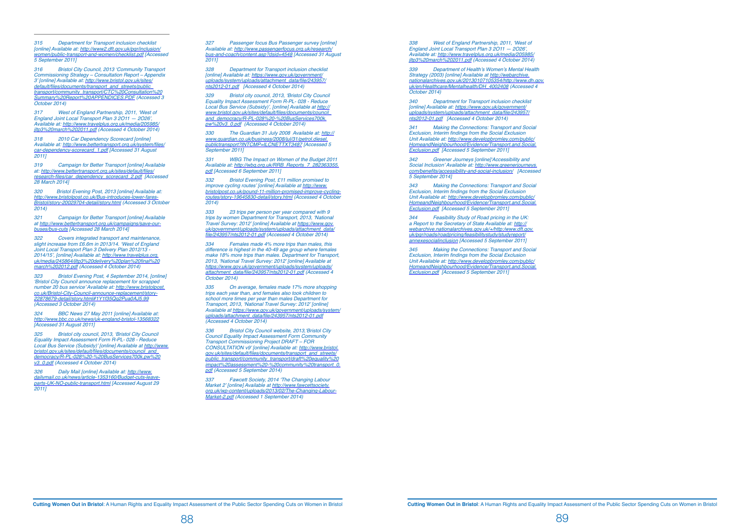315 Department for Transport inclusion checklist [online] Available at: http://www2.dft.gov.uk/pgr/inclusion/women/public-transport-and-women/checklist.pdf [Accessed 5 September 2011]

316 Bristol City Council, 2013 'Community Transport Commissioning Strategy – Consultation Report – Appendix 3' [online] Available at: http://www.bristol.gov.uk/sites/default/files/documents/transport_and_streets/public_transport/community_transport/CTC%20Consultation%20Summary%20Report%20APPENDICES.PDF (Accessed 3 October 2014)

317 West of England Partnership, 2011, 'West of England Joint Local Transport Plan 3 2O11 — 2O26', Available at: http://www.travelplus.org.uk/media/205985/jltp3%20march%202011.pdf (Accessed 4 October 2014)

318 2010 Car Dependency Scorecard [online] Available at: http://www.bettertransport.org.uk/system/files/car-dependency-scorecard_1.pdf [Accessed 31 August 2011]

319 Campaign for Better Transport [online] Available at: http://www.bettertransport.org.uk/sites/default/files/research-files/car_dependency_scorecard_2.pdf [Accessed 28 March 2014]

320 Bristol Evening Post, 2013 [online] Available at: http://www.bristolpost.co.uk/Bus-introduces-lower-fares-Bristol/story-20029704-detail/story.html (Accessed 3 October 2014)

321 Campaign for Better Transport [online] Available at http://www.bettertransport.org.uk/campaigns/save-our-buses/bus-cuts [Accessed 28 March 2014]

322 Covers integrated transport and maintenance, slight increase from £6.6m in 2013/14. 'West of England Joint Local Transport Plan 3 Delivery Plan 2012/13 - 2014/15', [online] Available at: http://www.travelplus.org.uk/media/245864/jltp3%20delivery%20plan%20final%20march%202012.pdf (Accessed 4 October 2014)

323 Bristol Evening Post, 4 September 2014, [online] 'Bristol City Council announce replacement for scrapped number 20 bus service' Available at: http://www.bristolpost.co.uk/Bristol-City-Council-announce-replacement/story-22878679-detail/story.html#1Y1f35Qg2Pua0AJ5.99 (Accessed 3 October 2014)

324 BBC News 27 May 2011 [online] Available at: http://www.bbc.co.uk/news/uk-england-bristol-13568322 [Accessed 31 August 2011]

325 Bristol city council, 2013, 'Bristol City Council Equality Impact Assessment Form R-PL- 028 - Reduce Local Bus Service (Subsidy)' [online] Available at http://www.bristol.gov.uk/sites/default/files/documents/council_and_democracy/R-PL-028%20-%20BusServices700k.pw%20v3_0.pdf (Accessed 4 October 2014)

326 Daily Mail [online] Available at: http://www.dailymail.co.uk/news/article-1353160/Budget-cuts-leave-parts-UK-NO-public-transport.html [Accessed August 29 2011]

327 Passenger focus Bus Passenger survey [online] Available at: http://www.passengerfocus.org.uk/research/bus-and-coach/content.asp?dsid=4548 [Accessed 31 August 2011]

328 Department for Transport inclusion checklist [online] Available at: https://www.gov.uk/government/uploads/system/uploads/attachment_data/file/243957/nts2012-01.pdf [Accessed 4 October 2014)

329 Bristol city council, 2013, 'Bristol City Council Equality Impact Assessment Form R-PL- 028 - Reduce Local Bus Service (Subsidy)', [online] Available at http://www.bristol.gov.uk/sites/default/files/documents/council_and_democracy/R-PL-028%20-%20BusServices700k.pw%20v3_0.pdf (Accessed 4 October 2014)

330 The Guardian 31 July 2008 Available at: http://www.guardian.co.uk/business/2008/jul/31/petrol.diesel.publictransport?INTCMP=ILCNETTXT3487 [Accessed 5 September 2011]

331 WBG The Impact on Women of the Budget 2011 Available at: http://wbg.org.uk/RRB_Reports_7_282363355.pdf [Accessed 6 September 2011]

332 Bristol Evening Post, £11 million promised to improve cycling routes' [online] Available at http://www.bristolpost.co.uk/pound-11-million-promised-improve-cycling-routes/story-19645830-detail/story.html (Accessed 4 October 2014)

333 23 trips per person per year compared with 9 trips by women Department for Transport, 2013, 'National Travel Survey: 2012' [online] Available at https://www.gov.uk/government/uploads/system/uploads/attachment_data/file/243957/nts2012-01.pdf (Accessed 4 October 2014)

334 Females made 4% more trips than males, this difference is highest in the 40-49 age group where females make 18% more trips than males. Department for Transport, 2013, 'National Travel Survey: 2012' [online] Available at https://www.gov.uk/government/uploads/system/uploads/attachment_data/file/243957/nts2012-01.pdf (Accessed 4 October 2014)

335 On average, females made 17% more shopping trips each year than, and females also took children to school more times per year than males Department for Transport, 2013, 'National Travel Survey: 2012' [online] Available at https://www.gov.uk/government/uploads/system/uploads/attachment_data/file/243957/nts2012-01.pdf (Accessed 4 October 2014)

336 Bristol City Council website, 2013,'Bristol City Council Equality Impact Assessment Form Community Transport Commissioning Project DRAFT – FOR CONSULTATION v9' [online] Available at: http://www.bristol.gov.uk/sites/default/files/documents/transport_and_streets/public_transport/community_transport/draft%20equality%20impact%20assessment%20-%20community%20transport_0.pdf (Accessed 5 September 2014)

337 Fawcett Society, 2014 'The Changing Labour Market 2' [online] Available at http://www.fawcettsociety.org.uk/wp-content/uploads/2013/02/The-Changing-Labour-Market-2.pdf (Accessed 1 September 2014)

338 West of England Partnership, 2011, 'West of England Joint Local Transport Plan 3 2O11 — 2O26', Available at: http://www.travelplus.org.uk/media/205985/jltp3%20march%202011.pdf (Accessed 4 October 2014)

339 Department of Health's Women's Mental Health Strategy (2003) [online] Available at http://webarchive.nationalarchives.gov.uk/20130107105354/http://www.dh.gov.uk/en/Healthcare/Mentalhealth/DH_4002408 (Accessed 4 October 2014)

340 Department for Transport inclusion checklist [online] Available at: https://www.gov.uk/government/uploads/system/uploads/attachment_data/file/243957/nts2012-01.pdf [Accessed 4 October 2014)

341 Making the Connections: Transport and Social Exclusion, Interim findings from the Social Exclusion Unit Available at: http://www.developbromley.com/public/HomeandNeighbourhood/Evidence/Transport.and.Social.Exclusion.pdf [Accessed 5 September 2011]

342 Greener Journeys [online]'Accessibility and Social Inclusion' Available at: http://www.greenerjourneys.com/benefits/accessibility-and-social-inclusion/ [Accessed 5 September 2014]

343 Making the Connections: Transport and Social Exclusion, Interim findings from the Social Exclusion Unit Available at: http://www.developbromley.com/public/HomeandNeighbourhood/Evidence/Transport.and.Social.Exclusion.pdf [Accessed 5 September 2011]

344 Feasibility Study of Road pricing in the UK: a Report to the Secretary of State Available at: http://webarchive.nationalarchives.gov.uk/+/http:/www.dft.gov.uk/pgr/roads/roadpricing/feasibilitystudy/studyreport/annexesocialinclusion [Accessed 5 September 2011]

345 Making the Connections: Transport and Social Exclusion, Interim findings from the Social Exclusion Unit Available at: http://www.developbromley.com/public/HomeandNeighbourhood/Evidence/Transport.and.Social.Exclusion.pdf [Accessed 5 September 2011]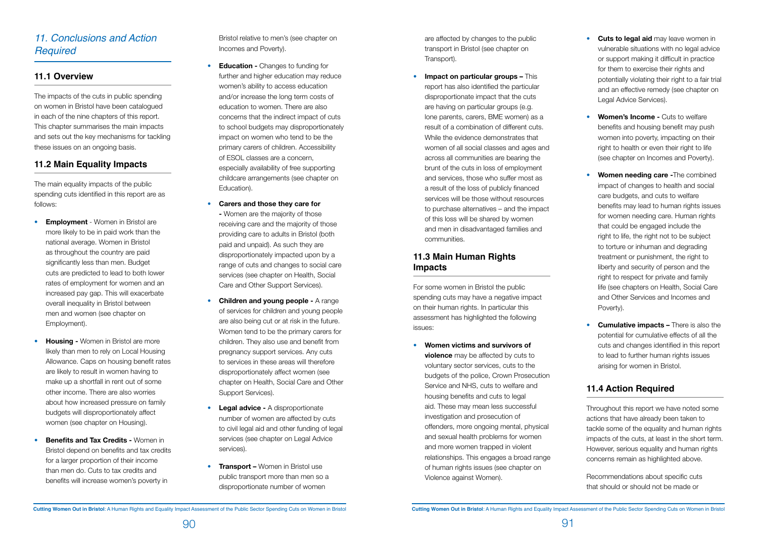## *11. Conclusions and Action Required*

### 11.1 Overview

The impacts of the cuts in public spending on women in Bristol have been catalogued in each of the nine chapters of this report. This chapter summarises the main impacts and sets out the key mechanisms for tackling these issues on an ongoing basis.

### 11.2 Main Equality Impacts

The main equality impacts of the public spending cuts identified in this report are as follows:

- **Employment** - Women in Bristol are more likely to be in paid work than the national average. Women in Bristol as throughout the country are paid significantly less than men. Budget cuts are predicted to lead to both lower rates of employment for women and an increased pay gap. This will exacerbate overall inequality in Bristol between men and women (see chapter on Employment).

- **Housing -** Women in Bristol are more likely than men to rely on Local Housing Allowance. Caps on housing benefit rates are likely to result in women having to make up a shortfall in rent out of some other income. There are also worries about how increased pressure on family budgets will disproportionately affect women (see chapter on Housing).

- **Benefits and Tax Credits -** Women in Bristol depend on benefits and tax credits for a larger proportion of their income than men do. Cuts to tax credits and benefits will increase women's poverty in Bristol relative to men's (see chapter on Incomes and Poverty).

- **Education -** Changes to funding for further and higher education may reduce women's ability to access education and/or increase the long term costs of education to women. There are also concerns that the indirect impact of cuts to school budgets may disproportionately impact on women who tend to be the primary carers of children. Accessibility of ESOL classes are a concern, especially availability of free supporting childcare arrangements (see chapter on Education).

- **Carers and those they care for -** Women are the majority of those receiving care and the majority of those providing care to adults in Bristol (both paid and unpaid). As such they are disproportionately impacted upon by a range of cuts and changes to social care services (see chapter on Health, Social Care and Other Support Services).

- **Children and young people -** A range of services for children and young people are also being cut or at risk in the future. Women tend to be the primary carers for children. They also use and benefit from pregnancy support services. Any cuts to services in these areas will therefore disproportionately affect women (see chapter on Health, Social Care and Other Support Services).

- **Legal advice -** A disproportionate number of women are affected by cuts to civil legal aid and other funding of legal services (see chapter on Legal Advice services).

- **Transport –** Women in Bristol use public transport more than men so a disproportionate number of women are affected by changes to the public transport in Bristol (see chapter on Transport).

- **Impact on particular groups –** This report has also identified the particular disproportionate impact that the cuts are having on particular groups (e.g. lone parents, carers, BME women) as a result of a combination of different cuts. While the evidence demonstrates that women of all social classes and ages and across all communities are bearing the brunt of the cuts in loss of employment and services, those who suffer most as a result of the loss of publicly financed services will be those without resources to purchase alternatives – and the impact of this loss will be shared by women and men in disadvantaged families and communities.

### 11.3 Main Human Rights Impacts

For some women in Bristol the public spending cuts may have a negative impact on their human rights. In particular this assessment has highlighted the following issues:

- **Women victims and survivors of violence** may be affected by cuts to voluntary sector services, cuts to the budgets of the police, Crown Prosecution Service and NHS, cuts to welfare and housing benefits and cuts to legal aid. These may mean less successful investigation and prosecution of offenders, more ongoing mental, physical and sexual health problems for women and more women trapped in violent relationships. This engages a broad range of human rights issues (see chapter on Violence against Women).

- **Cuts to legal aid** may leave women in vulnerable situations with no legal advice or support making it difficult in practice for them to exercise their rights and potentially violating their right to a fair trial and an effective remedy (see chapter on Legal Advice Services).

- **Women's Income -** Cuts to welfare benefits and housing benefit may push women into poverty, impacting on their right to health or even their right to life (see chapter on Incomes and Poverty).

- **Women needing care -**The combined impact of changes to health and social care budgets, and cuts to welfare benefits may lead to human rights issues for women needing care. Human rights that could be engaged include the right to life, the right not to be subject to torture or inhuman and degrading treatment or punishment, the right to liberty and security of person and the right to respect for private and family life (see chapters on Health, Social Care and Other Services and Incomes and Poverty).

- **Cumulative impacts –** There is also the potential for cumulative effects of all the cuts and changes identified in this report to lead to further human rights issues arising for women in Bristol.

### 11.4 Action Required

Throughout this report we have noted some actions that have already been taken to tackle some of the equality and human rights impacts of the cuts, at least in the short term. However, serious equality and human rights concerns remain as highlighted above.

Recommendations about specific cuts that should or should not be made or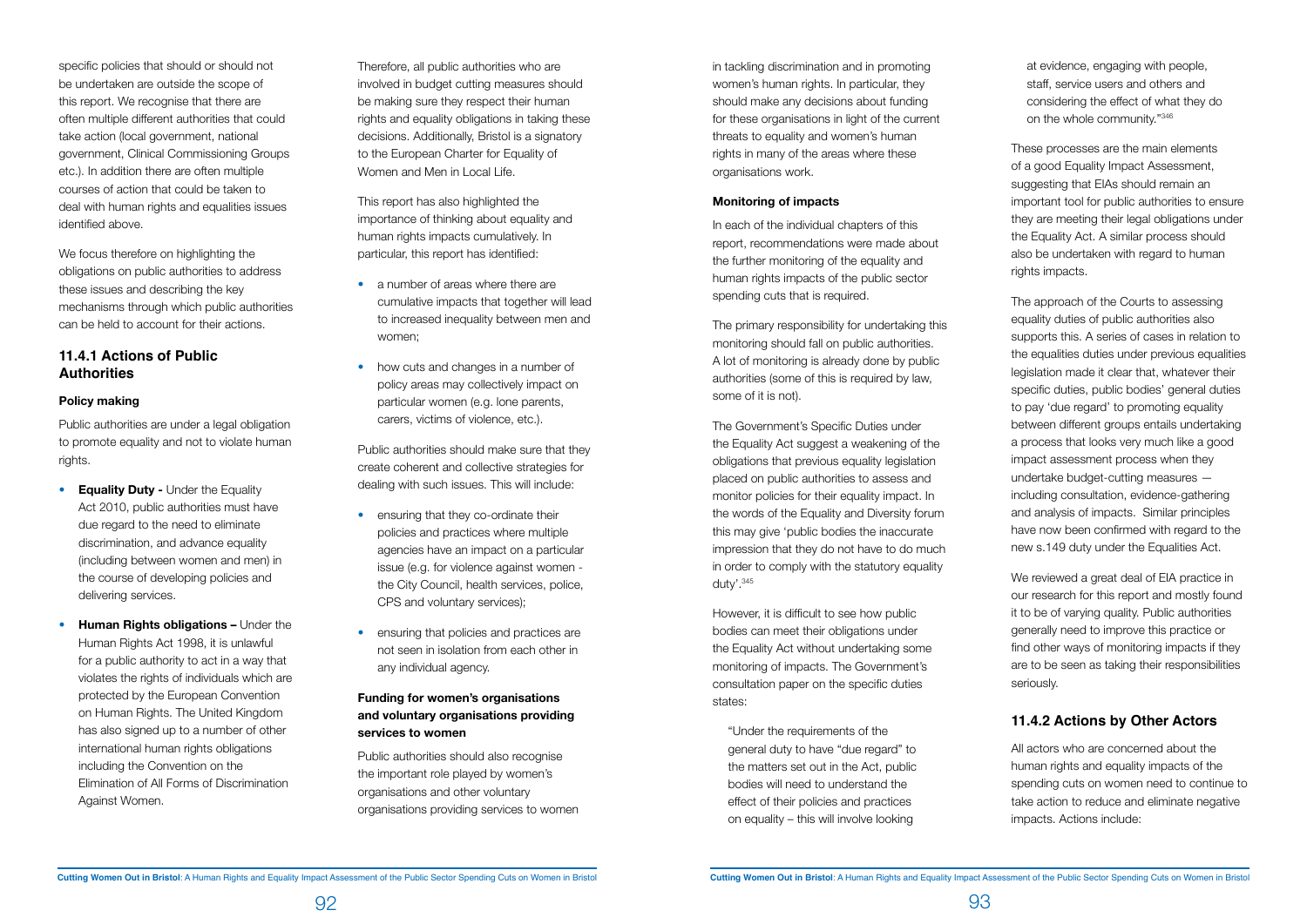specific policies that should or should not be undertaken are outside the scope of this report. We recognise that there are often multiple different authorities that could take action (local government, national government, Clinical Commissioning Groups etc.). In addition there are often multiple courses of action that could be taken to deal with human rights and equalities issues identified above.

We focus therefore on highlighting the obligations on public authorities to address these issues and describing the key mechanisms through which public authorities can be held to account for their actions.

### 11.4.1 Actions of Public Authorities

#### Policy making

Public authorities are under a legal obligation to promote equality and not to violate human rights.

- **Equality Duty -** Under the Equality Act 2010, public authorities must have due regard to the need to eliminate discrimination, and advance equality (including between women and men) in the course of developing policies and delivering services.
- **Human Rights obligations –** Under the Human Rights Act 1998, it is unlawful for a public authority to act in a way that violates the rights of individuals which are protected by the European Convention on Human Rights. The United Kingdom has also signed up to a number of other international human rights obligations including the Convention on the Elimination of All Forms of Discrimination Against Women.

Therefore, all public authorities who are involved in budget cutting measures should be making sure they respect their human rights and equality obligations in taking these decisions. Additionally, Bristol is a signatory to the European Charter for Equality of Women and Men in Local Life.

This report has also highlighted the importance of thinking about equality and human rights impacts cumulatively. In particular, this report has identified:

- a number of areas where there are cumulative impacts that together will lead to increased inequality between men and women;
- how cuts and changes in a number of policy areas may collectively impact on particular women (e.g. lone parents, carers, victims of violence, etc.).

Public authorities should make sure that they create coherent and collective strategies for dealing with such issues. This will include:

- ensuring that they co-ordinate their policies and practices where multiple agencies have an impact on a particular issue (e.g. for violence against women - the City Council, health services, police, CPS and voluntary services);
- ensuring that policies and practices are not seen in isolation from each other in any individual agency.

#### Funding for women's organisations and voluntary organisations providing services to women

Public authorities should also recognise the important role played by women's organisations and other voluntary organisations providing services to women in tackling discrimination and in promoting women's human rights. In particular, they should make any decisions about funding for these organisations in light of the current threats to equality and women's human rights in many of the areas where these organisations work.

#### Monitoring of impacts

In each of the individual chapters of this report, recommendations were made about the further monitoring of the equality and human rights impacts of the public sector spending cuts that is required.

The primary responsibility for undertaking this monitoring should fall on public authorities. A lot of monitoring is already done by public authorities (some of this is required by law, some of it is not).

The Government's Specific Duties under the Equality Act suggest a weakening of the obligations that previous equality legislation placed on public authorities to assess and monitor policies for their equality impact. In the words of the Equality and Diversity forum this may give 'public bodies the inaccurate impression that they do not have to do much in order to comply with the statutory equality duty'.[345]

However, it is difficult to see how public bodies can meet their obligations under the Equality Act without undertaking some monitoring of impacts. The Government's consultation paper on the specific duties states:

> "Under the requirements of the general duty to have "due regard" to the matters set out in the Act, public bodies will need to understand the effect of their policies and practices on equality – this will involve looking at evidence, engaging with people, staff, service users and others and considering the effect of what they do on the whole community."[346]

These processes are the main elements of a good Equality Impact Assessment, suggesting that EIAs should remain an important tool for public authorities to ensure they are meeting their legal obligations under the Equality Act. A similar process should also be undertaken with regard to human rights impacts.

The approach of the Courts to assessing equality duties of public authorities also supports this. A series of cases in relation to the equalities duties under previous equalities legislation made it clear that, whatever their specific duties, public bodies' general duties to pay 'due regard' to promoting equality between different groups entails undertaking a process that looks very much like a good impact assessment process when they undertake budget-cutting measures — including consultation, evidence-gathering and analysis of impacts. Similar principles have now been confirmed with regard to the new s.149 duty under the Equalities Act.

We reviewed a great deal of EIA practice in our research for this report and mostly found it to be of varying quality. Public authorities generally need to improve this practice or find other ways of monitoring impacts if they are to be seen as taking their responsibilities seriously.

### 11.4.2 Actions by Other Actors

All actors who are concerned about the human rights and equality impacts of the spending cuts on women need to continue to take action to reduce and eliminate negative impacts. Actions include: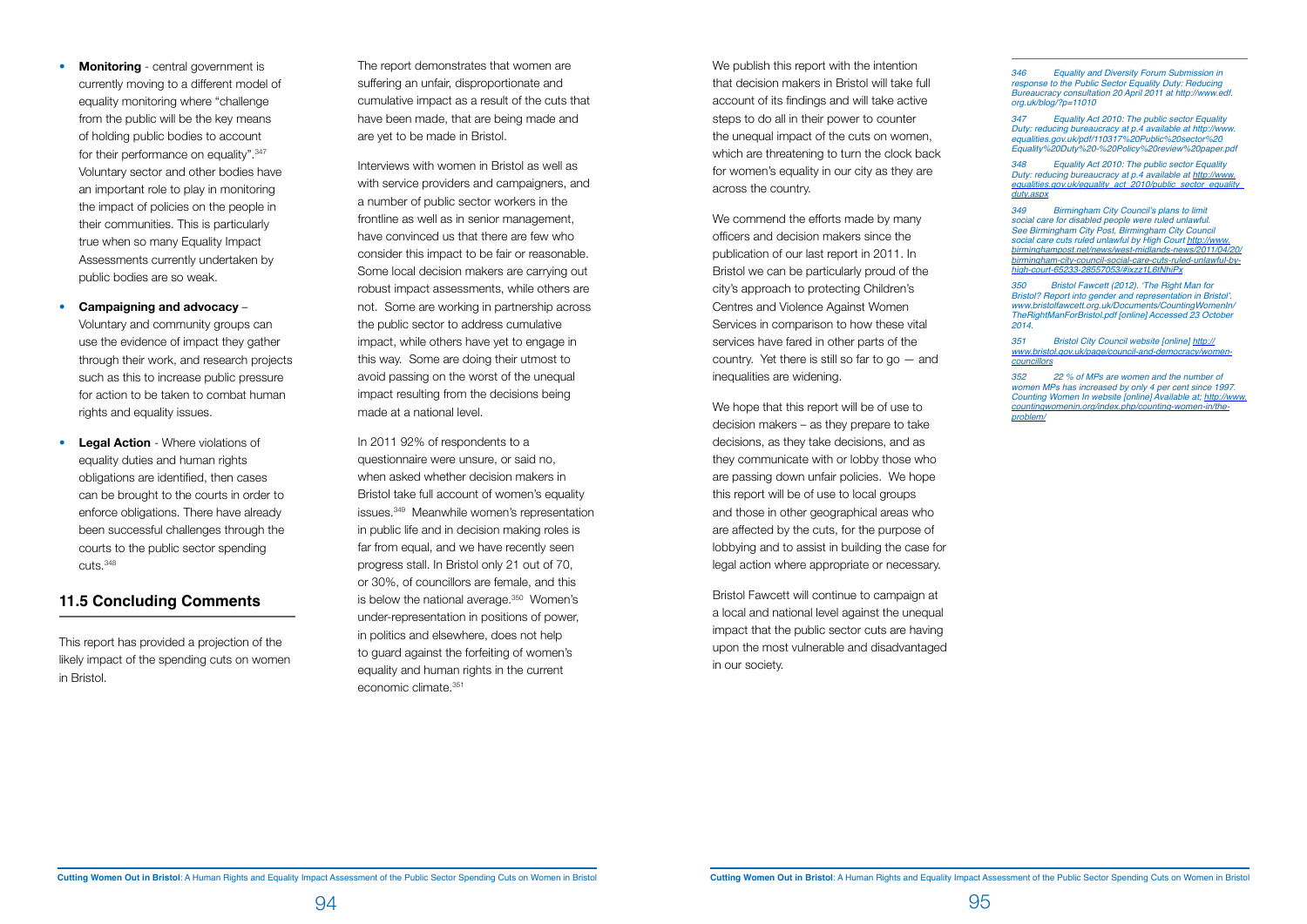- **Monitoring** - central government is currently moving to a different model of equality monitoring where "challenge from the public will be the key means of holding public bodies to account for their performance on equality".[347] Voluntary sector and other bodies have an important role to play in monitoring the impact of policies on the people in their communities. This is particularly true when so many Equality Impact Assessments currently undertaken by public bodies are so weak.

- **Campaigning and advocacy** – Voluntary and community groups can use the evidence of impact they gather through their work, and research projects such as this to increase public pressure for action to be taken to combat human rights and equality issues.

- **Legal Action** - Where violations of equality duties and human rights obligations are identified, then cases can be brought to the courts in order to enforce obligations. There have already been successful challenges through the courts to the public sector spending cuts.[348]

## 11.5 Concluding Comments

This report has provided a projection of the likely impact of the spending cuts on women in Bristol.

The report demonstrates that women are suffering an unfair, disproportionate and cumulative impact as a result of the cuts that have been made, that are being made and are yet to be made in Bristol.

Interviews with women in Bristol as well as with service providers and campaigners, and a number of public sector workers in the frontline as well as in senior management, have convinced us that there are few who consider this impact to be fair or reasonable. Some local decision makers are carrying out robust impact assessments, while others are not. Some are working in partnership across the public sector to address cumulative impact, while others have yet to engage in this way. Some are doing their utmost to avoid passing on the worst of the unequal impact resulting from the decisions being made at a national level.

In 2011 92% of respondents to a questionnaire were unsure, or said no, when asked whether decision makers in Bristol take full account of women's equality issues.[349] Meanwhile women's representation in public life and in decision making roles is far from equal, and we have recently seen progress stall. In Bristol only 21 out of 70, or 30%, of councillors are female, and this is below the national average.[350] Women's under-representation in positions of power, in politics and elsewhere, does not help to guard against the forfeiting of women's equality and human rights in the current economic climate.[351]

We publish this report with the intention that decision makers in Bristol will take full account of its findings and will take active steps to do all in their power to counter the unequal impact of the cuts on women, which are threatening to turn the clock back for women's equality in our city as they are across the country.

We commend the efforts made by many officers and decision makers since the publication of our last report in 2011. In Bristol we can be particularly proud of the city's approach to protecting Children's Centres and Violence Against Women Services in comparison to how these vital services have fared in other parts of the country. Yet there is still so far to go — and inequalities are widening.

We hope that this report will be of use to decision makers – as they prepare to take decisions, as they take decisions, and as they communicate with or lobby those who are passing down unfair policies. We hope this report will be of use to local groups and those in other geographical areas who are affected by the cuts, for the purpose of lobbying and to assist in building the case for legal action where appropriate or necessary.

Bristol Fawcett will continue to campaign at a local and national level against the unequal impact that the public sector cuts are having upon the most vulnerable and disadvantaged in our society.

---

*346 Equality and Diversity Forum Submission in response to the Public Sector Equality Duty: Reducing Bureaucracy consultation 20 April 2011 at http://www.edf.org.uk/blog/?p=11010*

*347 Equality Act 2010: The public sector Equality Duty: reducing bureaucracy at p.4 available at http://www.equalities.gov.uk/pdf/110317%20Public%20sector%20Equality%20Duty%20-%20Policy%20review%20paper.pdf*

*348 Equality Act 2010: The public sector Equality Duty: reducing bureaucracy at p.4 available at http://www.equalities.gov.uk/equality_act_2010/public_sector_equality_duty.aspx*

*349 Birmingham City Council's plans to limit social care for disabled people were ruled unlawful. See Birmingham City Post, Birmingham City Council social care cuts ruled unlawful by High Court http://www.birminghampost.net/news/west-midlands-news/2011/04/20/birmingham-city-council-social-care-cuts-ruled-unlawful-by-high-court-65233-28557053/#ixzz1L6tNhiPx*

*350 Bristol Fawcett (2012). 'The Right Man for Bristol? Report into gender and representation in Bristol'. www.bristolfawcett.org.uk/Documents/CountingWomenIn/TheRightManForBristol.pdf [online] Accessed 23 October 2014.*

*351 Bristol City Council website [online] http://www.bristol.gov.uk/page/council-and-democracy/women-councillors*

*352 22 % of MPs are women and the number of women MPs has increased by only 4 per cent since 1997. Counting Women In website [online] Available at: http://www.countingwomenin.org/index.php/counting-women-in/the-problem/*